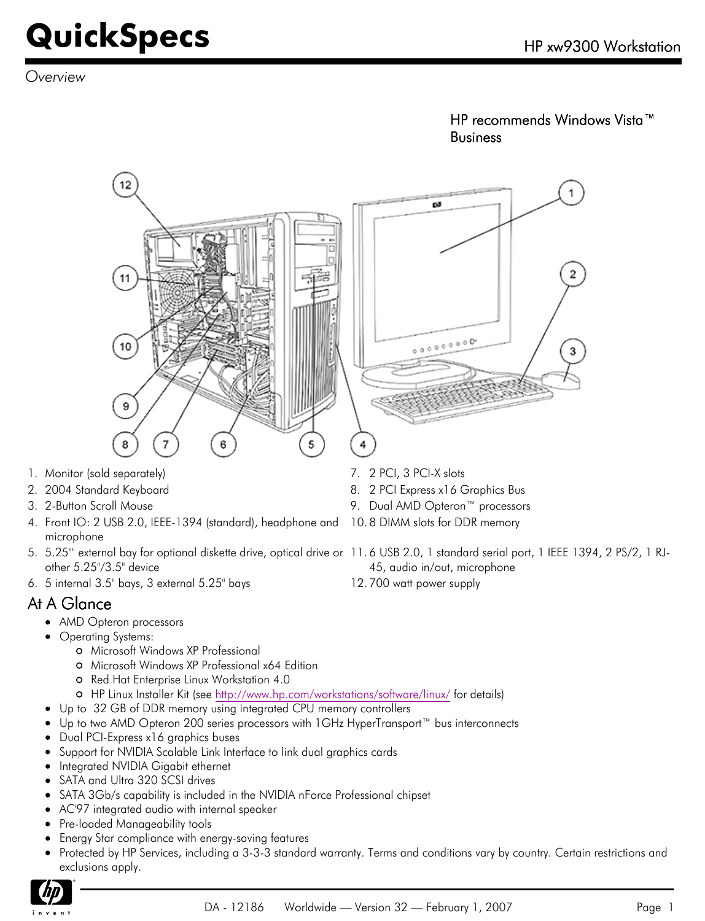# QuickSpecs

HP xw9300 Workstation

*Overview*

HP recommends Windows Vista™ Business

1. Monitor (sold separately)
2. 2004 Standard Keyboard
3. 2-Button Scroll Mouse
4. Front IO: 2 USB 2.0, IEEE-1394 (standard), headphone and microphone
5. 5.25"" external bay for optional diskette drive, optical drive or other 5.25"/3.5" device
6. 5 internal 3.5" bays, 3 external 5.25" bays
7. 2 PCI, 3 PCI-X slots
8. 2 PCI Express x16 Graphics Bus
9. Dual AMD Opteron™ processors
10. 8 DIMM slots for DDR memory
11. 6 USB 2.0, 1 standard serial port, 1 IEEE 1394, 2 PS/2, 1 RJ-45, audio in/out, microphone
12. 700 watt power supply

## At A Glance

- AMD Opteron processors
- Operating Systems:
  - Microsoft Windows XP Professional
  - Microsoft Windows XP Professional x64 Edition
  - Red Hat Enterprise Linux Workstation 4.0
  - HP Linux Installer Kit (see http://www.hp.com/workstations/software/linux/ for details)
- Up to 32 GB of DDR memory using integrated CPU memory controllers
- Up to two AMD Opteron 200 series processors with 1GHz HyperTransport™ bus interconnects
- Dual PCI-Express x16 graphics buses
- Support for NVIDIA Scalable Link Interface to link dual graphics cards
- Integrated NVIDIA Gigabit ethernet
- SATA and Ultra 320 SCSI drives
- SATA 3Gb/s capability is included in the NVIDIA nForce Professional chipset
- AC'97 integrated audio with internal speaker
- Pre-loaded Manageability tools
- Energy Star compliance with energy-saving features
- Protected by HP Services, including a 3-3-3 standard warranty. Terms and conditions vary by country. Certain restrictions and exclusions apply.

DA - 12186 Worldwide — Version 32 — February 1, 2007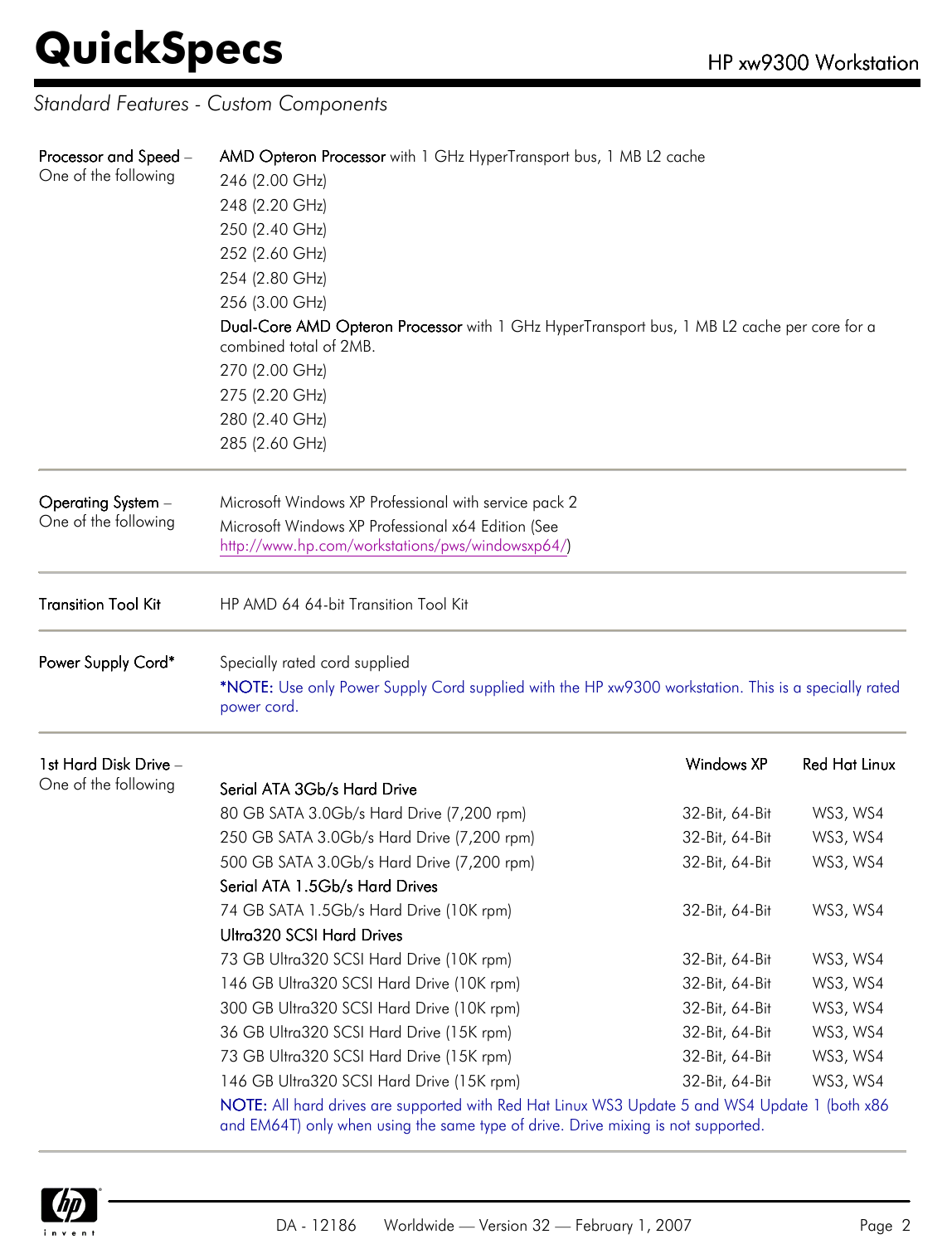## Standard Features - Custom Components

**Processor and Speed** – One of the following

**AMD Opteron Processor** with 1 GHz HyperTransport bus, 1 MB L2 cache

- 246 (2.00 GHz)
- 248 (2.20 GHz)
- 250 (2.40 GHz)
- 252 (2.60 GHz)
- 254 (2.80 GHz)
- 256 (3.00 GHz)

**Dual-Core AMD Opteron Processor** with 1 GHz HyperTransport bus, 1 MB L2 cache per core for a combined total of 2MB.

- 270 (2.00 GHz)
- 275 (2.20 GHz)
- 280 (2.40 GHz)
- 285 (2.60 GHz)

---

**Operating System** – One of the following

- Microsoft Windows XP Professional with service pack 2
- Microsoft Windows XP Professional x64 Edition (See http://www.hp.com/workstations/pws/windowsxp64/)

---

**Transition Tool Kit**

HP AMD 64 64-bit Transition Tool Kit

---

**Power Supply Cord***

Specially rated cord supplied

***NOTE:** Use only Power Supply Cord supplied with the HP xw9300 workstation. This is a specially rated power cord.

---

**1st Hard Disk Drive** – One of the following

| | Windows XP | Red Hat Linux |
|---|---|---|
| **Serial ATA 3Gb/s Hard Drive** | | |
| 80 GB SATA 3.0Gb/s Hard Drive (7,200 rpm) | 32-Bit, 64-Bit | WS3, WS4 |
| 250 GB SATA 3.0Gb/s Hard Drive (7,200 rpm) | 32-Bit, 64-Bit | WS3, WS4 |
| 500 GB SATA 3.0Gb/s Hard Drive (7,200 rpm) | 32-Bit, 64-Bit | WS3, WS4 |
| **Serial ATA 1.5Gb/s Hard Drives** | | |
| 74 GB SATA 1.5Gb/s Hard Drive (10K rpm) | 32-Bit, 64-Bit | WS3, WS4 |
| **Ultra320 SCSI Hard Drives** | | |
| 73 GB Ultra320 SCSI Hard Drive (10K rpm) | 32-Bit, 64-Bit | WS3, WS4 |
| 146 GB Ultra320 SCSI Hard Drive (10K rpm) | 32-Bit, 64-Bit | WS3, WS4 |
| 300 GB Ultra320 SCSI Hard Drive (10K rpm) | 32-Bit, 64-Bit | WS3, WS4 |
| 36 GB Ultra320 SCSI Hard Drive (15K rpm) | 32-Bit, 64-Bit | WS3, WS4 |
| 73 GB Ultra320 SCSI Hard Drive (15K rpm) | 32-Bit, 64-Bit | WS3, WS4 |
| 146 GB Ultra320 SCSI Hard Drive (15K rpm) | 32-Bit, 64-Bit | WS3, WS4 |

**NOTE:** All hard drives are supported with Red Hat Linux WS3 Update 5 and WS4 Update 1 (both x86 and EM64T) only when using the same type of drive. Drive mixing is not supported.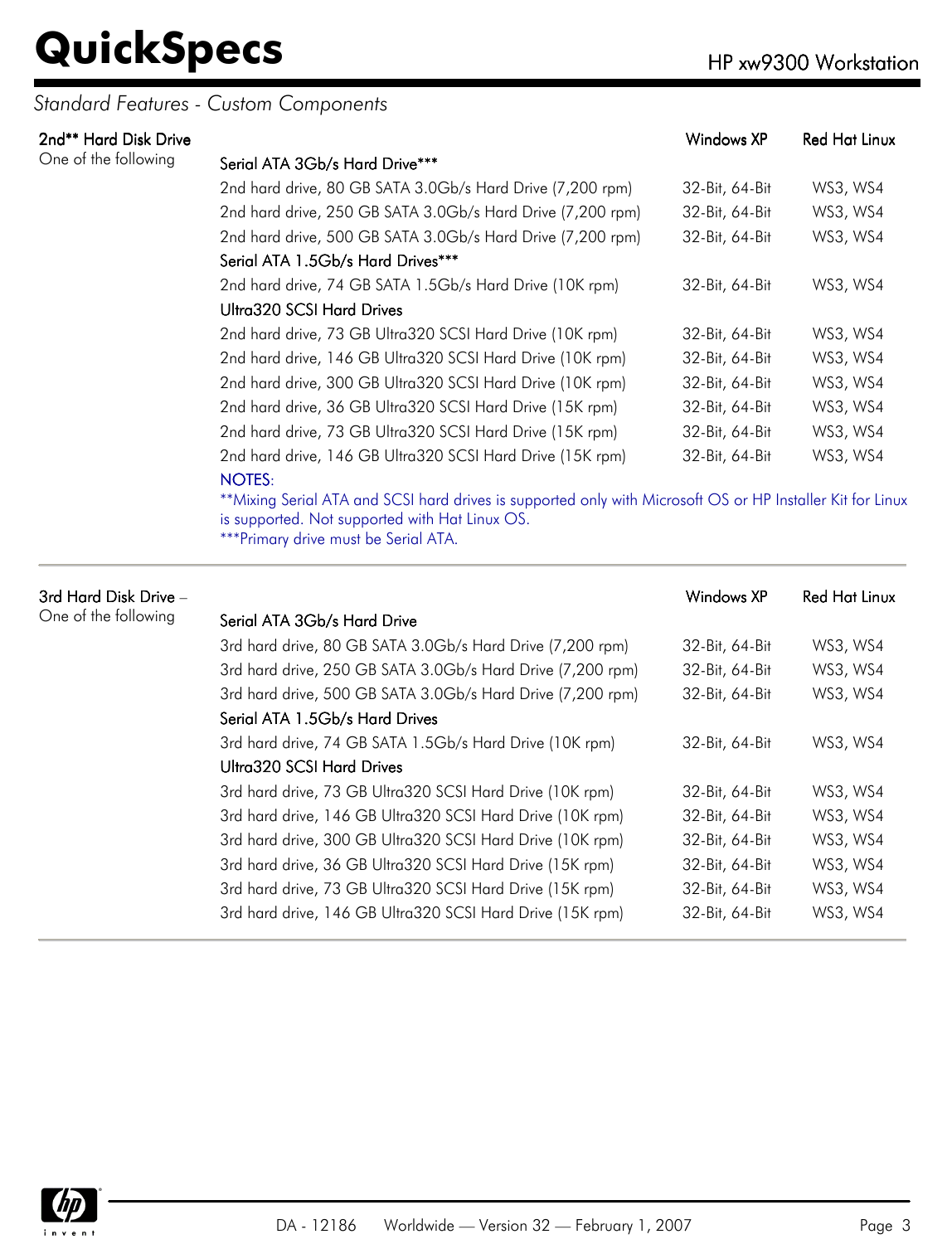## Standard Features - Custom Components

### 2nd** Hard Disk Drive

One of the following

| | Windows XP | Red Hat Linux |
|---|---|---|
| **Serial ATA 3Gb/s Hard Drive*** ** | | |
| 2nd hard drive, 80 GB SATA 3.0Gb/s Hard Drive (7,200 rpm) | 32-Bit, 64-Bit | WS3, WS4 |
| 2nd hard drive, 250 GB SATA 3.0Gb/s Hard Drive (7,200 rpm) | 32-Bit, 64-Bit | WS3, WS4 |
| 2nd hard drive, 500 GB SATA 3.0Gb/s Hard Drive (7,200 rpm) | 32-Bit, 64-Bit | WS3, WS4 |
| **Serial ATA 1.5Gb/s Hard Drives*** ** | | |
| 2nd hard drive, 74 GB SATA 1.5Gb/s Hard Drive (10K rpm) | 32-Bit, 64-Bit | WS3, WS4 |
| **Ultra320 SCSI Hard Drives** | | |
| 2nd hard drive, 73 GB Ultra320 SCSI Hard Drive (10K rpm) | 32-Bit, 64-Bit | WS3, WS4 |
| 2nd hard drive, 146 GB Ultra320 SCSI Hard Drive (10K rpm) | 32-Bit, 64-Bit | WS3, WS4 |
| 2nd hard drive, 300 GB Ultra320 SCSI Hard Drive (10K rpm) | 32-Bit, 64-Bit | WS3, WS4 |
| 2nd hard drive, 36 GB Ultra320 SCSI Hard Drive (15K rpm) | 32-Bit, 64-Bit | WS3, WS4 |
| 2nd hard drive, 73 GB Ultra320 SCSI Hard Drive (15K rpm) | 32-Bit, 64-Bit | WS3, WS4 |
| 2nd hard drive, 146 GB Ultra320 SCSI Hard Drive (15K rpm) | 32-Bit, 64-Bit | WS3, WS4 |

NOTES:

**Mixing Serial ATA and SCSI hard drives is supported only with Microsoft OS or HP Installer Kit for Linux is supported. Not supported with Hat Linux OS.

***Primary drive must be Serial ATA.

### 3rd Hard Disk Drive –

One of the following

| | Windows XP | Red Hat Linux |
|---|---|---|
| **Serial ATA 3Gb/s Hard Drive** | | |
| 3rd hard drive, 80 GB SATA 3.0Gb/s Hard Drive (7,200 rpm) | 32-Bit, 64-Bit | WS3, WS4 |
| 3rd hard drive, 250 GB SATA 3.0Gb/s Hard Drive (7,200 rpm) | 32-Bit, 64-Bit | WS3, WS4 |
| 3rd hard drive, 500 GB SATA 3.0Gb/s Hard Drive (7,200 rpm) | 32-Bit, 64-Bit | WS3, WS4 |
| **Serial ATA 1.5Gb/s Hard Drives** | | |
| 3rd hard drive, 74 GB SATA 1.5Gb/s Hard Drive (10K rpm) | 32-Bit, 64-Bit | WS3, WS4 |
| **Ultra320 SCSI Hard Drives** | | |
| 3rd hard drive, 73 GB Ultra320 SCSI Hard Drive (10K rpm) | 32-Bit, 64-Bit | WS3, WS4 |
| 3rd hard drive, 146 GB Ultra320 SCSI Hard Drive (10K rpm) | 32-Bit, 64-Bit | WS3, WS4 |
| 3rd hard drive, 300 GB Ultra320 SCSI Hard Drive (10K rpm) | 32-Bit, 64-Bit | WS3, WS4 |
| 3rd hard drive, 36 GB Ultra320 SCSI Hard Drive (15K rpm) | 32-Bit, 64-Bit | WS3, WS4 |
| 3rd hard drive, 73 GB Ultra320 SCSI Hard Drive (15K rpm) | 32-Bit, 64-Bit | WS3, WS4 |
| 3rd hard drive, 146 GB Ultra320 SCSI Hard Drive (15K rpm) | 32-Bit, 64-Bit | WS3, WS4 |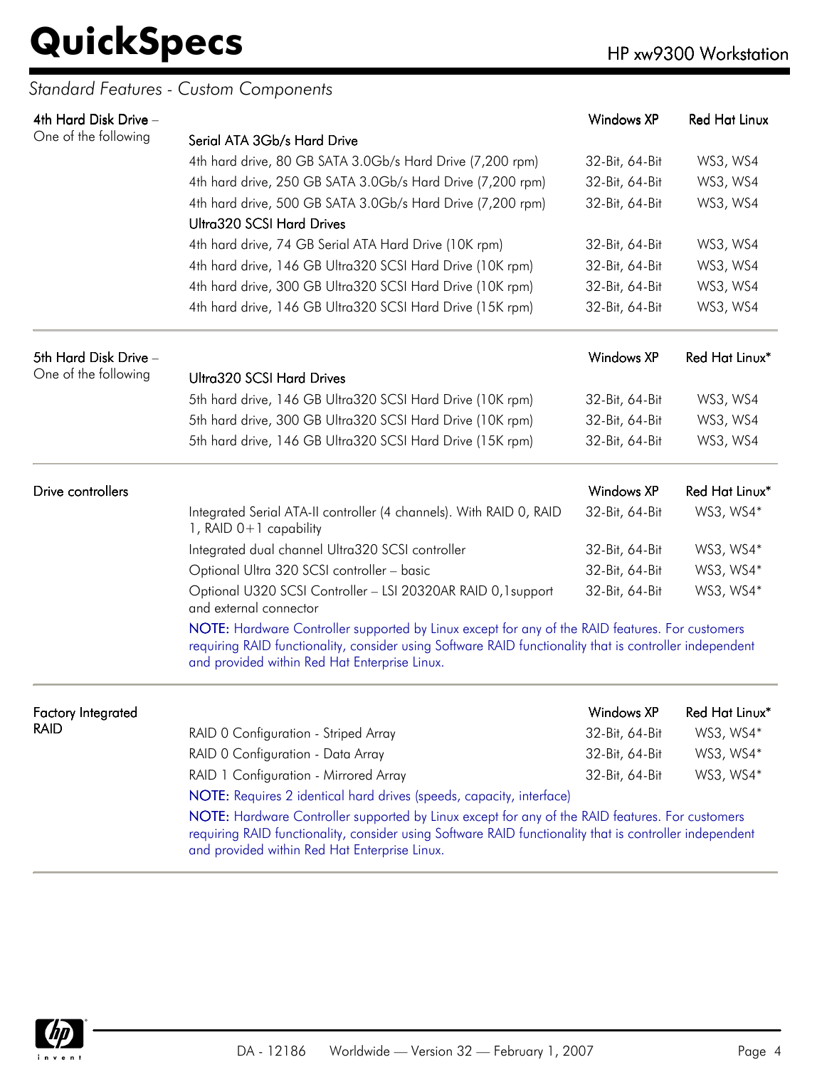## Standard Features - Custom Components

| 4th Hard Disk Drive – One of the following | | Windows XP | Red Hat Linux |
|---|---|---|---|
| | **Serial ATA 3Gb/s Hard Drive** | | |
| | 4th hard drive, 80 GB SATA 3.0Gb/s Hard Drive (7,200 rpm) | 32-Bit, 64-Bit | WS3, WS4 |
| | 4th hard drive, 250 GB SATA 3.0Gb/s Hard Drive (7,200 rpm) | 32-Bit, 64-Bit | WS3, WS4 |
| | 4th hard drive, 500 GB SATA 3.0Gb/s Hard Drive (7,200 rpm) | 32-Bit, 64-Bit | WS3, WS4 |
| | **Ultra320 SCSI Hard Drives** | | |
| | 4th hard drive, 74 GB Serial ATA Hard Drive (10K rpm) | 32-Bit, 64-Bit | WS3, WS4 |
| | 4th hard drive, 146 GB Ultra320 SCSI Hard Drive (10K rpm) | 32-Bit, 64-Bit | WS3, WS4 |
| | 4th hard drive, 300 GB Ultra320 SCSI Hard Drive (10K rpm) | 32-Bit, 64-Bit | WS3, WS4 |
| | 4th hard drive, 146 GB Ultra320 SCSI Hard Drive (15K rpm) | 32-Bit, 64-Bit | WS3, WS4 |

| 5th Hard Disk Drive – One of the following | | Windows XP | Red Hat Linux* |
|---|---|---|---|
| | **Ultra320 SCSI Hard Drives** | | |
| | 5th hard drive, 146 GB Ultra320 SCSI Hard Drive (10K rpm) | 32-Bit, 64-Bit | WS3, WS4 |
| | 5th hard drive, 300 GB Ultra320 SCSI Hard Drive (10K rpm) | 32-Bit, 64-Bit | WS3, WS4 |
| | 5th hard drive, 146 GB Ultra320 SCSI Hard Drive (15K rpm) | 32-Bit, 64-Bit | WS3, WS4 |

| Drive controllers | | Windows XP | Red Hat Linux* |
|---|---|---|---|
| | Integrated Serial ATA-II controller (4 channels). With RAID 0, RAID 1, RAID 0+1 capability | 32-Bit, 64-Bit | WS3, WS4* |
| | Integrated dual channel Ultra320 SCSI controller | 32-Bit, 64-Bit | WS3, WS4* |
| | Optional Ultra 320 SCSI controller – basic | 32-Bit, 64-Bit | WS3, WS4* |
| | Optional U320 SCSI Controller – LSI 20320AR RAID 0,1support and external connector | 32-Bit, 64-Bit | WS3, WS4* |

NOTE: Hardware Controller supported by Linux except for any of the RAID features. For customers requiring RAID functionality, consider using Software RAID functionality that is controller independent and provided within Red Hat Enterprise Linux.

| Factory Integrated RAID | | Windows XP | Red Hat Linux* |
|---|---|---|---|
| | RAID 0 Configuration - Striped Array | 32-Bit, 64-Bit | WS3, WS4* |
| | RAID 0 Configuration - Data Array | 32-Bit, 64-Bit | WS3, WS4* |
| | RAID 1 Configuration - Mirrored Array | 32-Bit, 64-Bit | WS3, WS4* |

NOTE: Requires 2 identical hard drives (speeds, capacity, interface)

NOTE: Hardware Controller supported by Linux except for any of the RAID features. For customers requiring RAID functionality, consider using Software RAID functionality that is controller independent and provided within Red Hat Enterprise Linux.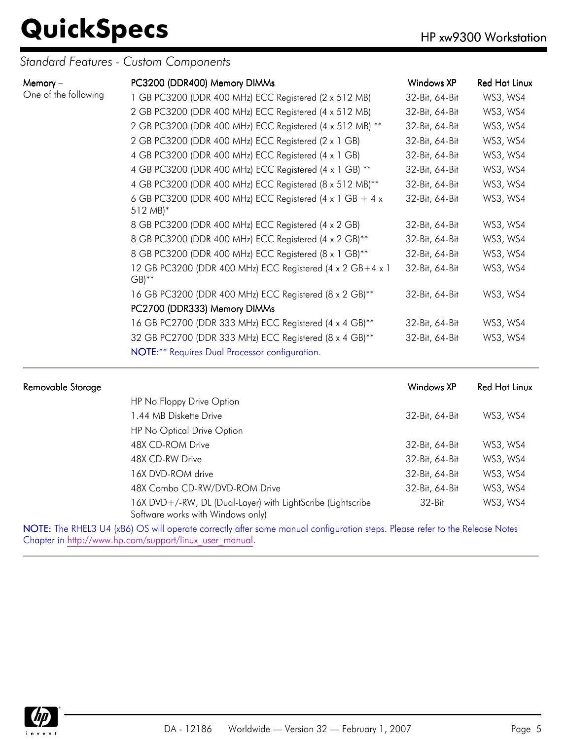*Standard Features - Custom Components*

| Memory – One of the following | PC3200 (DDR400) Memory DIMMs | Windows XP | Red Hat Linux |
|---|---|---|---|
| | 1 GB PC3200 (DDR 400 MHz) ECC Registered (2 x 512 MB) | 32-Bit, 64-Bit | WS3, WS4 |
| | 2 GB PC3200 (DDR 400 MHz) ECC Registered (4 x 512 MB) | 32-Bit, 64-Bit | WS3, WS4 |
| | 2 GB PC3200 (DDR 400 MHz) ECC Registered (4 x 512 MB) ** | 32-Bit, 64-Bit | WS3, WS4 |
| | 2 GB PC3200 (DDR 400 MHz) ECC Registered (2 x 1 GB) | 32-Bit, 64-Bit | WS3, WS4 |
| | 4 GB PC3200 (DDR 400 MHz) ECC Registered (4 x 1 GB) | 32-Bit, 64-Bit | WS3, WS4 |
| | 4 GB PC3200 (DDR 400 MHz) ECC Registered (4 x 1 GB) ** | 32-Bit, 64-Bit | WS3, WS4 |
| | 4 GB PC3200 (DDR 400 MHz) ECC Registered (8 x 512 MB)** | 32-Bit, 64-Bit | WS3, WS4 |
| | 6 GB PC3200 (DDR 400 MHz) ECC Registered (4 x 1 GB + 4 x 512 MB)* | 32-Bit, 64-Bit | WS3, WS4 |
| | 8 GB PC3200 (DDR 400 MHz) ECC Registered (4 x 2 GB) | 32-Bit, 64-Bit | WS3, WS4 |
| | 8 GB PC3200 (DDR 400 MHz) ECC Registered (4 x 2 GB)** | 32-Bit, 64-Bit | WS3, WS4 |
| | 8 GB PC3200 (DDR 400 MHz) ECC Registered (8 x 1 GB)** | 32-Bit, 64-Bit | WS3, WS4 |
| | 12 GB PC3200 (DDR 400 MHz) ECC Registered (4 x 2 GB+4 x 1 GB)** | 32-Bit, 64-Bit | WS3, WS4 |
| | 16 GB PC3200 (DDR 400 MHz) ECC Registered (8 x 2 GB)** | 32-Bit, 64-Bit | WS3, WS4 |
| | PC2700 (DDR333) Memory DIMMs | | |
| | 16 GB PC2700 (DDR 333 MHz) ECC Registered (4 x 4 GB)** | 32-Bit, 64-Bit | WS3, WS4 |
| | 32 GB PC2700 (DDR 333 MHz) ECC Registered (8 x 4 GB)** | 32-Bit, 64-Bit | WS3, WS4 |

NOTE:** Requires Dual Processor configuration.

| Removable Storage | | Windows XP | Red Hat Linux |
|---|---|---|---|
| | HP No Floppy Drive Option | | |
| | 1.44 MB Diskette Drive | 32-Bit, 64-Bit | WS3, WS4 |
| | HP No Optical Drive Option | | |
| | 48X CD-ROM Drive | 32-Bit, 64-Bit | WS3, WS4 |
| | 48X CD-RW Drive | 32-Bit, 64-Bit | WS3, WS4 |
| | 16X DVD-ROM drive | 32-Bit, 64-Bit | WS3, WS4 |
| | 48X Combo CD-RW/DVD-ROM Drive | 32-Bit, 64-Bit | WS3, WS4 |
| | 16X DVD+/-RW, DL (Dual-Layer) with LightScribe (Lightscribe Software works with Windows only) | 32-Bit | WS3, WS4 |

NOTE: The RHEL3 U4 (x86) OS will operate correctly after some manual configuration steps. Please refer to the Release Notes Chapter in http://www.hp.com/support/linux_user_manual.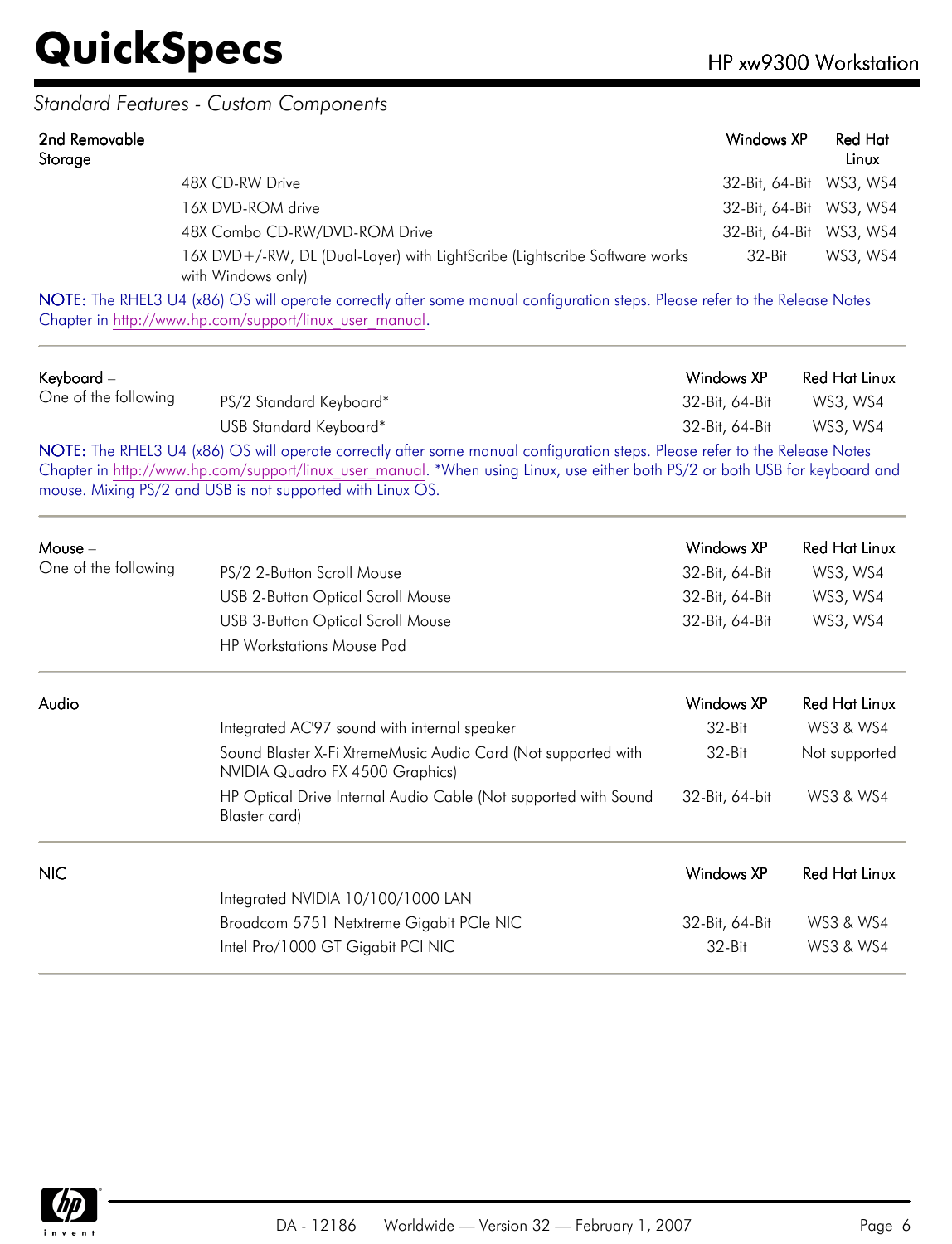*Standard Features - Custom Components*

| 2nd Removable Storage | | Windows XP | Red Hat Linux |
|---|---|---|---|
| | 48X CD-RW Drive | 32-Bit, 64-Bit | WS3, WS4 |
| | 16X DVD-ROM drive | 32-Bit, 64-Bit | WS3, WS4 |
| | 48X Combo CD-RW/DVD-ROM Drive | 32-Bit, 64-Bit | WS3, WS4 |
| | 16X DVD+/-RW, DL (Dual-Layer) with LightScribe (Lightscribe Software works with Windows only) | 32-Bit | WS3, WS4 |

NOTE: The RHEL3 U4 (x86) OS will operate correctly after some manual configuration steps. Please refer to the Release Notes Chapter in http://www.hp.com/support/linux_user_manual.

| Keyboard – One of the following | | Windows XP | Red Hat Linux |
|---|---|---|---|
| | PS/2 Standard Keyboard* | 32-Bit, 64-Bit | WS3, WS4 |
| | USB Standard Keyboard* | 32-Bit, 64-Bit | WS3, WS4 |

NOTE: The RHEL3 U4 (x86) OS will operate correctly after some manual configuration steps. Please refer to the Release Notes Chapter in http://www.hp.com/support/linux_user_manual. *When using Linux, use either both PS/2 or both USB for keyboard and mouse. Mixing PS/2 and USB is not supported with Linux OS.

| Mouse – One of the following | | Windows XP | Red Hat Linux |
|---|---|---|---|
| | PS/2 2-Button Scroll Mouse | 32-Bit, 64-Bit | WS3, WS4 |
| | USB 2-Button Optical Scroll Mouse | 32-Bit, 64-Bit | WS3, WS4 |
| | USB 3-Button Optical Scroll Mouse | 32-Bit, 64-Bit | WS3, WS4 |
| | HP Workstations Mouse Pad | | |

| Audio | | Windows XP | Red Hat Linux |
|---|---|---|---|
| | Integrated AC'97 sound with internal speaker | 32-Bit | WS3 & WS4 |
| | Sound Blaster X-Fi XtremeMusic Audio Card (Not supported with NVIDIA Quadro FX 4500 Graphics) | 32-Bit | Not supported |
| | HP Optical Drive Internal Audio Cable (Not supported with Sound Blaster card) | 32-Bit, 64-bit | WS3 & WS4 |

| NIC | | Windows XP | Red Hat Linux |
|---|---|---|---|
| | Integrated NVIDIA 10/100/1000 LAN | | |
| | Broadcom 5751 Netxtreme Gigabit PCIe NIC | 32-Bit, 64-Bit | WS3 & WS4 |
| | Intel Pro/1000 GT Gigabit PCI NIC | 32-Bit | WS3 & WS4 |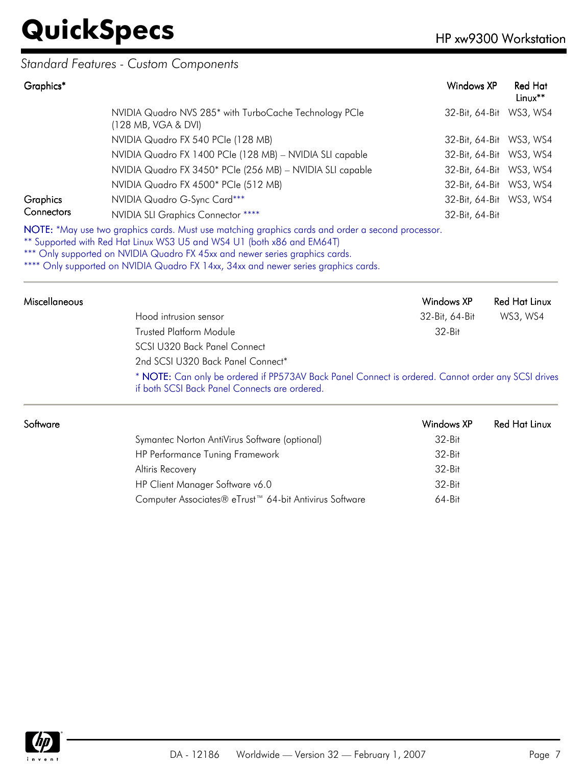*Standard Features - Custom Components*

| Graphics* | | Windows XP | Red Hat Linux** |
|---|---|---|---|
| | NVIDIA Quadro NVS 285* with TurboCache Technology PCIe (128 MB, VGA & DVI) | 32-Bit, 64-Bit | WS3, WS4 |
| | NVIDIA Quadro FX 540 PCIe (128 MB) | 32-Bit, 64-Bit | WS3, WS4 |
| | NVIDIA Quadro FX 1400 PCIe (128 MB) – NVIDIA SLI capable | 32-Bit, 64-Bit | WS3, WS4 |
| | NVIDIA Quadro FX 3450* PCIe (256 MB) – NVIDIA SLI capable | 32-Bit, 64-Bit | WS3, WS4 |
| | NVIDIA Quadro FX 4500* PCIe (512 MB) | 32-Bit, 64-Bit | WS3, WS4 |
| Graphics Connectors | NVIDIA Quadro G-Sync Card*** | 32-Bit, 64-Bit | WS3, WS4 |
| | NVIDIA SLI Graphics Connector **** | 32-Bit, 64-Bit | |

NOTE: *May use two graphics cards. Must use matching graphics cards and order a second processor.
** Supported with Red Hat Linux WS3 U5 and WS4 U1 (both x86 and EM64T)
*** Only supported on NVIDIA Quadro FX 45xx and newer series graphics cards.
**** Only supported on NVIDIA Quadro FX 14xx, 34xx and newer series graphics cards.

| Miscellaneous | | Windows XP | Red Hat Linux |
|---|---|---|---|
| | Hood intrusion sensor | 32-Bit, 64-Bit | WS3, WS4 |
| | Trusted Platform Module | 32-Bit | |
| | SCSI U320 Back Panel Connect | | |
| | 2nd SCSI U320 Back Panel Connect* | | |

* NOTE: Can only be ordered if PP573AV Back Panel Connect is ordered. Cannot order any SCSI drives if both SCSI Back Panel Connects are ordered.

| Software | | Windows XP | Red Hat Linux |
|---|---|---|---|
| | Symantec Norton AntiVirus Software (optional) | 32-Bit | |
| | HP Performance Tuning Framework | 32-Bit | |
| | Altiris Recovery | 32-Bit | |
| | HP Client Manager Software v6.0 | 32-Bit | |
| | Computer Associates® eTrust™ 64-bit Antivirus Software | 64-Bit | |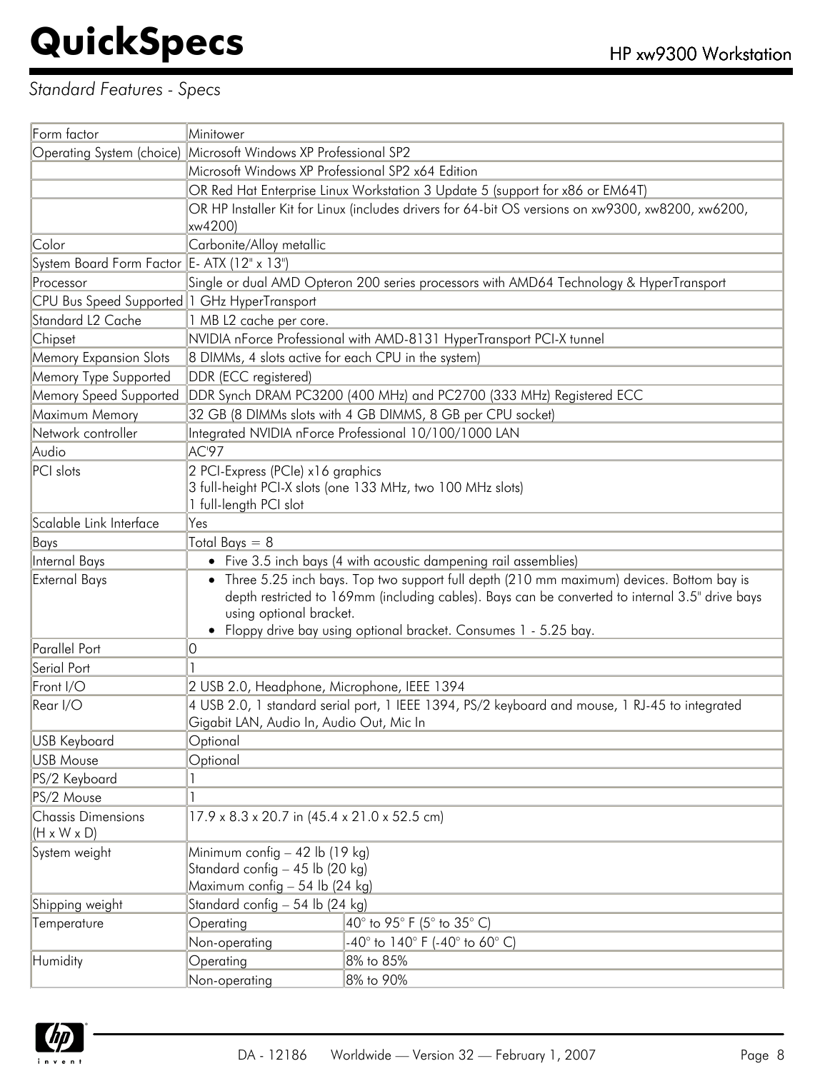*Standard Features - Specs*

| | | |
|---|---|---|
| Form factor | Minitower | |
| Operating System (choice) | Microsoft Windows XP Professional SP2 | |
| | Microsoft Windows XP Professional SP2 x64 Edition | |
| | OR Red Hat Enterprise Linux Workstation 3 Update 5 (support for x86 or EM64T) | |
| | OR HP Installer Kit for Linux (includes drivers for 64-bit OS versions on xw9300, xw8200, xw6200, xw4200) | |
| Color | Carbonite/Alloy metallic | |
| System Board Form Factor | E- ATX (12" x 13") | |
| Processor | Single or dual AMD Opteron 200 series processors with AMD64 Technology & HyperTransport | |
| CPU Bus Speed Supported | 1 GHz HyperTransport | |
| Standard L2 Cache | 1 MB L2 cache per core. | |
| Chipset | NVIDIA nForce Professional with AMD-8131 HyperTransport PCI-X tunnel | |
| Memory Expansion Slots | 8 DIMMs, 4 slots active for each CPU in the system) | |
| Memory Type Supported | DDR (ECC registered) | |
| Memory Speed Supported | DDR Synch DRAM PC3200 (400 MHz) and PC2700 (333 MHz) Registered ECC | |
| Maximum Memory | 32 GB (8 DIMMs slots with 4 GB DIMMS, 8 GB per CPU socket) | |
| Network controller | Integrated NVIDIA nForce Professional 10/100/1000 LAN | |
| Audio | AC'97 | |
| PCI slots | 2 PCI-Express (PCIe) x16 graphics<br>3 full-height PCI-X slots (one 133 MHz, two 100 MHz slots)<br>1 full-length PCI slot | |
| Scalable Link Interface | Yes | |
| Bays | Total Bays = 8 | |
| Internal Bays | • Five 3.5 inch bays (4 with acoustic dampening rail assemblies) | |
| External Bays | • Three 5.25 inch bays. Top two support full depth (210 mm maximum) devices. Bottom bay is depth restricted to 169mm (including cables). Bays can be converted to internal 3.5" drive bays using optional bracket.<br>• Floppy drive bay using optional bracket. Consumes 1 - 5.25 bay. | |
| Parallel Port | 0 | |
| Serial Port | 1 | |
| Front I/O | 2 USB 2.0, Headphone, Microphone, IEEE 1394 | |
| Rear I/O | 4 USB 2.0, 1 standard serial port, 1 IEEE 1394, PS/2 keyboard and mouse, 1 RJ-45 to integrated Gigabit LAN, Audio In, Audio Out, Mic In | |
| USB Keyboard | Optional | |
| USB Mouse | Optional | |
| PS/2 Keyboard | 1 | |
| PS/2 Mouse | 1 | |
| Chassis Dimensions (H x W x D) | 17.9 x 8.3 x 20.7 in (45.4 x 21.0 x 52.5 cm) | |
| System weight | Minimum config – 42 lb (19 kg)<br>Standard config – 45 lb (20 kg)<br>Maximum config – 54 lb (24 kg) | |
| Shipping weight | Standard config – 54 lb (24 kg) | |
| Temperature | Operating | 40° to 95° F (5° to 35° C) |
| | Non-operating | -40° to 140° F (-40° to 60° C) |
| Humidity | Operating | 8% to 85% |
| | Non-operating | 8% to 90% |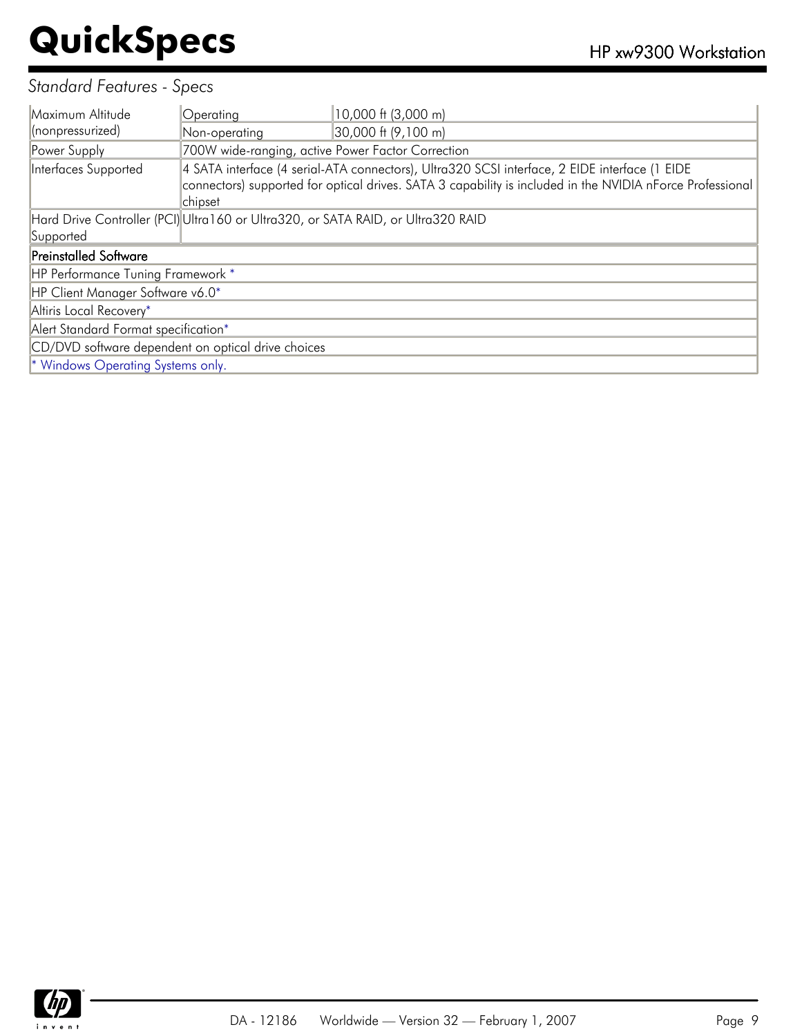*Standard Features - Specs*

| | | |
|---|---|---|
| Maximum Altitude (nonpressurized) | Operating | 10,000 ft (3,000 m) |
| | Non-operating | 30,000 ft (9,100 m) |
| Power Supply | 700W wide-ranging, active Power Factor Correction | |
| Interfaces Supported | 4 SATA interface (4 serial-ATA connectors), Ultra320 SCSI interface, 2 EIDE interface (1 EIDE connectors) supported for optical drives. SATA 3 capability is included in the NVIDIA nForce Professional chipset | |
| Hard Drive Controller (PCI) Supported | Ultra160 or Ultra320, or SATA RAID, or Ultra320 RAID | |

| Preinstalled Software |
|---|
| HP Performance Tuning Framework * |
| HP Client Manager Software v6.0* |
| Altiris Local Recovery* |
| Alert Standard Format specification* |
| CD/DVD software dependent on optical drive choices |
| * Windows Operating Systems only. |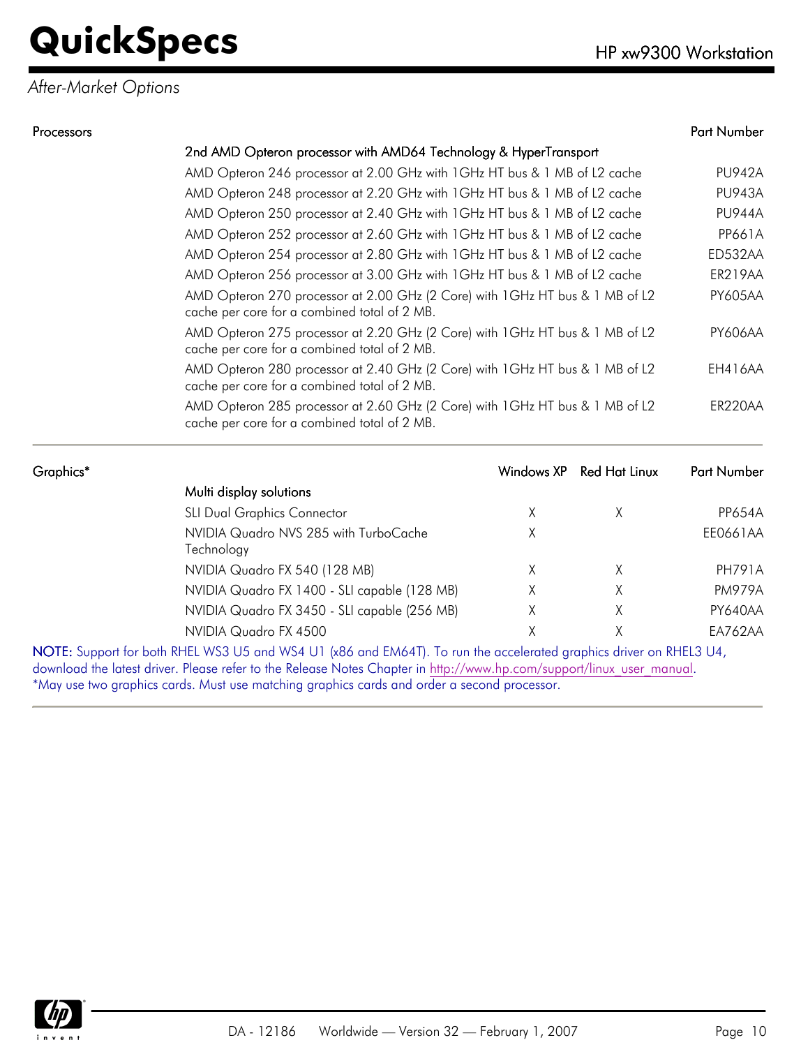## After-Market Options

| Processors | | Part Number |
|---|---|---|
| | **2nd AMD Opteron processor with AMD64 Technology & HyperTransport** | |
| | AMD Opteron 246 processor at 2.00 GHz with 1GHz HT bus & 1 MB of L2 cache | PU942A |
| | AMD Opteron 248 processor at 2.20 GHz with 1GHz HT bus & 1 MB of L2 cache | PU943A |
| | AMD Opteron 250 processor at 2.40 GHz with 1GHz HT bus & 1 MB of L2 cache | PU944A |
| | AMD Opteron 252 processor at 2.60 GHz with 1GHz HT bus & 1 MB of L2 cache | PP661A |
| | AMD Opteron 254 processor at 2.80 GHz with 1GHz HT bus & 1 MB of L2 cache | ED532AA |
| | AMD Opteron 256 processor at 3.00 GHz with 1GHz HT bus & 1 MB of L2 cache | ER219AA |
| | AMD Opteron 270 processor at 2.00 GHz (2 Core) with 1GHz HT bus & 1 MB of L2 cache per core for a combined total of 2 MB. | PY605AA |
| | AMD Opteron 275 processor at 2.20 GHz (2 Core) with 1GHz HT bus & 1 MB of L2 cache per core for a combined total of 2 MB. | PY606AA |
| | AMD Opteron 280 processor at 2.40 GHz (2 Core) with 1GHz HT bus & 1 MB of L2 cache per core for a combined total of 2 MB. | EH416AA |
| | AMD Opteron 285 processor at 2.60 GHz (2 Core) with 1GHz HT bus & 1 MB of L2 cache per core for a combined total of 2 MB. | ER220AA |

| Graphics* | | Windows XP | Red Hat Linux | Part Number |
|---|---|---|---|---|
| | **Multi display solutions** | | | |
| | SLI Dual Graphics Connector | X | X | PP654A |
| | NVIDIA Quadro NVS 285 with TurboCache Technology | X | | EE0661AA |
| | NVIDIA Quadro FX 540 (128 MB) | X | X | PH791A |
| | NVIDIA Quadro FX 1400 - SLI capable (128 MB) | X | X | PM979A |
| | NVIDIA Quadro FX 3450 - SLI capable (256 MB) | X | X | PY640AA |
| | NVIDIA Quadro FX 4500 | X | X | EA762AA |

NOTE: Support for both RHEL WS3 U5 and WS4 U1 (x86 and EM64T). To run the accelerated graphics driver on RHEL3 U4, download the latest driver. Please refer to the Release Notes Chapter in http://www.hp.com/support/linux_user_manual.
*May use two graphics cards. Must use matching graphics cards and order a second processor.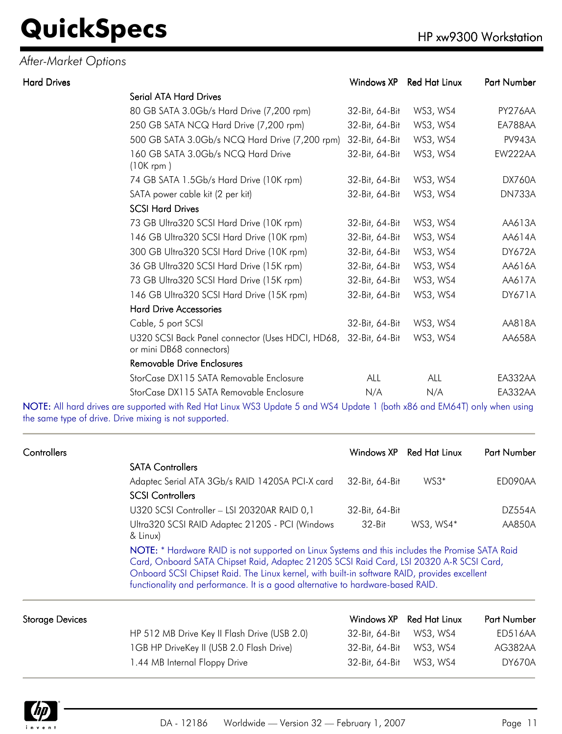## After-Market Options

| Hard Drives | | Windows XP | Red Hat Linux | Part Number |
|---|---|---|---|---|
| | **Serial ATA Hard Drives** | | | |
| | 80 GB SATA 3.0Gb/s Hard Drive (7,200 rpm) | 32-Bit, 64-Bit | WS3, WS4 | PY276AA |
| | 250 GB SATA NCQ Hard Drive (7,200 rpm) | 32-Bit, 64-Bit | WS3, WS4 | EA788AA |
| | 500 GB SATA 3.0Gb/s NCQ Hard Drive (7,200 rpm) | 32-Bit, 64-Bit | WS3, WS4 | PV943A |
| | 160 GB SATA 3.0Gb/s NCQ Hard Drive (10K rpm ) | 32-Bit, 64-Bit | WS3, WS4 | EW222AA |
| | 74 GB SATA 1.5Gb/s Hard Drive (10K rpm) | 32-Bit, 64-Bit | WS3, WS4 | DX760A |
| | SATA power cable kit (2 per kit) | 32-Bit, 64-Bit | WS3, WS4 | DN733A |
| | **SCSI Hard Drives** | | | |
| | 73 GB Ultra320 SCSI Hard Drive (10K rpm) | 32-Bit, 64-Bit | WS3, WS4 | AA613A |
| | 146 GB Ultra320 SCSI Hard Drive (10K rpm) | 32-Bit, 64-Bit | WS3, WS4 | AA614A |
| | 300 GB Ultra320 SCSI Hard Drive (10K rpm) | 32-Bit, 64-Bit | WS3, WS4 | DY672A |
| | 36 GB Ultra320 SCSI Hard Drive (15K rpm) | 32-Bit, 64-Bit | WS3, WS4 | AA616A |
| | 73 GB Ultra320 SCSI Hard Drive (15K rpm) | 32-Bit, 64-Bit | WS3, WS4 | AA617A |
| | 146 GB Ultra320 SCSI Hard Drive (15K rpm) | 32-Bit, 64-Bit | WS3, WS4 | DY671A |
| | **Hard Drive Accessories** | | | |
| | Cable, 5 port SCSI | 32-Bit, 64-Bit | WS3, WS4 | AA818A |
| | U320 SCSI Back Panel connector (Uses HDCI, HD68, or mini DB68 connectors) | 32-Bit, 64-Bit | WS3, WS4 | AA658A |
| | **Removable Drive Enclosures** | | | |
| | StorCase DX115 SATA Removable Enclosure | ALL | ALL | EA332AA |
| | StorCase DX115 SATA Removable Enclosure | N/A | N/A | EA332AA |

NOTE: All hard drives are supported with Red Hat Linux WS3 Update 5 and WS4 Update 1 (both x86 and EM64T) only when using the same type of drive. Drive mixing is not supported.

| Controllers | | Windows XP | Red Hat Linux | Part Number |
|---|---|---|---|---|
| | **SATA Controllers** | | | |
| | Adaptec Serial ATA 3Gb/s RAID 1420SA PCI-X card | 32-Bit, 64-Bit | WS3* | ED090AA |
| | **SCSI Controllers** | | | |
| | U320 SCSI Controller – LSI 20320AR RAID 0,1 | 32-Bit, 64-Bit | | DZ554A |
| | Ultra320 SCSI RAID Adaptec 2120S - PCI (Windows & Linux) | 32-Bit | WS3, WS4* | AA850A |

NOTE: * Hardware RAID is not supported on Linux Systems and this includes the Promise SATA Raid Card, Onboard SATA Chipset Raid, Adaptec 2120S SCSI Raid Card, LSI 20320 A-R SCSI Card, Onboard SCSI Chipset Raid. The Linux kernel, with built-in software RAID, provides excellent functionality and performance. It is a good alternative to hardware-based RAID.

| Storage Devices | | Windows XP | Red Hat Linux | Part Number |
|---|---|---|---|---|
| | HP 512 MB Drive Key II Flash Drive (USB 2.0) | 32-Bit, 64-Bit | WS3, WS4 | ED516AA |
| | 1GB HP DriveKey II (USB 2.0 Flash Drive) | 32-Bit, 64-Bit | WS3, WS4 | AG382AA |
| | 1.44 MB Internal Floppy Drive | 32-Bit, 64-Bit | WS3, WS4 | DY670A |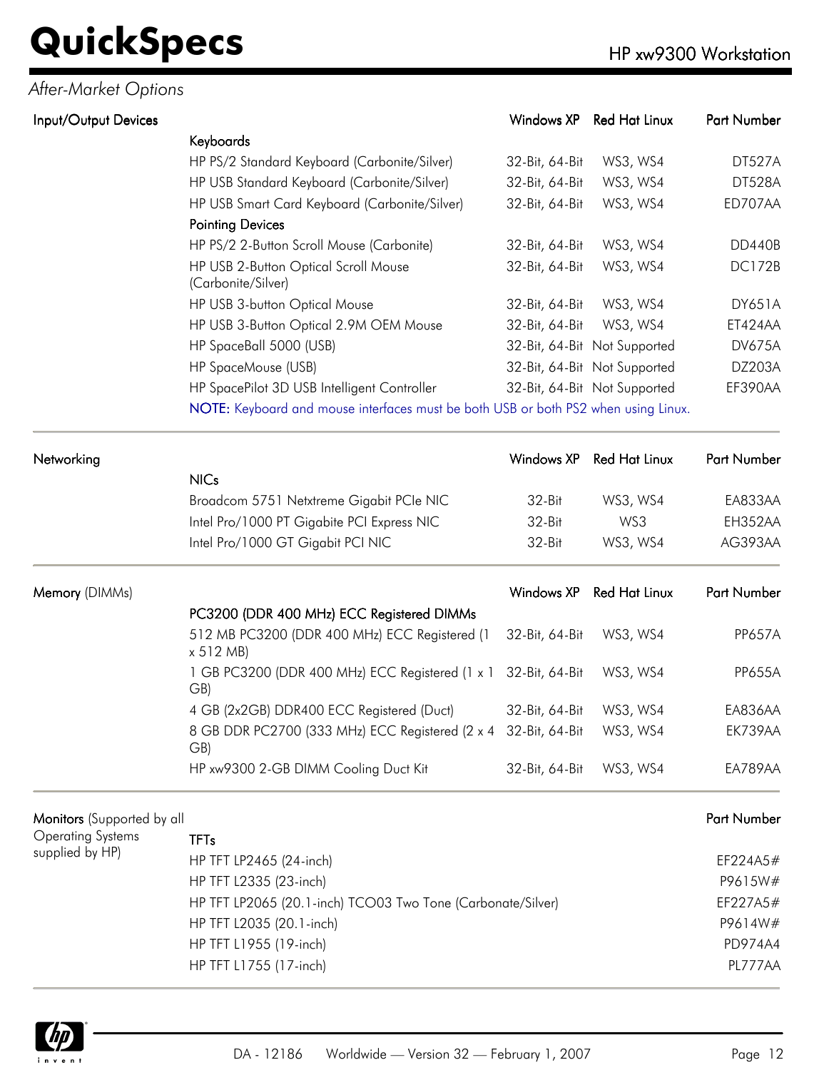## After-Market Options

### Input/Output Devices

| | Windows XP | Red Hat Linux | Part Number |
|---|---|---|---|
| **Keyboards** | | | |
| HP PS/2 Standard Keyboard (Carbonite/Silver) | 32-Bit, 64-Bit | WS3, WS4 | DT527A |
| HP USB Standard Keyboard (Carbonite/Silver) | 32-Bit, 64-Bit | WS3, WS4 | DT528A |
| HP USB Smart Card Keyboard (Carbonite/Silver) | 32-Bit, 64-Bit | WS3, WS4 | ED707AA |
| **Pointing Devices** | | | |
| HP PS/2 2-Button Scroll Mouse (Carbonite) | 32-Bit, 64-Bit | WS3, WS4 | DD440B |
| HP USB 2-Button Optical Scroll Mouse (Carbonite/Silver) | 32-Bit, 64-Bit | WS3, WS4 | DC172B |
| HP USB 3-button Optical Mouse | 32-Bit, 64-Bit | WS3, WS4 | DY651A |
| HP USB 3-Button Optical 2.9M OEM Mouse | 32-Bit, 64-Bit | WS3, WS4 | ET424AA |
| HP SpaceBall 5000 (USB) | 32-Bit, 64-Bit | Not Supported | DV675A |
| HP SpaceMouse (USB) | 32-Bit, 64-Bit | Not Supported | DZ203A |
| HP SpacePilot 3D USB Intelligent Controller | 32-Bit, 64-Bit | Not Supported | EF390AA |

NOTE: Keyboard and mouse interfaces must be both USB or both PS2 when using Linux.

### Networking

| | Windows XP | Red Hat Linux | Part Number |
|---|---|---|---|
| **NICs** | | | |
| Broadcom 5751 Netxtreme Gigabit PCIe NIC | 32-Bit | WS3, WS4 | EA833AA |
| Intel Pro/1000 PT Gigabite PCI Express NIC | 32-Bit | WS3 | EH352AA |
| Intel Pro/1000 GT Gigabit PCI NIC | 32-Bit | WS3, WS4 | AG393AA |

### Memory (DIMMs)

| | Windows XP | Red Hat Linux | Part Number |
|---|---|---|---|
| **PC3200 (DDR 400 MHz) ECC Registered DIMMs** | | | |
| 512 MB PC3200 (DDR 400 MHz) ECC Registered (1 x 512 MB) | 32-Bit, 64-Bit | WS3, WS4 | PP657A |
| 1 GB PC3200 (DDR 400 MHz) ECC Registered (1 x 1 GB) | 32-Bit, 64-Bit | WS3, WS4 | PP655A |
| 4 GB (2x2GB) DDR400 ECC Registered (Duct) | 32-Bit, 64-Bit | WS3, WS4 | EA836AA |
| 8 GB DDR PC2700 (333 MHz) ECC Registered (2 x 4 GB) | 32-Bit, 64-Bit | WS3, WS4 | EK739AA |
| HP xw9300 2-GB DIMM Cooling Duct Kit | 32-Bit, 64-Bit | WS3, WS4 | EA789AA |

### Monitors (Supported by all Operating Systems supplied by HP)

| | Part Number |
|---|---|
| **TFTs** | |
| HP TFT LP2465 (24-inch) | EF224A5# |
| HP TFT L2335 (23-inch) | P9615W# |
| HP TFT LP2065 (20.1-inch) TCO03 Two Tone (Carbonate/Silver) | EF227A5# |
| HP TFT L2035 (20.1-inch) | P9614W# |
| HP TFT L1955 (19-inch) | PD974A4 |
| HP TFT L1755 (17-inch) | PL777AA |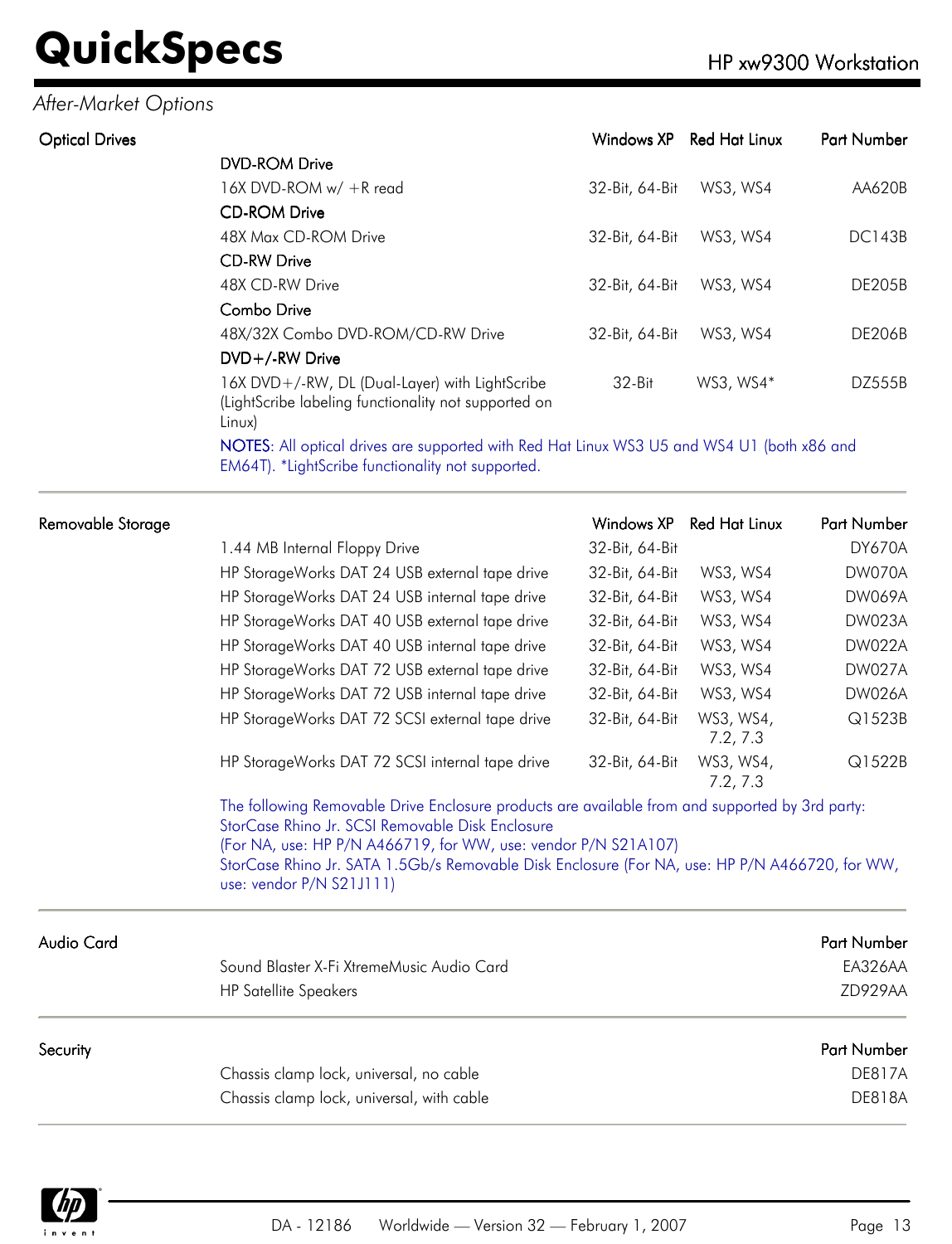## After-Market Options

### Optical Drives

| | Windows XP | Red Hat Linux | Part Number |
|---|---|---|---|
| **DVD-ROM Drive** | | | |
| 16X DVD-ROM w/ +R read | 32-Bit, 64-Bit | WS3, WS4 | AA620B |
| **CD-ROM Drive** | | | |
| 48X Max CD-ROM Drive | 32-Bit, 64-Bit | WS3, WS4 | DC143B |
| **CD-RW Drive** | | | |
| 48X CD-RW Drive | 32-Bit, 64-Bit | WS3, WS4 | DE205B |
| **Combo Drive** | | | |
| 48X/32X Combo DVD-ROM/CD-RW Drive | 32-Bit, 64-Bit | WS3, WS4 | DE206B |
| **DVD+/-RW Drive** | | | |
| 16X DVD+/-RW, DL (Dual-Layer) with LightScribe (LightScribe labeling functionality not supported on Linux) | 32-Bit | WS3, WS4* | DZ555B |

NOTES: All optical drives are supported with Red Hat Linux WS3 U5 and WS4 U1 (both x86 and EM64T). *LightScribe functionality not supported.

### Removable Storage

| | Windows XP | Red Hat Linux | Part Number |
|---|---|---|---|
| 1.44 MB Internal Floppy Drive | 32-Bit, 64-Bit | | DY670A |
| HP StorageWorks DAT 24 USB external tape drive | 32-Bit, 64-Bit | WS3, WS4 | DW070A |
| HP StorageWorks DAT 24 USB internal tape drive | 32-Bit, 64-Bit | WS3, WS4 | DW069A |
| HP StorageWorks DAT 40 USB external tape drive | 32-Bit, 64-Bit | WS3, WS4 | DW023A |
| HP StorageWorks DAT 40 USB internal tape drive | 32-Bit, 64-Bit | WS3, WS4 | DW022A |
| HP StorageWorks DAT 72 USB external tape drive | 32-Bit, 64-Bit | WS3, WS4 | DW027A |
| HP StorageWorks DAT 72 USB internal tape drive | 32-Bit, 64-Bit | WS3, WS4 | DW026A |
| HP StorageWorks DAT 72 SCSI external tape drive | 32-Bit, 64-Bit | WS3, WS4, 7.2, 7.3 | Q1523B |
| HP StorageWorks DAT 72 SCSI internal tape drive | 32-Bit, 64-Bit | WS3, WS4, 7.2, 7.3 | Q1522B |

The following Removable Drive Enclosure products are available from and supported by 3rd party:
StorCase Rhino Jr. SCSI Removable Disk Enclosure
(For NA, use: HP P/N A466719, for WW, use: vendor P/N S21A107)
StorCase Rhino Jr. SATA 1.5Gb/s Removable Disk Enclosure (For NA, use: HP P/N A466720, for WW, use: vendor P/N S21J111)

### Audio Card

| | Part Number |
|---|---|
| Sound Blaster X-Fi XtremeMusic Audio Card | EA326AA |
| HP Satellite Speakers | ZD929AA |

### Security

| | Part Number |
|---|---|
| Chassis clamp lock, universal, no cable | DE817A |
| Chassis clamp lock, universal, with cable | DE818A |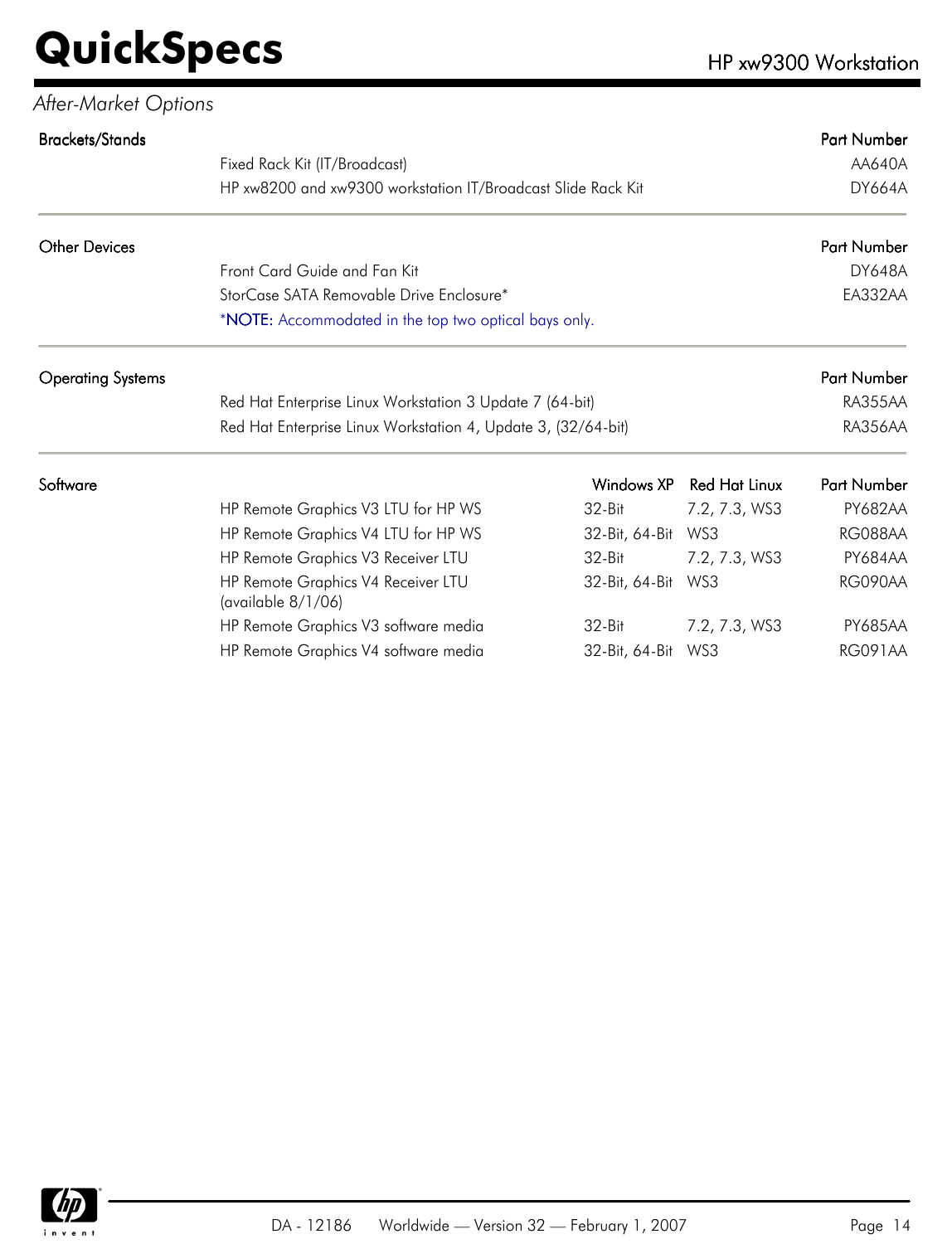*After-Market Options*

| Brackets/Stands | | Part Number |
|---|---|---|
| | Fixed Rack Kit (IT/Broadcast) | AA640A |
| | HP xw8200 and xw9300 workstation IT/Broadcast Slide Rack Kit | DY664A |

| Other Devices | | Part Number |
|---|---|---|
| | Front Card Guide and Fan Kit | DY648A |
| | StorCase SATA Removable Drive Enclosure* | EA332AA |
| | *NOTE: Accommodated in the top two optical bays only. | |

| Operating Systems | | Part Number |
|---|---|---|
| | Red Hat Enterprise Linux Workstation 3 Update 7 (64-bit) | RA355AA |
| | Red Hat Enterprise Linux Workstation 4, Update 3, (32/64-bit) | RA356AA |

| Software | | Windows XP | Red Hat Linux | Part Number |
|---|---|---|---|---|
| | HP Remote Graphics V3 LTU for HP WS | 32-Bit | 7.2, 7.3, WS3 | PY682AA |
| | HP Remote Graphics V4 LTU for HP WS | 32-Bit, 64-Bit | WS3 | RG088AA |
| | HP Remote Graphics V3 Receiver LTU | 32-Bit | 7.2, 7.3, WS3 | PY684AA |
| | HP Remote Graphics V4 Receiver LTU (available 8/1/06) | 32-Bit, 64-Bit | WS3 | RG090AA |
| | HP Remote Graphics V3 software media | 32-Bit | 7.2, 7.3, WS3 | PY685AA |
| | HP Remote Graphics V4 software media | 32-Bit, 64-Bit | WS3 | RG091AA |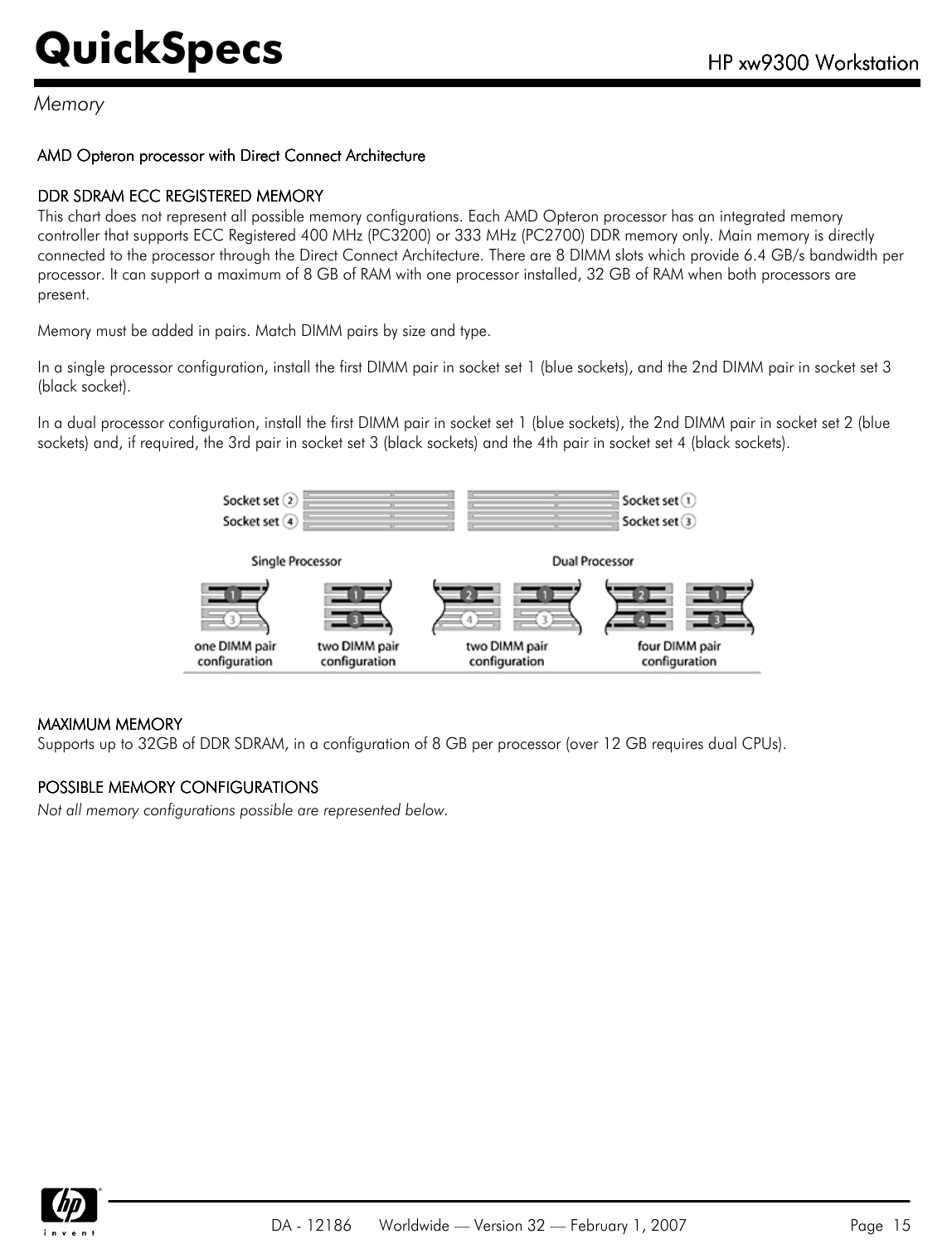*Memory*

## AMD Opteron processor with Direct Connect Architecture

### DDR SDRAM ECC REGISTERED MEMORY

This chart does not represent all possible memory configurations. Each AMD Opteron processor has an integrated memory controller that supports ECC Registered 400 MHz (PC3200) or 333 MHz (PC2700) DDR memory only. Main memory is directly connected to the processor through the Direct Connect Architecture. There are 8 DIMM slots which provide 6.4 GB/s bandwidth per processor. It can support a maximum of 8 GB of RAM with one processor installed, 32 GB of RAM when both processors are present.

Memory must be added in pairs. Match DIMM pairs by size and type.

In a single processor configuration, install the first DIMM pair in socket set 1 (blue sockets), and the 2nd DIMM pair in socket set 3 (black socket).

In a dual processor configuration, install the first DIMM pair in socket set 1 (blue sockets), the 2nd DIMM pair in socket set 2 (blue sockets) and, if required, the 3rd pair in socket set 3 (black sockets) and the 4th pair in socket set 4 (black sockets).

Socket set 2 | Socket set 1
Socket set 4 | Socket set 3

Single Processor: one DIMM pair configuration; two DIMM pair configuration

Dual Processor: two DIMM pair configuration; four DIMM pair configuration

### MAXIMUM MEMORY

Supports up to 32GB of DDR SDRAM, in a configuration of 8 GB per processor (over 12 GB requires dual CPUs).

### POSSIBLE MEMORY CONFIGURATIONS

*Not all memory configurations possible are represented below.*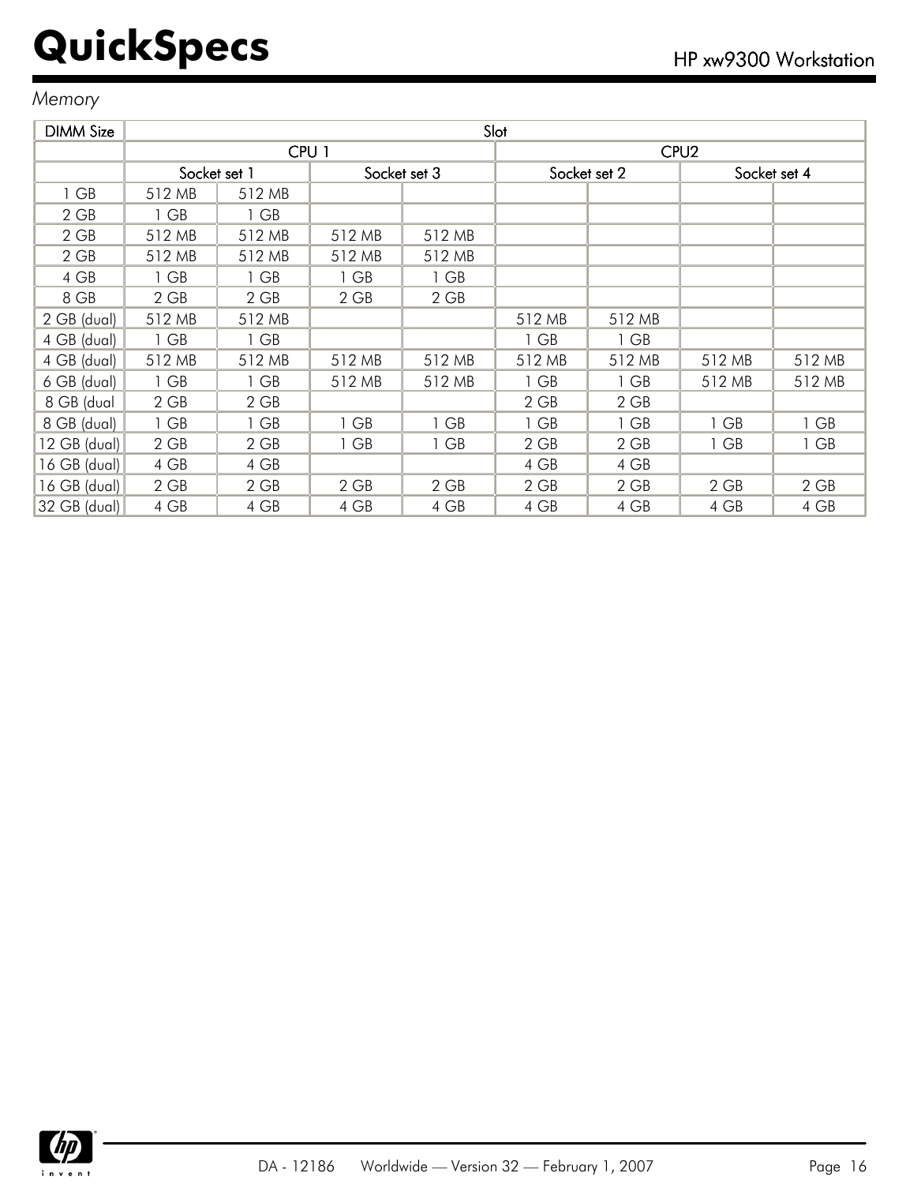*Memory*

| DIMM Size | Slot | | | | | | | |
|---|---|---|---|---|---|---|---|---|
| | CPU 1 | | | | CPU2 | | | |
| | Socket set 1 | | Socket set 3 | | Socket set 2 | | Socket set 4 | |
| 1 GB | 512 MB | 512 MB | | | | | | |
| 2 GB | 1 GB | 1 GB | | | | | | |
| 2 GB | 512 MB | 512 MB | 512 MB | 512 MB | | | | |
| 2 GB | 512 MB | 512 MB | 512 MB | 512 MB | | | | |
| 4 GB | 1 GB | 1 GB | 1 GB | 1 GB | | | | |
| 8 GB | 2 GB | 2 GB | 2 GB | 2 GB | | | | |
| 2 GB (dual) | 512 MB | 512 MB | | | 512 MB | 512 MB | | |
| 4 GB (dual) | 1 GB | 1 GB | | | 1 GB | 1 GB | | |
| 4 GB (dual) | 512 MB | 512 MB | 512 MB | 512 MB | 512 MB | 512 MB | 512 MB | 512 MB |
| 6 GB (dual) | 1 GB | 1 GB | 512 MB | 512 MB | 1 GB | 1 GB | 512 MB | 512 MB |
| 8 GB (dual | 2 GB | 2 GB | | | 2 GB | 2 GB | | |
| 8 GB (dual) | 1 GB | 1 GB | 1 GB | 1 GB | 1 GB | 1 GB | 1 GB | 1 GB |
| 12 GB (dual) | 2 GB | 2 GB | 1 GB | 1 GB | 2 GB | 2 GB | 1 GB | 1 GB |
| 16 GB (dual) | 4 GB | 4 GB | | | 4 GB | 4 GB | | |
| 16 GB (dual) | 2 GB | 2 GB | 2 GB | 2 GB | 2 GB | 2 GB | 2 GB | 2 GB |
| 32 GB (dual) | 4 GB | 4 GB | 4 GB | 4 GB | 4 GB | 4 GB | 4 GB | 4 GB |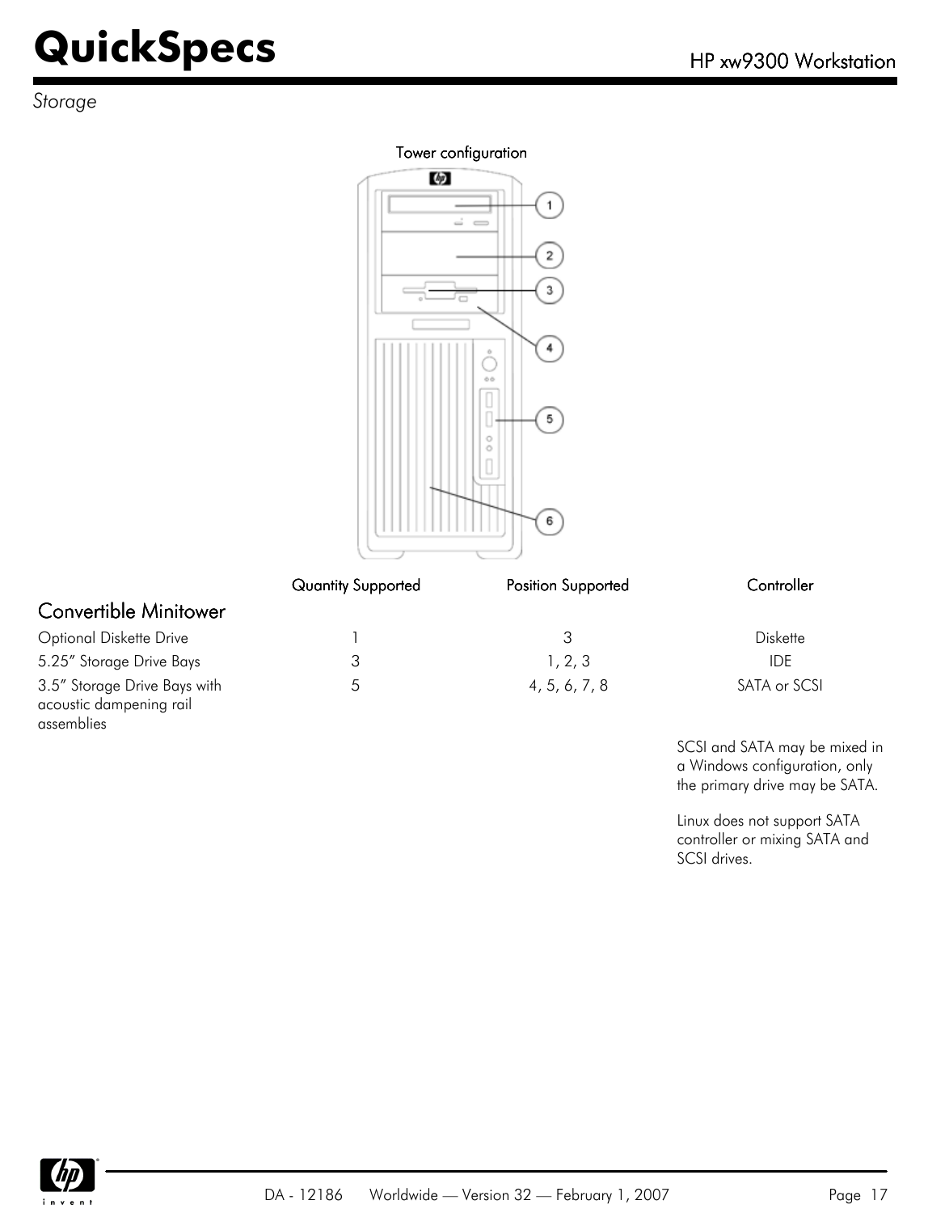*Storage*

Tower configuration

|  | Quantity Supported | Position Supported | Controller |
|---|---|---|---|
| **Convertible Minitower** |  |  |  |
| Optional Diskette Drive | 1 | 3 | Diskette |
| 5.25" Storage Drive Bays | 3 | 1, 2, 3 | IDE |
| 3.5" Storage Drive Bays with acoustic dampening rail assemblies | 5 | 4, 5, 6, 7, 8 | SATA or SCSI |

SCSI and SATA may be mixed in a Windows configuration, only the primary drive may be SATA.

Linux does not support SATA controller or mixing SATA and SCSI drives.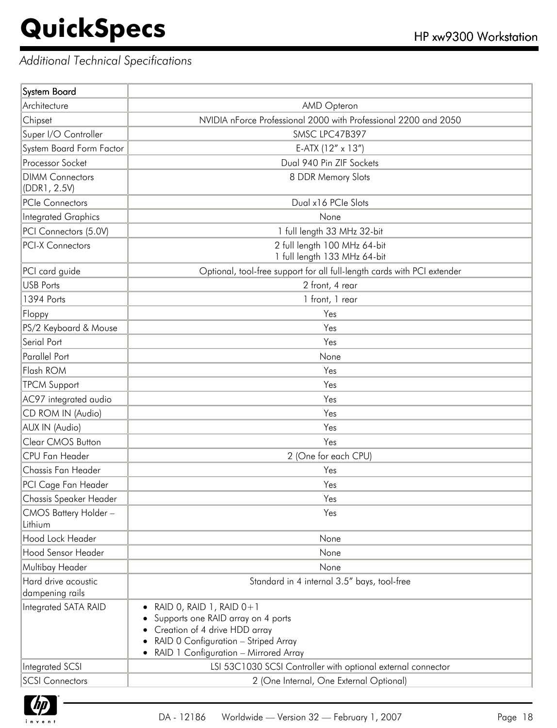*Additional Technical Specifications*

| System Board | |
|---|---|
| Architecture | AMD Opteron |
| Chipset | NVIDIA nForce Professional 2000 with Professional 2200 and 2050 |
| Super I/O Controller | SMSC LPC47B397 |
| System Board Form Factor | E-ATX (12” x 13”) |
| Processor Socket | Dual 940 Pin ZIF Sockets |
| DIMM Connectors (DDR1, 2.5V) | 8 DDR Memory Slots |
| PCIe Connectors | Dual x16 PCIe Slots |
| Integrated Graphics | None |
| PCI Connectors (5.0V) | 1 full length 33 MHz 32-bit |
| PCI-X Connectors | 2 full length 100 MHz 64-bit<br>1 full length 133 MHz 64-bit |
| PCI card guide | Optional, tool-free support for all full-length cards with PCI extender |
| USB Ports | 2 front, 4 rear |
| 1394 Ports | 1 front, 1 rear |
| Floppy | Yes |
| PS/2 Keyboard & Mouse | Yes |
| Serial Port | Yes |
| Parallel Port | None |
| Flash ROM | Yes |
| TPCM Support | Yes |
| AC97 integrated audio | Yes |
| CD ROM IN (Audio) | Yes |
| AUX IN (Audio) | Yes |
| Clear CMOS Button | Yes |
| CPU Fan Header | 2 (One for each CPU) |
| Chassis Fan Header | Yes |
| PCI Cage Fan Header | Yes |
| Chassis Speaker Header | Yes |
| CMOS Battery Holder – Lithium | Yes |
| Hood Lock Header | None |
| Hood Sensor Header | None |
| Multibay Header | None |
| Hard drive acoustic dampening rails | Standard in 4 internal 3.5” bays, tool-free |
| Integrated SATA RAID | • RAID 0, RAID 1, RAID 0+1<br>• Supports one RAID array on 4 ports<br>• Creation of 4 drive HDD array<br>• RAID 0 Configuration – Striped Array<br>• RAID 1 Configuration – Mirrored Array |
| Integrated SCSI | LSI 53C1030 SCSI Controller with optional external connector |
| SCSI Connectors | 2 (One Internal, One External Optional) |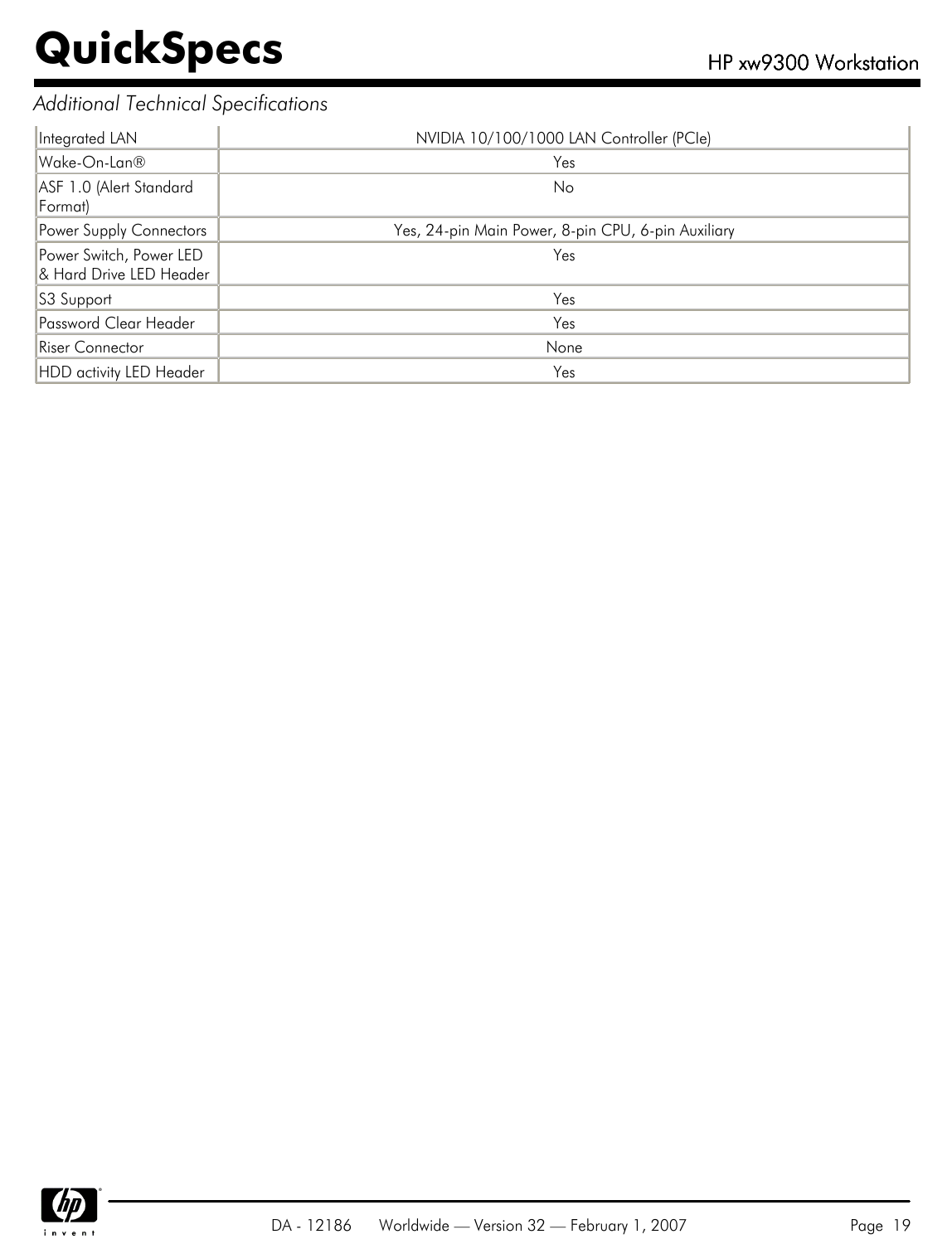*Additional Technical Specifications*

| | |
|---|---|
| Integrated LAN | NVIDIA 10/100/1000 LAN Controller (PCIe) |
| Wake-On-Lan® | Yes |
| ASF 1.0 (Alert Standard Format) | No |
| Power Supply Connectors | Yes, 24-pin Main Power, 8-pin CPU, 6-pin Auxiliary |
| Power Switch, Power LED & Hard Drive LED Header | Yes |
| S3 Support | Yes |
| Password Clear Header | Yes |
| Riser Connector | None |
| HDD activity LED Header | Yes |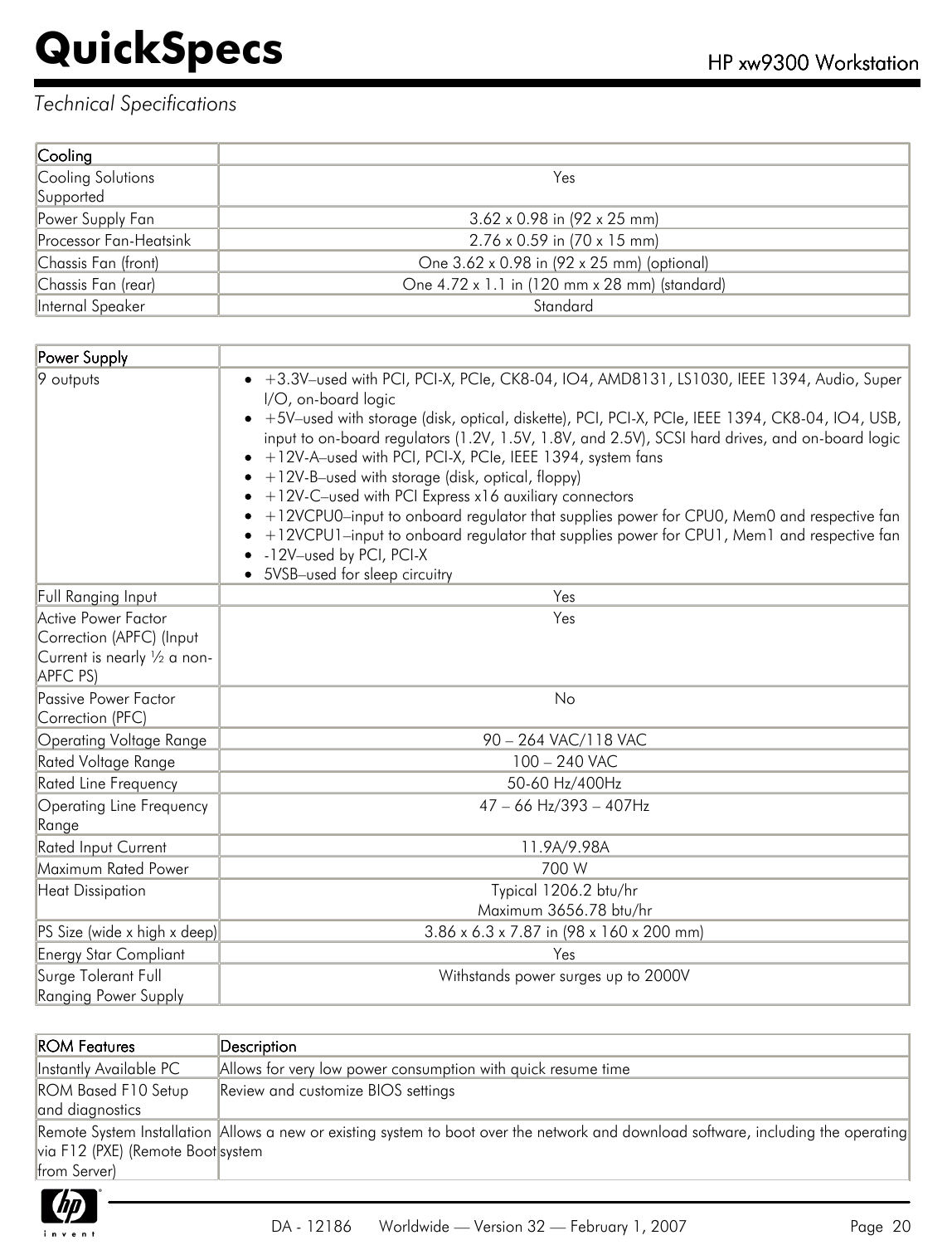*Technical Specifications*

| Cooling | |
|---|---|
| Cooling Solutions Supported | Yes |
| Power Supply Fan | 3.62 x 0.98 in (92 x 25 mm) |
| Processor Fan-Heatsink | 2.76 x 0.59 in (70 x 15 mm) |
| Chassis Fan (front) | One 3.62 x 0.98 in (92 x 25 mm) (optional) |
| Chassis Fan (rear) | One 4.72 x 1.1 in (120 mm x 28 mm) (standard) |
| Internal Speaker | Standard |

| Power Supply | |
|---|---|
| 9 outputs | • +3.3V–used with PCI, PCI-X, PCIe, CK8-04, IO4, AMD8131, LS1030, IEEE 1394, Audio, Super I/O, on-board logic<br>• +5V–used with storage (disk, optical, diskette), PCI, PCI-X, PCIe, IEEE 1394, CK8-04, IO4, USB, input to on-board regulators (1.2V, 1.5V, 1.8V, and 2.5V), SCSI hard drives, and on-board logic<br>• +12V-A–used with PCI, PCI-X, PCIe, IEEE 1394, system fans<br>• +12V-B–used with storage (disk, optical, floppy)<br>• +12V-C–used with PCI Express x16 auxiliary connectors<br>• +12VCPU0–input to onboard regulator that supplies power for CPU0, Mem0 and respective fan<br>• +12VCPU1–input to onboard regulator that supplies power for CPU1, Mem1 and respective fan<br>• -12V–used by PCI, PCI-X<br>• 5VSB–used for sleep circuitry |
| Full Ranging Input | Yes |
| Active Power Factor Correction (APFC) (Input Current is nearly ½ a non-APFC PS) | Yes |
| Passive Power Factor Correction (PFC) | No |
| Operating Voltage Range | 90 – 264 VAC/118 VAC |
| Rated Voltage Range | 100 – 240 VAC |
| Rated Line Frequency | 50-60 Hz/400Hz |
| Operating Line Frequency Range | 47 – 66 Hz/393 – 407Hz |
| Rated Input Current | 11.9A/9.98A |
| Maximum Rated Power | 700 W |
| Heat Dissipation | Typical 1206.2 btu/hr<br>Maximum 3656.78 btu/hr |
| PS Size (wide x high x deep) | 3.86 x 6.3 x 7.87 in (98 x 160 x 200 mm) |
| Energy Star Compliant | Yes |
| Surge Tolerant Full Ranging Power Supply | Withstands power surges up to 2000V |

| ROM Features | Description |
|---|---|
| Instantly Available PC | Allows for very low power consumption with quick resume time |
| ROM Based F10 Setup and diagnostics | Review and customize BIOS settings |
| Remote System Installation via F12 (PXE) (Remote Boot from Server) | Allows a new or existing system to boot over the network and download software, including the operating system |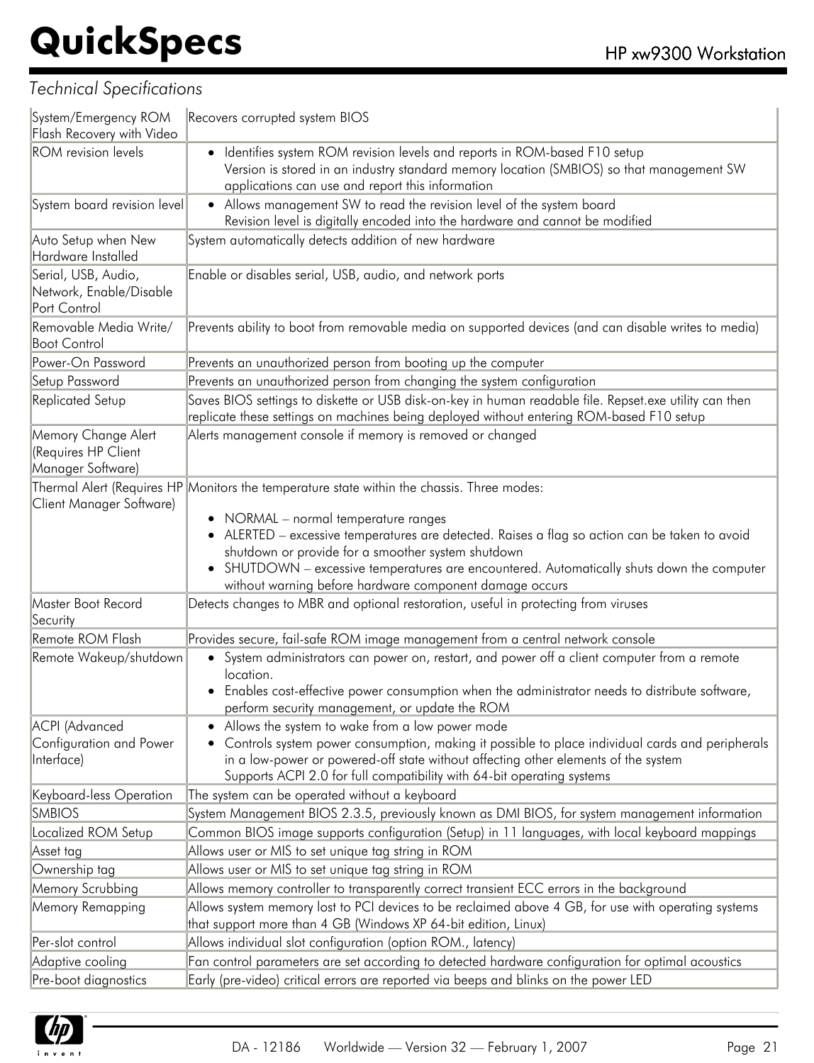*Technical Specifications*

| | |
|---|---|
| System/Emergency ROM Flash Recovery with Video | Recovers corrupted system BIOS |
| ROM revision levels | • Identifies system ROM revision levels and reports in ROM-based F10 setup<br>Version is stored in an industry standard memory location (SMBIOS) so that management SW applications can use and report this information |
| System board revision level | • Allows management SW to read the revision level of the system board<br>Revision level is digitally encoded into the hardware and cannot be modified |
| Auto Setup when New Hardware Installed | System automatically detects addition of new hardware |
| Serial, USB, Audio, Network, Enable/Disable Port Control | Enable or disables serial, USB, audio, and network ports |
| Removable Media Write/ Boot Control | Prevents ability to boot from removable media on supported devices (and can disable writes to media) |
| Power-On Password | Prevents an unauthorized person from booting up the computer |
| Setup Password | Prevents an unauthorized person from changing the system configuration |
| Replicated Setup | Saves BIOS settings to diskette or USB disk-on-key in human readable file. Repset.exe utility can then replicate these settings on machines being deployed without entering ROM-based F10 setup |
| Memory Change Alert (Requires HP Client Manager Software) | Alerts management console if memory is removed or changed |
| Thermal Alert (Requires HP Client Manager Software) | Monitors the temperature state within the chassis. Three modes:<br>• NORMAL – normal temperature ranges<br>• ALERTED – excessive temperatures are detected. Raises a flag so action can be taken to avoid shutdown or provide for a smoother system shutdown<br>• SHUTDOWN – excessive temperatures are encountered. Automatically shuts down the computer without warning before hardware component damage occurs |
| Master Boot Record Security | Detects changes to MBR and optional restoration, useful in protecting from viruses |
| Remote ROM Flash | Provides secure, fail-safe ROM image management from a central network console |
| Remote Wakeup/shutdown | • System administrators can power on, restart, and power off a client computer from a remote location.<br>• Enables cost-effective power consumption when the administrator needs to distribute software, perform security management, or update the ROM |
| ACPI (Advanced Configuration and Power Interface) | • Allows the system to wake from a low power mode<br>• Controls system power consumption, making it possible to place individual cards and peripherals in a low-power or powered-off state without affecting other elements of the system<br>Supports ACPI 2.0 for full compatibility with 64-bit operating systems |
| Keyboard-less Operation | The system can be operated without a keyboard |
| SMBIOS | System Management BIOS 2.3.5, previously known as DMI BIOS, for system management information |
| Localized ROM Setup | Common BIOS image supports configuration (Setup) in 11 languages, with local keyboard mappings |
| Asset tag | Allows user or MIS to set unique tag string in ROM |
| Ownership tag | Allows user or MIS to set unique tag string in ROM |
| Memory Scrubbing | Allows memory controller to transparently correct transient ECC errors in the background |
| Memory Remapping | Allows system memory lost to PCI devices to be reclaimed above 4 GB, for use with operating systems that support more than 4 GB (Windows XP 64-bit edition, Linux) |
| Per-slot control | Allows individual slot configuration (option ROM., latency) |
| Adaptive cooling | Fan control parameters are set according to detected hardware configuration for optimal acoustics |
| Pre-boot diagnostics | Early (pre-video) critical errors are reported via beeps and blinks on the power LED |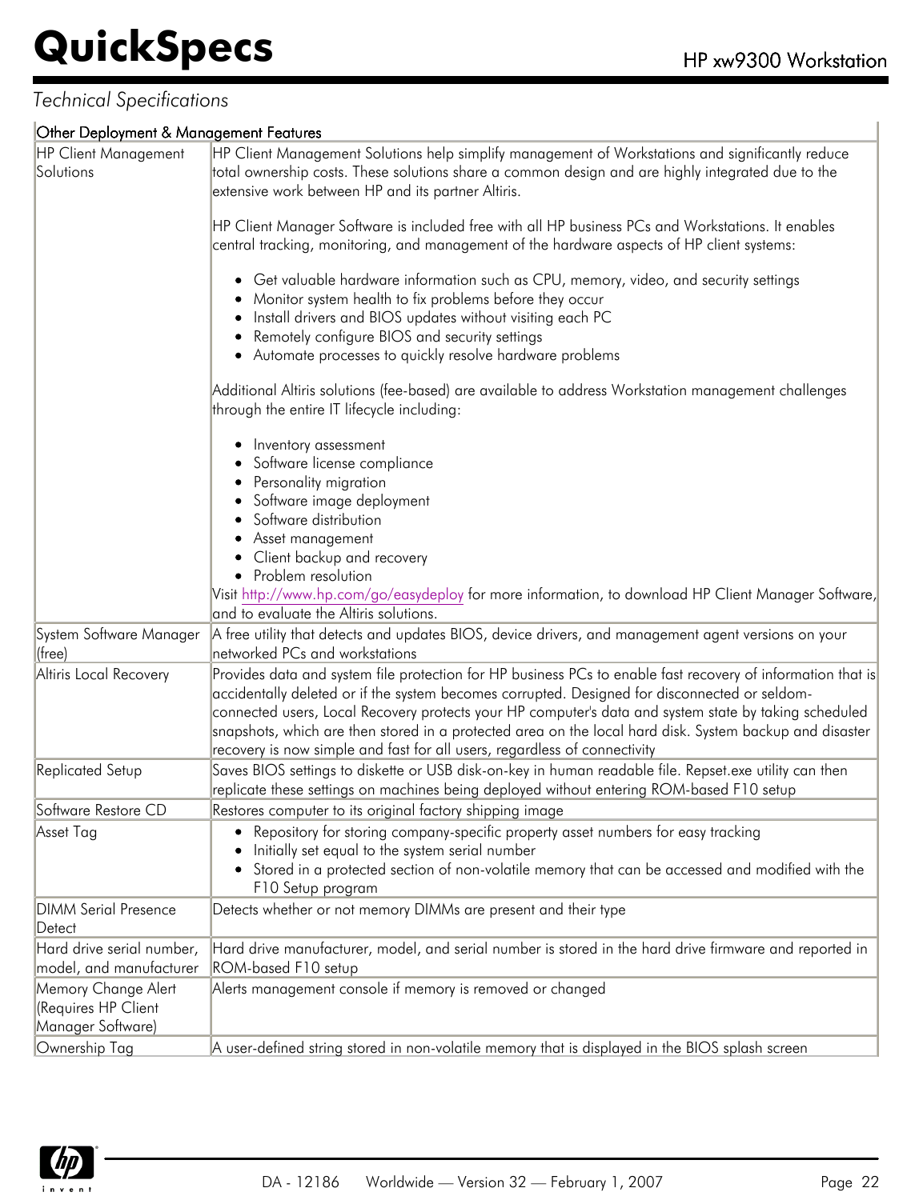## Technical Specifications

| Other Deployment & Management Features | |
|---|---|
| HP Client Management Solutions | HP Client Management Solutions help simplify management of Workstations and significantly reduce total ownership costs. These solutions share a common design and are highly integrated due to the extensive work between HP and its partner Altiris.<br><br>HP Client Manager Software is included free with all HP business PCs and Workstations. It enables central tracking, monitoring, and management of the hardware aspects of HP client systems:<br><br>• Get valuable hardware information such as CPU, memory, video, and security settings<br>• Monitor system health to fix problems before they occur<br>• Install drivers and BIOS updates without visiting each PC<br>• Remotely configure BIOS and security settings<br>• Automate processes to quickly resolve hardware problems<br><br>Additional Altiris solutions (fee-based) are available to address Workstation management challenges through the entire IT lifecycle including:<br><br>• Inventory assessment<br>• Software license compliance<br>• Personality migration<br>• Software image deployment<br>• Software distribution<br>• Asset management<br>• Client backup and recovery<br>• Problem resolution<br><br>Visit http://www.hp.com/go/easydeploy for more information, to download HP Client Manager Software, and to evaluate the Altiris solutions. |
| System Software Manager (free) | A free utility that detects and updates BIOS, device drivers, and management agent versions on your networked PCs and workstations |
| Altiris Local Recovery | Provides data and system file protection for HP business PCs to enable fast recovery of information that is accidentally deleted or if the system becomes corrupted. Designed for disconnected or seldom-connected users, Local Recovery protects your HP computer's data and system state by taking scheduled snapshots, which are then stored in a protected area on the local hard disk. System backup and disaster recovery is now simple and fast for all users, regardless of connectivity |
| Replicated Setup | Saves BIOS settings to diskette or USB disk-on-key in human readable file. Repset.exe utility can then replicate these settings on machines being deployed without entering ROM-based F10 setup |
| Software Restore CD | Restores computer to its original factory shipping image |
| Asset Tag | • Repository for storing company-specific property asset numbers for easy tracking<br>• Initially set equal to the system serial number<br>• Stored in a protected section of non-volatile memory that can be accessed and modified with the F10 Setup program |
| DIMM Serial Presence Detect | Detects whether or not memory DIMMs are present and their type |
| Hard drive serial number, model, and manufacturer | Hard drive manufacturer, model, and serial number is stored in the hard drive firmware and reported in ROM-based F10 setup |
| Memory Change Alert (Requires HP Client Manager Software) | Alerts management console if memory is removed or changed |
| Ownership Tag | A user-defined string stored in non-volatile memory that is displayed in the BIOS splash screen |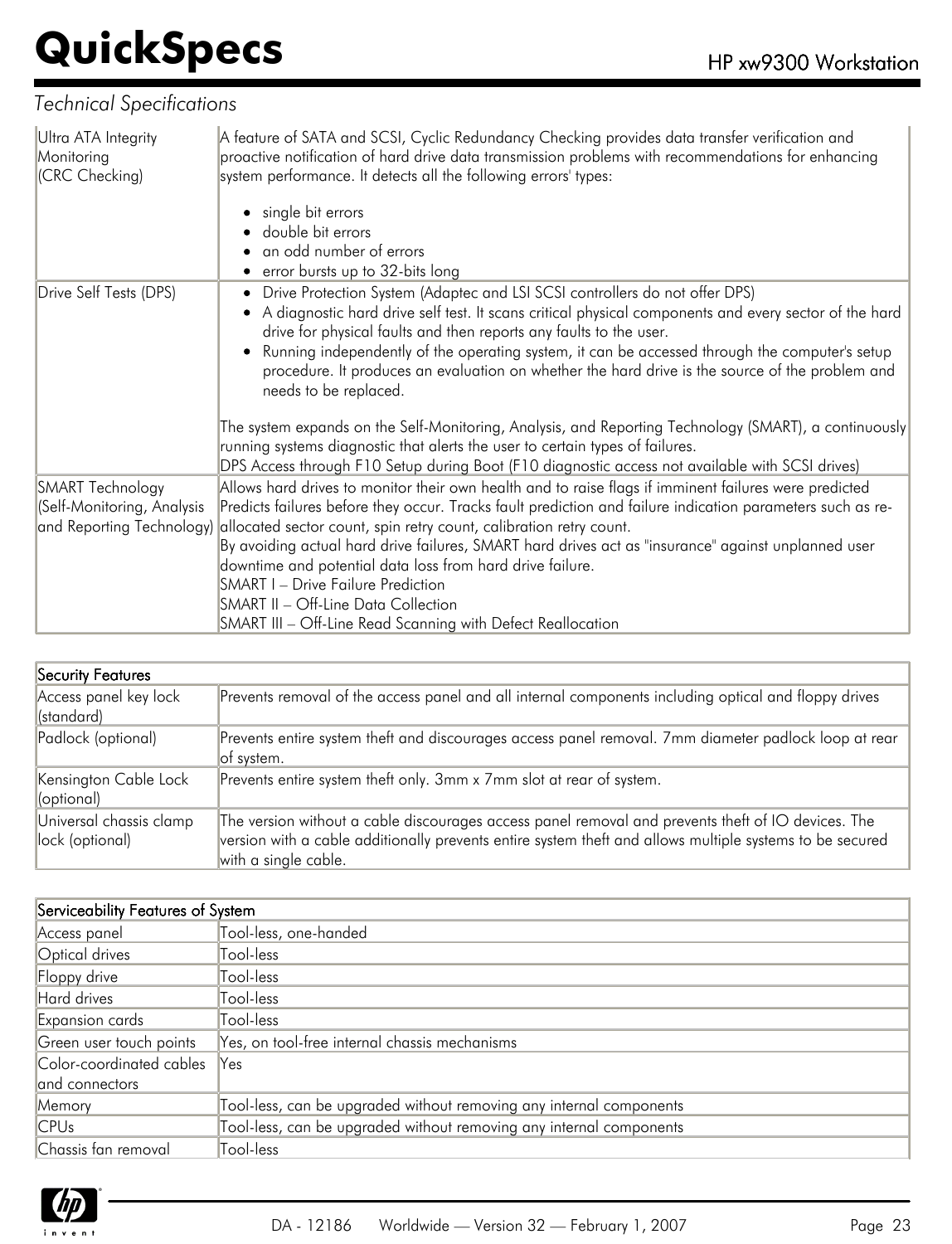*Technical Specifications*

| | |
|---|---|
| Ultra ATA Integrity Monitoring (CRC Checking) | A feature of SATA and SCSI, Cyclic Redundancy Checking provides data transfer verification and proactive notification of hard drive data transmission problems with recommendations for enhancing system performance. It detects all the following errors' types:<br>• single bit errors<br>• double bit errors<br>• an odd number of errors<br>• error bursts up to 32-bits long |
| Drive Self Tests (DPS) | • Drive Protection System (Adaptec and LSI SCSI controllers do not offer DPS)<br>• A diagnostic hard drive self test. It scans critical physical components and every sector of the hard drive for physical faults and then reports any faults to the user.<br>• Running independently of the operating system, it can be accessed through the computer's setup procedure. It produces an evaluation on whether the hard drive is the source of the problem and needs to be replaced.<br><br>The system expands on the Self-Monitoring, Analysis, and Reporting Technology (SMART), a continuously running systems diagnostic that alerts the user to certain types of failures.<br>DPS Access through F10 Setup during Boot (F10 diagnostic access not available with SCSI drives) |
| SMART Technology (Self-Monitoring, Analysis and Reporting Technology) | Allows hard drives to monitor their own health and to raise flags if imminent failures were predicted Predicts failures before they occur. Tracks fault prediction and failure indication parameters such as re-allocated sector count, spin retry count, calibration retry count.<br>By avoiding actual hard drive failures, SMART hard drives act as "insurance" against unplanned user downtime and potential data loss from hard drive failure.<br>SMART I – Drive Failure Prediction<br>SMART II – Off-Line Data Collection<br>SMART III – Off-Line Read Scanning with Defect Reallocation |

| Security Features | |
|---|---|
| Access panel key lock (standard) | Prevents removal of the access panel and all internal components including optical and floppy drives |
| Padlock (optional) | Prevents entire system theft and discourages access panel removal. 7mm diameter padlock loop at rear of system. |
| Kensington Cable Lock (optional) | Prevents entire system theft only. 3mm x 7mm slot at rear of system. |
| Universal chassis clamp lock (optional) | The version without a cable discourages access panel removal and prevents theft of IO devices. The version with a cable additionally prevents entire system theft and allows multiple systems to be secured with a single cable. |

| Serviceability Features of System | |
|---|---|
| Access panel | Tool-less, one-handed |
| Optical drives | Tool-less |
| Floppy drive | Tool-less |
| Hard drives | Tool-less |
| Expansion cards | Tool-less |
| Green user touch points | Yes, on tool-free internal chassis mechanisms |
| Color-coordinated cables and connectors | Yes |
| Memory | Tool-less, can be upgraded without removing any internal components |
| CPUs | Tool-less, can be upgraded without removing any internal components |
| Chassis fan removal | Tool-less |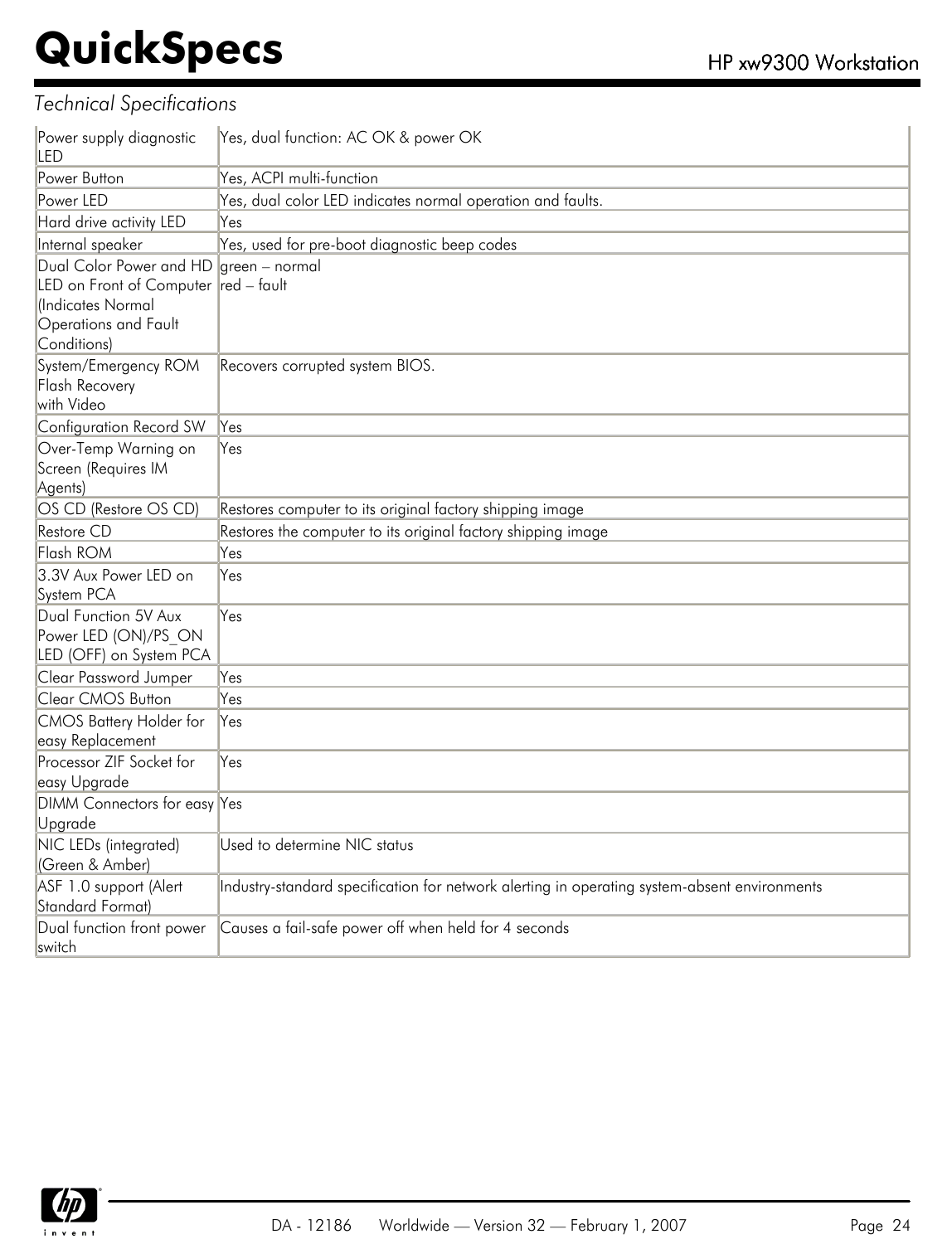*Technical Specifications*

| | |
|---|---|
| Power supply diagnostic LED | Yes, dual function: AC OK & power OK |
| Power Button | Yes, ACPI multi-function |
| Power LED | Yes, dual color LED indicates normal operation and faults. |
| Hard drive activity LED | Yes |
| Internal speaker | Yes, used for pre-boot diagnostic beep codes |
| Dual Color Power and HD LED on Front of Computer (Indicates Normal Operations and Fault Conditions) | green – normal<br>red – fault |
| System/Emergency ROM Flash Recovery with Video | Recovers corrupted system BIOS. |
| Configuration Record SW | Yes |
| Over-Temp Warning on Screen (Requires IM Agents) | Yes |
| OS CD (Restore OS CD) | Restores computer to its original factory shipping image |
| Restore CD | Restores the computer to its original factory shipping image |
| Flash ROM | Yes |
| 3.3V Aux Power LED on System PCA | Yes |
| Dual Function 5V Aux Power LED (ON)/PS_ON LED (OFF) on System PCA | Yes |
| Clear Password Jumper | Yes |
| Clear CMOS Button | Yes |
| CMOS Battery Holder for easy Replacement | Yes |
| Processor ZIF Socket for easy Upgrade | Yes |
| DIMM Connectors for easy Upgrade | Yes |
| NIC LEDs (integrated) (Green & Amber) | Used to determine NIC status |
| ASF 1.0 support (Alert Standard Format) | Industry-standard specification for network alerting in operating system-absent environments |
| Dual function front power switch | Causes a fail-safe power off when held for 4 seconds |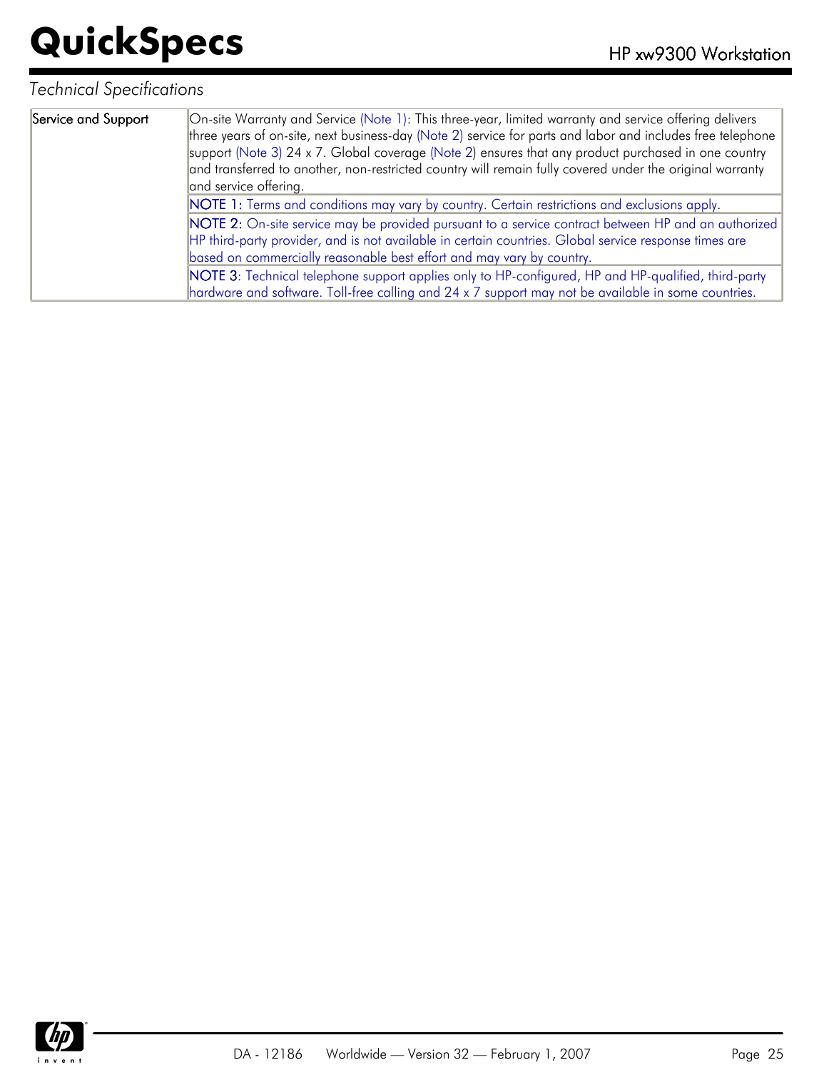*Technical Specifications*

| Service and Support | On-site Warranty and Service (Note 1): This three-year, limited warranty and service offering delivers three years of on-site, next business-day (Note 2) service for parts and labor and includes free telephone support (Note 3) 24 x 7. Global coverage (Note 2) ensures that any product purchased in one country and transferred to another, non-restricted country will remain fully covered under the original warranty and service offering. |
|---|---|
| | NOTE 1: Terms and conditions may vary by country. Certain restrictions and exclusions apply. |
| | NOTE 2: On-site service may be provided pursuant to a service contract between HP and an authorized HP third-party provider, and is not available in certain countries. Global service response times are based on commercially reasonable best effort and may vary by country. |
| | NOTE 3: Technical telephone support applies only to HP-configured, HP and HP-qualified, third-party hardware and software. Toll-free calling and 24 x 7 support may not be available in some countries. |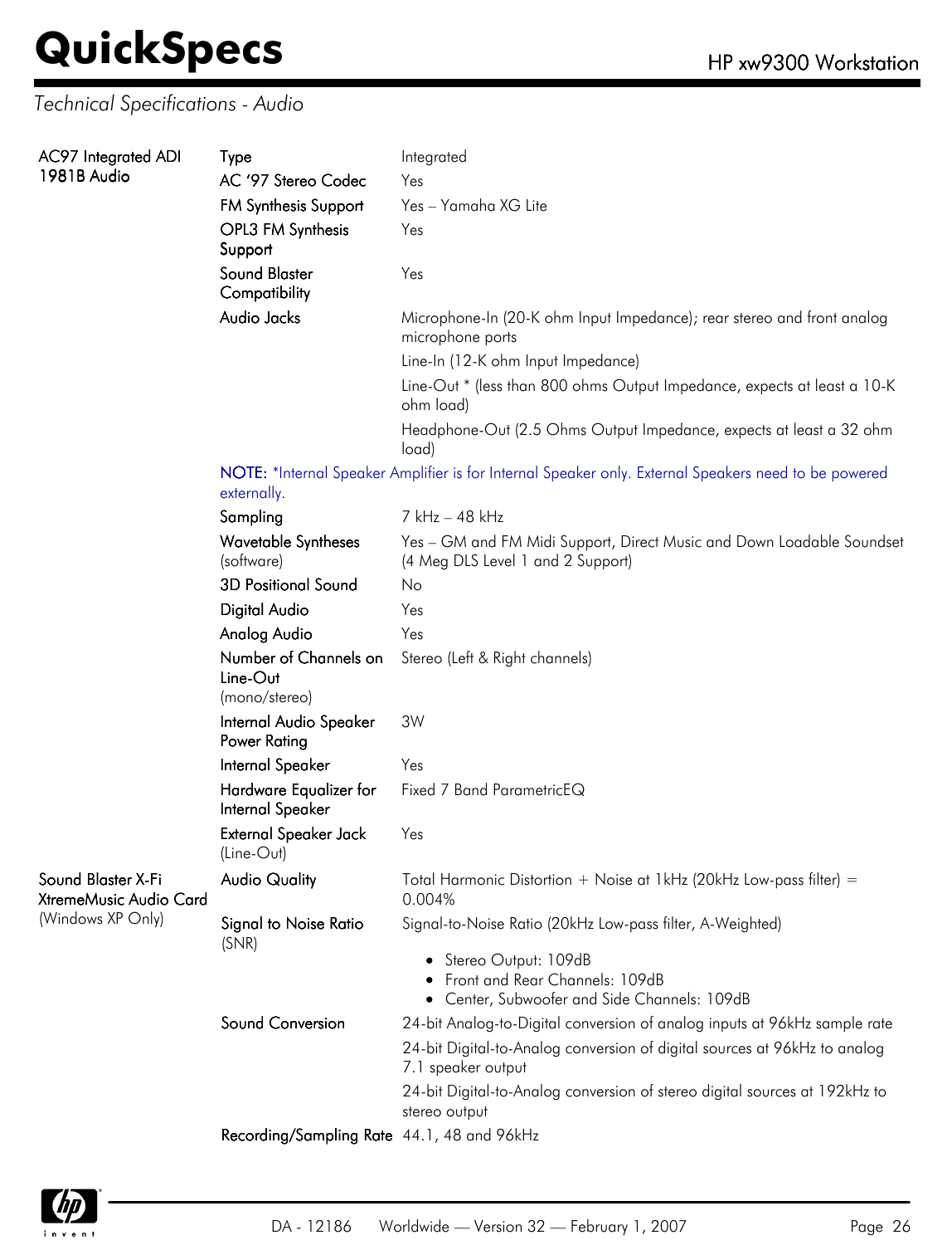*Technical Specifications - Audio*

| | | |
|---|---|---|
| AC97 Integrated ADI 1981B Audio | Type | Integrated |
| | AC '97 Stereo Codec | Yes |
| | FM Synthesis Support | Yes – Yamaha XG Lite |
| | OPL3 FM Synthesis Support | Yes |
| | Sound Blaster Compatibility | Yes |
| | Audio Jacks | Microphone-In (20-K ohm Input Impedance); rear stereo and front analog microphone ports<br>Line-In (12-K ohm Input Impedance)<br>Line-Out * (less than 800 ohms Output Impedance, expects at least a 10-K ohm load)<br>Headphone-Out (2.5 Ohms Output Impedance, expects at least a 32 ohm load) |
| | **NOTE:** *Internal Speaker Amplifier is for Internal Speaker only. External Speakers need to be powered externally. | |
| | Sampling | 7 kHz – 48 kHz |
| | Wavetable Syntheses (software) | Yes – GM and FM Midi Support, Direct Music and Down Loadable Soundset (4 Meg DLS Level 1 and 2 Support) |
| | 3D Positional Sound | No |
| | Digital Audio | Yes |
| | Analog Audio | Yes |
| | Number of Channels on Line-Out (mono/stereo) | Stereo (Left & Right channels) |
| | Internal Audio Speaker Power Rating | 3W |
| | Internal Speaker | Yes |
| | Hardware Equalizer for Internal Speaker | Fixed 7 Band ParametricEQ |
| | External Speaker Jack (Line-Out) | Yes |
| Sound Blaster X-Fi XtremeMusic Audio Card (Windows XP Only) | Audio Quality | Total Harmonic Distortion + Noise at 1kHz (20kHz Low-pass filter) = 0.004% |
| | Signal to Noise Ratio (SNR) | Signal-to-Noise Ratio (20kHz Low-pass filter, A-Weighted)<br>• Stereo Output: 109dB<br>• Front and Rear Channels: 109dB<br>• Center, Subwoofer and Side Channels: 109dB |
| | Sound Conversion | 24-bit Analog-to-Digital conversion of analog inputs at 96kHz sample rate<br>24-bit Digital-to-Analog conversion of digital sources at 96kHz to analog 7.1 speaker output<br>24-bit Digital-to-Analog conversion of stereo digital sources at 192kHz to stereo output |
| | Recording/Sampling Rate | 44.1, 48 and 96kHz |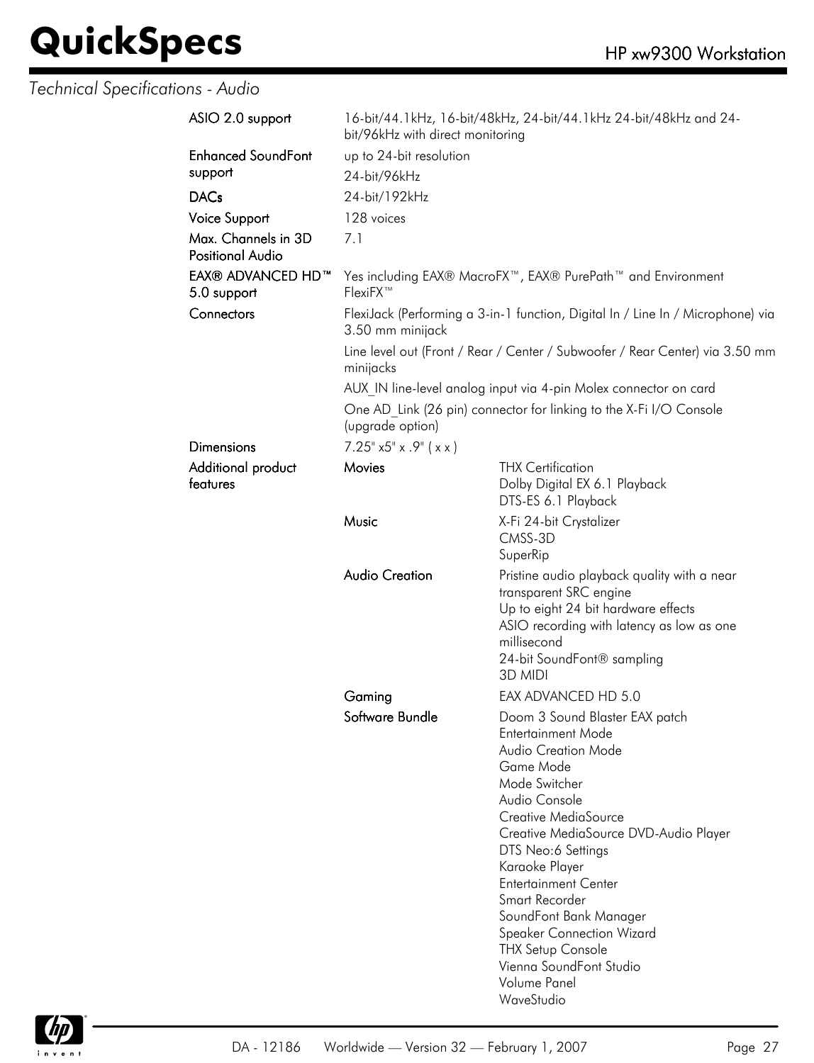*Technical Specifications - Audio*

| | | |
|---|---|---|
| **ASIO 2.0 support** | 16-bit/44.1kHz, 16-bit/48kHz, 24-bit/44.1kHz 24-bit/48kHz and 24-bit/96kHz with direct monitoring | |
| **Enhanced SoundFont support** | up to 24-bit resolution<br>24-bit/96kHz | |
| **DACs** | 24-bit/192kHz | |
| **Voice Support** | 128 voices | |
| **Max. Channels in 3D Positional Audio** | 7.1 | |
| **EAX® ADVANCED HD™ 5.0 support** | Yes including EAX® MacroFX™, EAX® PurePath™ and Environment FlexiFX™ | |
| **Connectors** | FlexiJack (Performing a 3-in-1 function, Digital In / Line In / Microphone) via 3.50 mm minijack<br>Line level out (Front / Rear / Center / Subwoofer / Rear Center) via 3.50 mm minijacks<br>AUX_IN line-level analog input via 4-pin Molex connector on card<br>One AD_Link (26 pin) connector for linking to the X-Fi I/O Console (upgrade option) | |
| **Dimensions** | 7.25" x5" x .9" ( x x ) | |
| **Additional product features** | **Movies** | THX Certification<br>Dolby Digital EX 6.1 Playback<br>DTS-ES 6.1 Playback |
| | **Music** | X-Fi 24-bit Crystalizer<br>CMSS-3D<br>SuperRip |
| | **Audio Creation** | Pristine audio playback quality with a near transparent SRC engine<br>Up to eight 24 bit hardware effects<br>ASIO recording with latency as low as one millisecond<br>24-bit SoundFont® sampling<br>3D MIDI |
| | **Gaming** | EAX ADVANCED HD 5.0 |
| | **Software Bundle** | Doom 3 Sound Blaster EAX patch<br>Entertainment Mode<br>Audio Creation Mode<br>Game Mode<br>Mode Switcher<br>Audio Console<br>Creative MediaSource<br>Creative MediaSource DVD-Audio Player<br>DTS Neo:6 Settings<br>Karaoke Player<br>Entertainment Center<br>Smart Recorder<br>SoundFont Bank Manager<br>Speaker Connection Wizard<br>THX Setup Console<br>Vienna SoundFont Studio<br>Volume Panel<br>WaveStudio |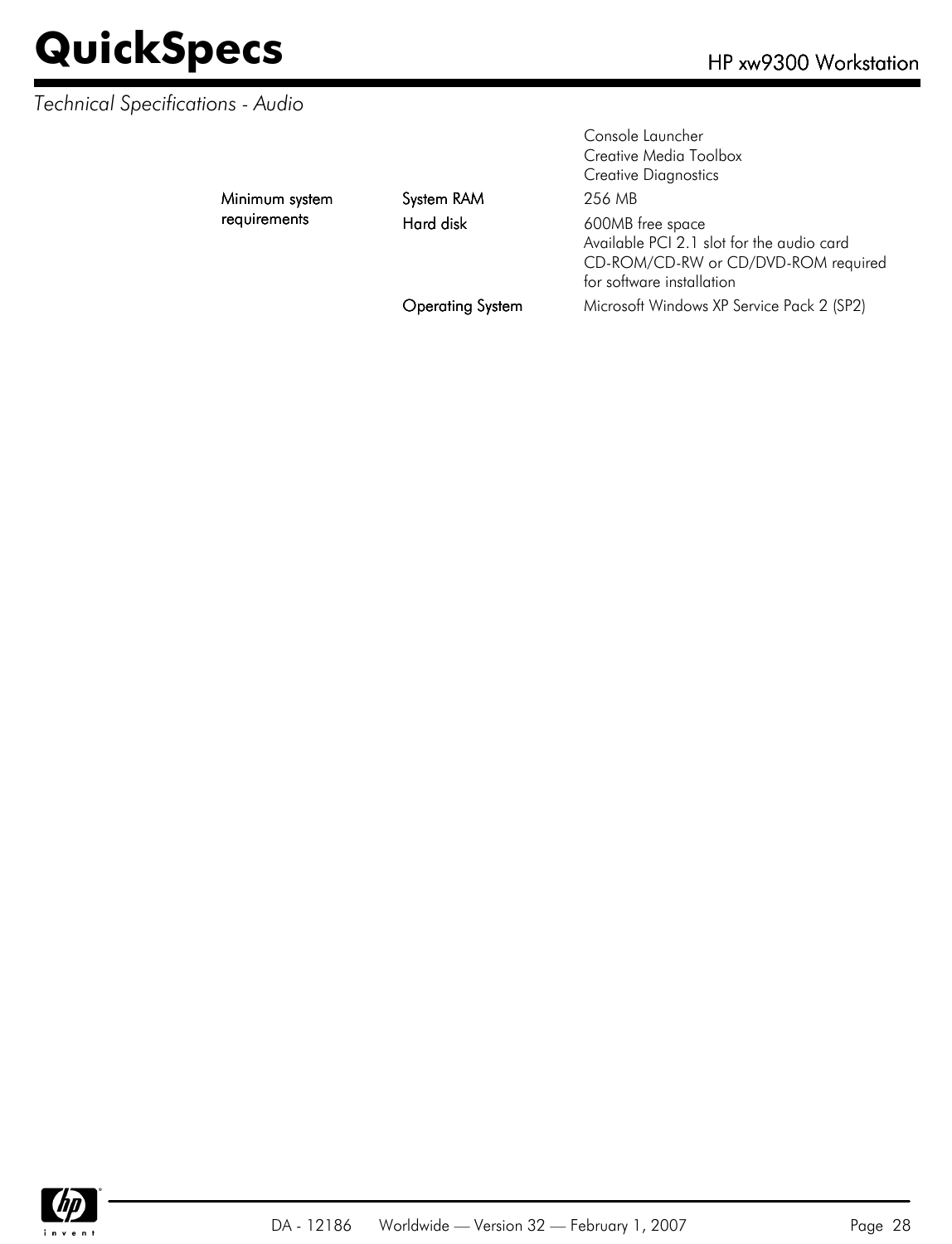*Technical Specifications - Audio*

| | | |
|---|---|---|
| | | Console Launcher<br>Creative Media Toolbox<br>Creative Diagnostics |
| Minimum system requirements | System RAM | 256 MB |
| | Hard disk | 600MB free space<br>Available PCI 2.1 slot for the audio card<br>CD-ROM/CD-RW or CD/DVD-ROM required for software installation |
| | Operating System | Microsoft Windows XP Service Pack 2 (SP2) |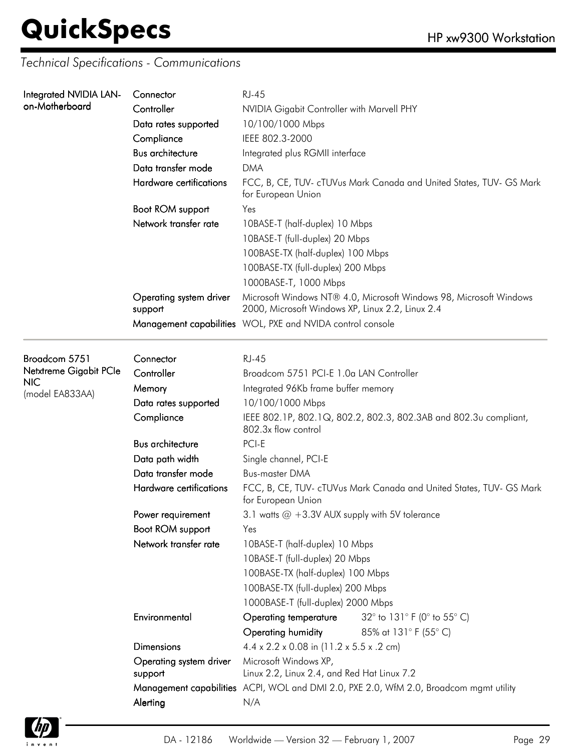*Technical Specifications - Communications*

| | | |
|---|---|---|
| **Integrated NVIDIA LAN-on-Motherboard** | Connector | RJ-45 |
| | Controller | NVIDIA Gigabit Controller with Marvell PHY |
| | Data rates supported | 10/100/1000 Mbps |
| | Compliance | IEEE 802.3-2000 |
| | Bus architecture | Integrated plus RGMII interface |
| | Data transfer mode | DMA |
| | Hardware certifications | FCC, B, CE, TUV- cTUVus Mark Canada and United States, TUV- GS Mark for European Union |
| | Boot ROM support | Yes |
| | Network transfer rate | 10BASE-T (half-duplex) 10 Mbps |
| | | 10BASE-T (full-duplex) 20 Mbps |
| | | 100BASE-TX (half-duplex) 100 Mbps |
| | | 100BASE-TX (full-duplex) 200 Mbps |
| | | 1000BASE-T, 1000 Mbps |
| | Operating system driver support | Microsoft Windows NT® 4.0, Microsoft Windows 98, Microsoft Windows 2000, Microsoft Windows XP, Linux 2.2, Linux 2.4 |
| | Management capabilities | WOL, PXE and NVIDA control console |

| | | | |
|---|---|---|---|
| **Broadcom 5751 Netxtreme Gigabit PCIe NIC** (model EA833AA) | Connector | RJ-45 | |
| | Controller | Broadcom 5751 PCI-E 1.0a LAN Controller | |
| | Memory | Integrated 96Kb frame buffer memory | |
| | Data rates supported | 10/100/1000 Mbps | |
| | Compliance | IEEE 802.1P, 802.1Q, 802.2, 802.3, 802.3AB and 802.3u compliant, 802.3x flow control | |
| | Bus architecture | PCI-E | |
| | Data path width | Single channel, PCI-E | |
| | Data transfer mode | Bus-master DMA | |
| | Hardware certifications | FCC, B, CE, TUV- cTUVus Mark Canada and United States, TUV- GS Mark for European Union | |
| | Power requirement | 3.1 watts @ +3.3V AUX supply with 5V tolerance | |
| | Boot ROM support | Yes | |
| | Network transfer rate | 10BASE-T (half-duplex) 10 Mbps | |
| | | 10BASE-T (full-duplex) 20 Mbps | |
| | | 100BASE-TX (half-duplex) 100 Mbps | |
| | | 100BASE-TX (full-duplex) 200 Mbps | |
| | | 1000BASE-T (full-duplex) 2000 Mbps | |
| | Environmental | Operating temperature | 32° to 131° F (0° to 55° C) |
| | | Operating humidity | 85% at 131° F (55° C) |
| | Dimensions | 4.4 x 2.2 x 0.08 in (11.2 x 5.5 x .2 cm) | |
| | Operating system driver support | Microsoft Windows XP, Linux 2.2, Linux 2.4, and Red Hat Linux 7.2 | |
| | Management capabilities | ACPI, WOL and DMI 2.0, PXE 2.0, WfM 2.0, Broadcom mgmt utility | |
| | Alerting | N/A | |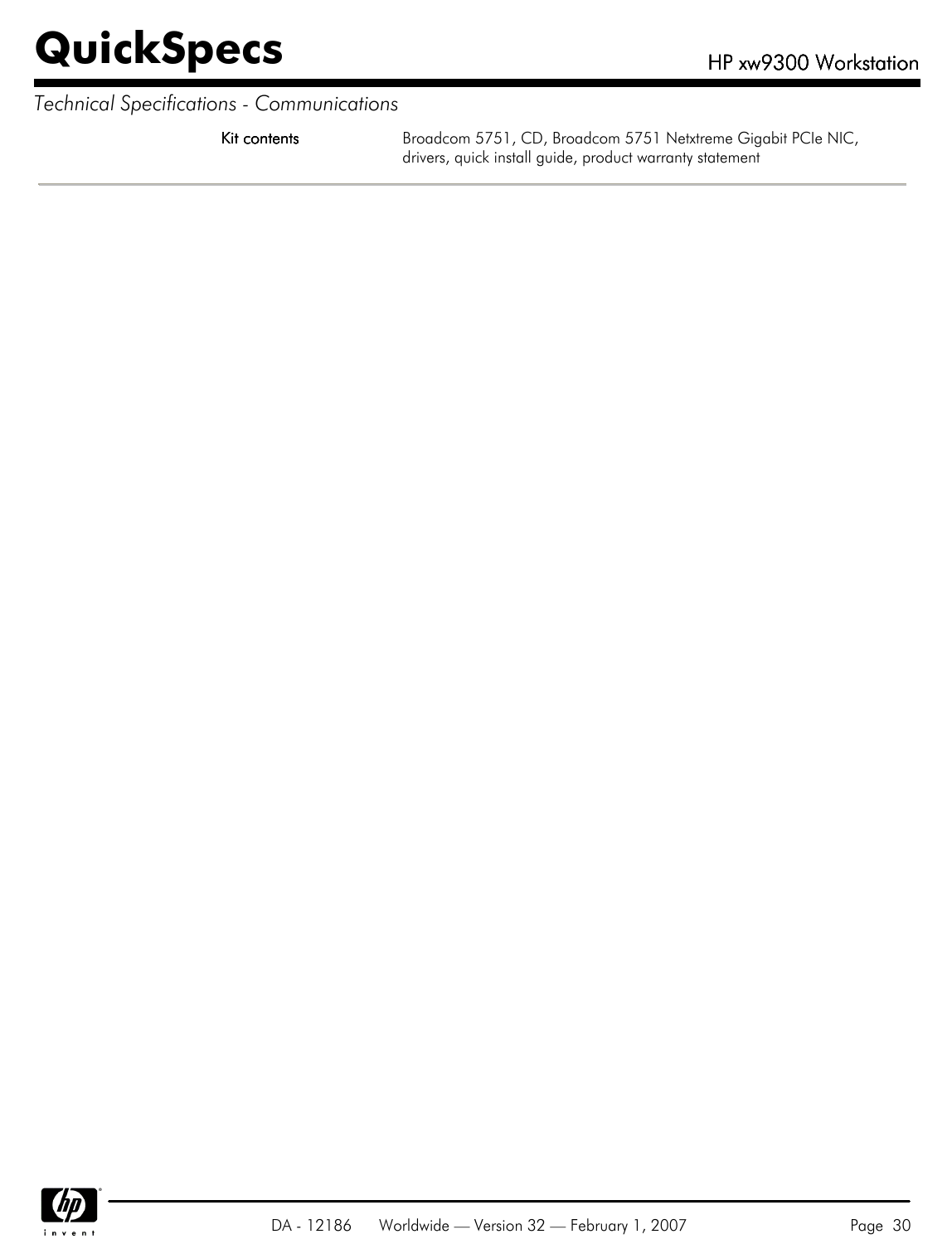*Technical Specifications - Communications*

| | |
|---|---|
| **Kit contents** | Broadcom 5751, CD, Broadcom 5751 Netxtreme Gigabit PCIe NIC, drivers, quick install guide, product warranty statement |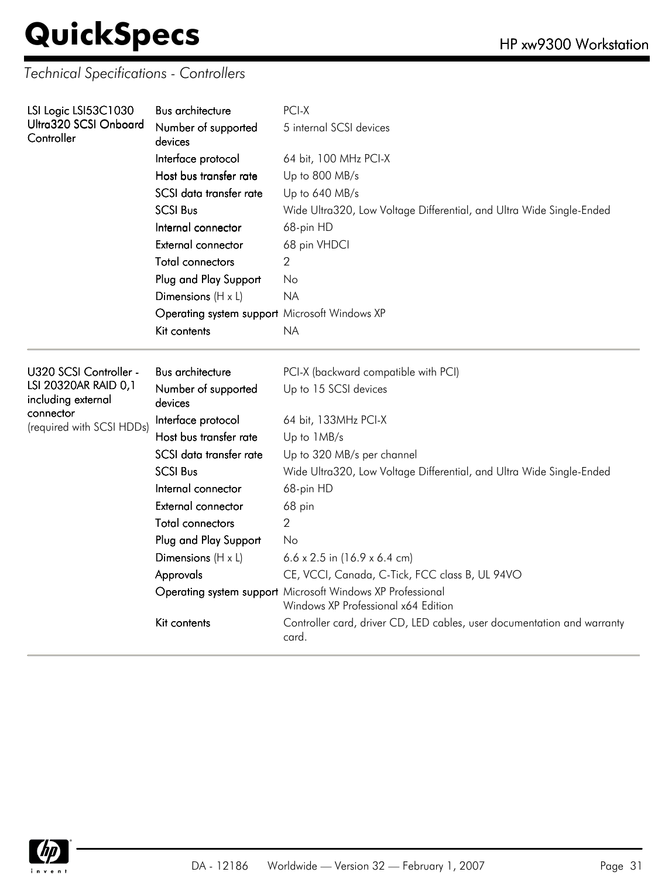*Technical Specifications - Controllers*

| | | |
|---|---|---|
| **LSI Logic LSI53C1030 Ultra320 SCSI Onboard Controller** | Bus architecture | PCI-X |
| | Number of supported devices | 5 internal SCSI devices |
| | Interface protocol | 64 bit, 100 MHz PCI-X |
| | Host bus transfer rate | Up to 800 MB/s |
| | SCSI data transfer rate | Up to 640 MB/s |
| | SCSI Bus | Wide Ultra320, Low Voltage Differential, and Ultra Wide Single-Ended |
| | Internal connector | 68-pin HD |
| | External connector | 68 pin VHDCI |
| | Total connectors | 2 |
| | Plug and Play Support | No |
| | Dimensions (H x L) | NA |
| | Operating system support | Microsoft Windows XP |
| | Kit contents | NA |

| | | |
|---|---|---|
| **U320 SCSI Controller - LSI 20320AR RAID 0,1 including external connector** (required with SCSI HDDs) | Bus architecture | PCI-X (backward compatible with PCI) |
| | Number of supported devices | Up to 15 SCSI devices |
| | Interface protocol | 64 bit, 133MHz PCI-X |
| | Host bus transfer rate | Up to 1MB/s |
| | SCSI data transfer rate | Up to 320 MB/s per channel |
| | SCSI Bus | Wide Ultra320, Low Voltage Differential, and Ultra Wide Single-Ended |
| | Internal connector | 68-pin HD |
| | External connector | 68 pin |
| | Total connectors | 2 |
| | Plug and Play Support | No |
| | Dimensions (H x L) | 6.6 x 2.5 in (16.9 x 6.4 cm) |
| | Approvals | CE, VCCI, Canada, C-Tick, FCC class B, UL 94VO |
| | Operating system support | Microsoft Windows XP Professional<br>Windows XP Professional x64 Edition |
| | Kit contents | Controller card, driver CD, LED cables, user documentation and warranty card. |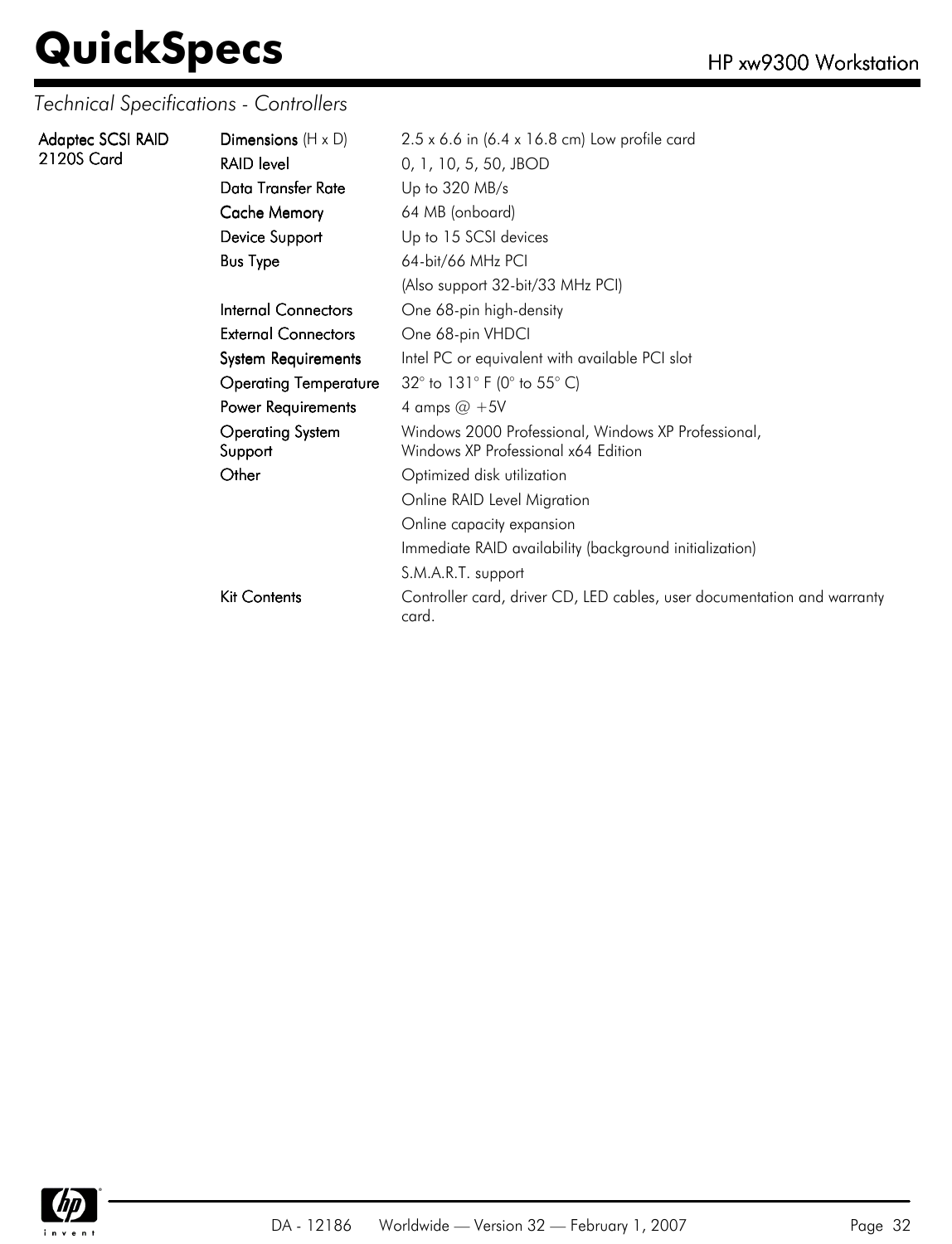*Technical Specifications - Controllers*

| | | |
|---|---|---|
| **Adaptec SCSI RAID 2120S Card** | **Dimensions** (H x D) | 2.5 x 6.6 in (6.4 x 16.8 cm) Low profile card |
| | **RAID level** | 0, 1, 10, 5, 50, JBOD |
| | **Data Transfer Rate** | Up to 320 MB/s |
| | **Cache Memory** | 64 MB (onboard) |
| | **Device Support** | Up to 15 SCSI devices |
| | **Bus Type** | 64-bit/66 MHz PCI<br>(Also support 32-bit/33 MHz PCI) |
| | **Internal Connectors** | One 68-pin high-density |
| | **External Connectors** | One 68-pin VHDCI |
| | **System Requirements** | Intel PC or equivalent with available PCI slot |
| | **Operating Temperature** | 32° to 131° F (0° to 55° C) |
| | **Power Requirements** | 4 amps @ +5V |
| | **Operating System Support** | Windows 2000 Professional, Windows XP Professional, Windows XP Professional x64 Edition |
| | **Other** | Optimized disk utilization<br>Online RAID Level Migration<br>Online capacity expansion<br>Immediate RAID availability (background initialization)<br>S.M.A.R.T. support |
| | **Kit Contents** | Controller card, driver CD, LED cables, user documentation and warranty card. |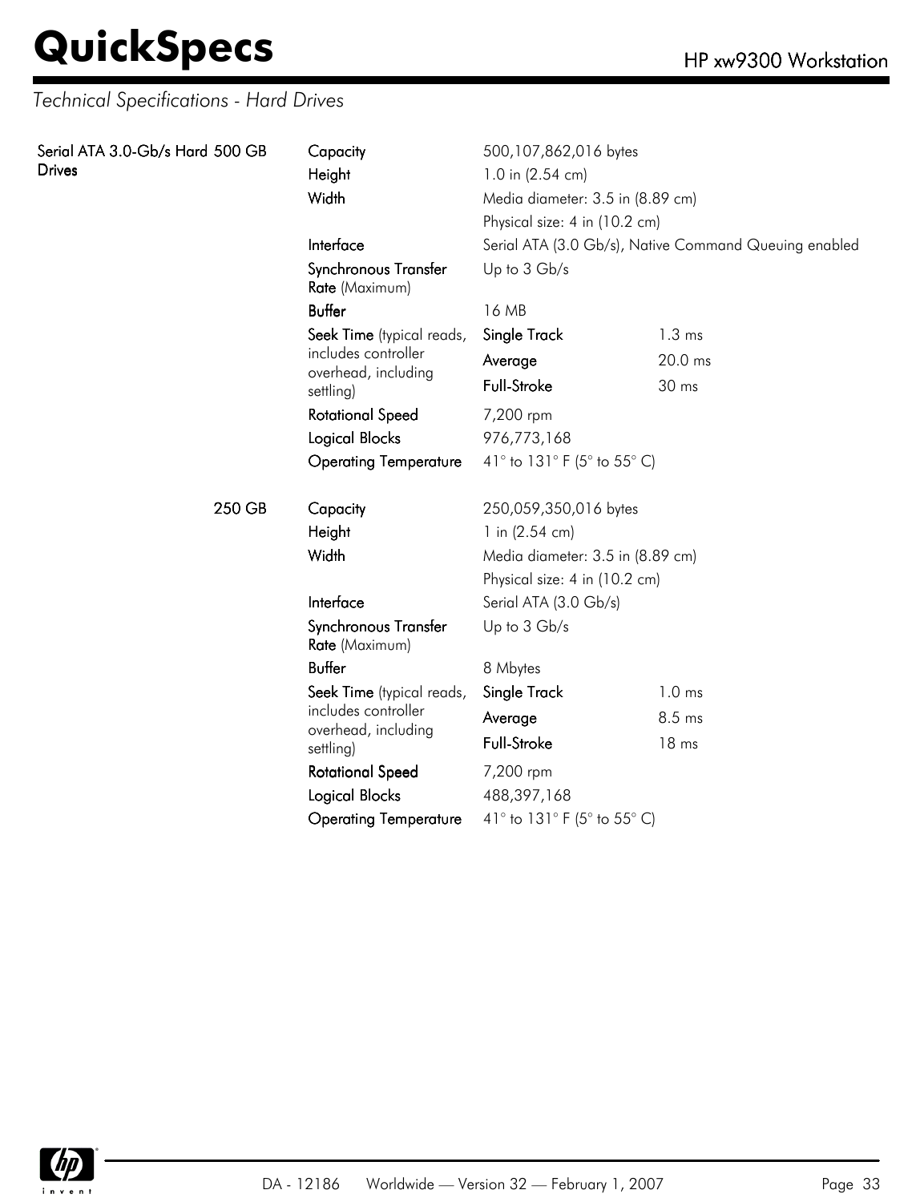## Technical Specifications - Hard Drives

| | | | | |
|---|---|---|---|---|
| **Serial ATA 3.0-Gb/s Hard Drives** | **500 GB** | **Capacity** | 500,107,862,016 bytes | |
| | | **Height** | 1.0 in (2.54 cm) | |
| | | **Width** | Media diameter: 3.5 in (8.89 cm) | |
| | | | Physical size: 4 in (10.2 cm) | |
| | | **Interface** | Serial ATA (3.0 Gb/s), Native Command Queuing enabled | |
| | | **Synchronous Transfer Rate** (Maximum) | Up to 3 Gb/s | |
| | | **Buffer** | 16 MB | |
| | | **Seek Time** (typical reads, includes controller overhead, including settling) | **Single Track** | 1.3 ms |
| | | | **Average** | 20.0 ms |
| | | | **Full-Stroke** | 30 ms |
| | | **Rotational Speed** | 7,200 rpm | |
| | | **Logical Blocks** | 976,773,168 | |
| | | **Operating Temperature** | 41° to 131° F (5° to 55° C) | |
| | **250 GB** | **Capacity** | 250,059,350,016 bytes | |
| | | **Height** | 1 in (2.54 cm) | |
| | | **Width** | Media diameter: 3.5 in (8.89 cm) | |
| | | | Physical size: 4 in (10.2 cm) | |
| | | **Interface** | Serial ATA (3.0 Gb/s) | |
| | | **Synchronous Transfer Rate** (Maximum) | Up to 3 Gb/s | |
| | | **Buffer** | 8 Mbytes | |
| | | **Seek Time** (typical reads, includes controller overhead, including settling) | **Single Track** | 1.0 ms |
| | | | **Average** | 8.5 ms |
| | | | **Full-Stroke** | 18 ms |
| | | **Rotational Speed** | 7,200 rpm | |
| | | **Logical Blocks** | 488,397,168 | |
| | | **Operating Temperature** | 41° to 131° F (5° to 55° C) | |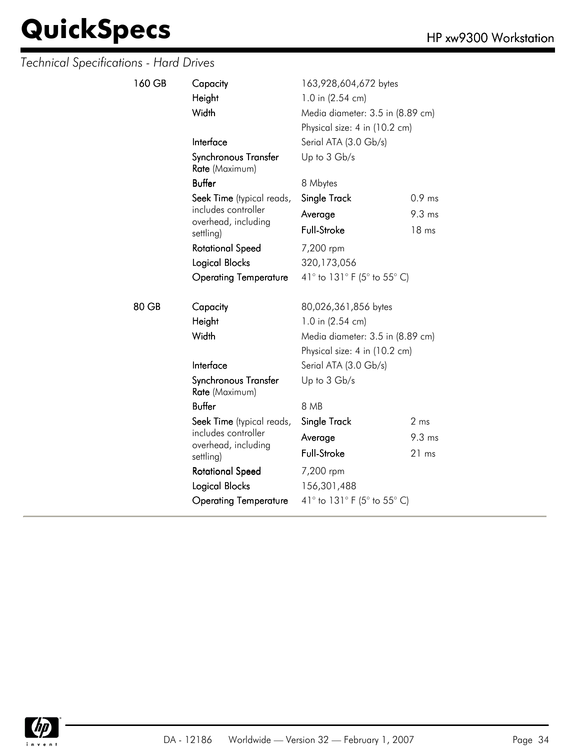*Technical Specifications - Hard Drives*

| | | | |
|---|---|---|---|
| **160 GB** | **Capacity** | 163,928,604,672 bytes | |
| | **Height** | 1.0 in (2.54 cm) | |
| | **Width** | Media diameter: 3.5 in (8.89 cm) | |
| | | Physical size: 4 in (10.2 cm) | |
| | **Interface** | Serial ATA (3.0 Gb/s) | |
| | **Synchronous Transfer Rate** (Maximum) | Up to 3 Gb/s | |
| | **Buffer** | 8 Mbytes | |
| | **Seek Time** (typical reads, includes controller overhead, including settling) | **Single Track** | 0.9 ms |
| | | **Average** | 9.3 ms |
| | | **Full-Stroke** | 18 ms |
| | **Rotational Speed** | 7,200 rpm | |
| | **Logical Blocks** | 320,173,056 | |
| | **Operating Temperature** | 41° to 131° F (5° to 55° C) | |
| **80 GB** | **Capacity** | 80,026,361,856 bytes | |
| | **Height** | 1.0 in (2.54 cm) | |
| | **Width** | Media diameter: 3.5 in (8.89 cm) | |
| | | Physical size: 4 in (10.2 cm) | |
| | **Interface** | Serial ATA (3.0 Gb/s) | |
| | **Synchronous Transfer Rate** (Maximum) | Up to 3 Gb/s | |
| | **Buffer** | 8 MB | |
| | **Seek Time** (typical reads, includes controller overhead, including settling) | **Single Track** | 2 ms |
| | | **Average** | 9.3 ms |
| | | **Full-Stroke** | 21 ms |
| | **Rotational Speed** | 7,200 rpm | |
| | **Logical Blocks** | 156,301,488 | |
| | **Operating Temperature** | 41° to 131° F (5° to 55° C) | |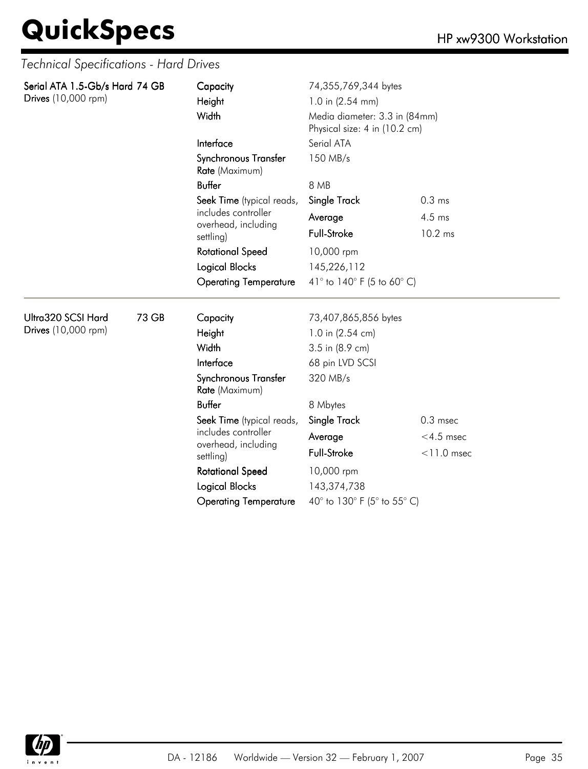*Technical Specifications - Hard Drives*

| | | | | |
|---|---|---|---|---|
| **Serial ATA 1.5-Gb/s Hard Drives** (10,000 rpm) | **74 GB** | **Capacity** | 74,355,769,344 bytes | |
| | | **Height** | 1.0 in (2.54 mm) | |
| | | **Width** | Media diameter: 3.3 in (84mm)<br>Physical size: 4 in (10.2 cm) | |
| | | **Interface** | Serial ATA | |
| | | **Synchronous Transfer Rate** (Maximum) | 150 MB/s | |
| | | **Buffer** | 8 MB | |
| | | **Seek Time** (typical reads, includes controller overhead, including settling) | **Single Track** | 0.3 ms |
| | | | **Average** | 4.5 ms |
| | | | **Full-Stroke** | 10.2 ms |
| | | **Rotational Speed** | 10,000 rpm | |
| | | **Logical Blocks** | 145,226,112 | |
| | | **Operating Temperature** | 41° to 140° F (5 to 60° C) | |

| | | | | |
|---|---|---|---|---|
| **Ultra320 SCSI Hard Drives** (10,000 rpm) | **73 GB** | **Capacity** | 73,407,865,856 bytes | |
| | | **Height** | 1.0 in (2.54 cm) | |
| | | **Width** | 3.5 in (8.9 cm) | |
| | | **Interface** | 68 pin LVD SCSI | |
| | | **Synchronous Transfer Rate** (Maximum) | 320 MB/s | |
| | | **Buffer** | 8 Mbytes | |
| | | **Seek Time** (typical reads, includes controller overhead, including settling) | **Single Track** | 0.3 msec |
| | | | **Average** | <4.5 msec |
| | | | **Full-Stroke** | <11.0 msec |
| | | **Rotational Speed** | 10,000 rpm | |
| | | **Logical Blocks** | 143,374,738 | |
| | | **Operating Temperature** | 40° to 130° F (5° to 55° C) | |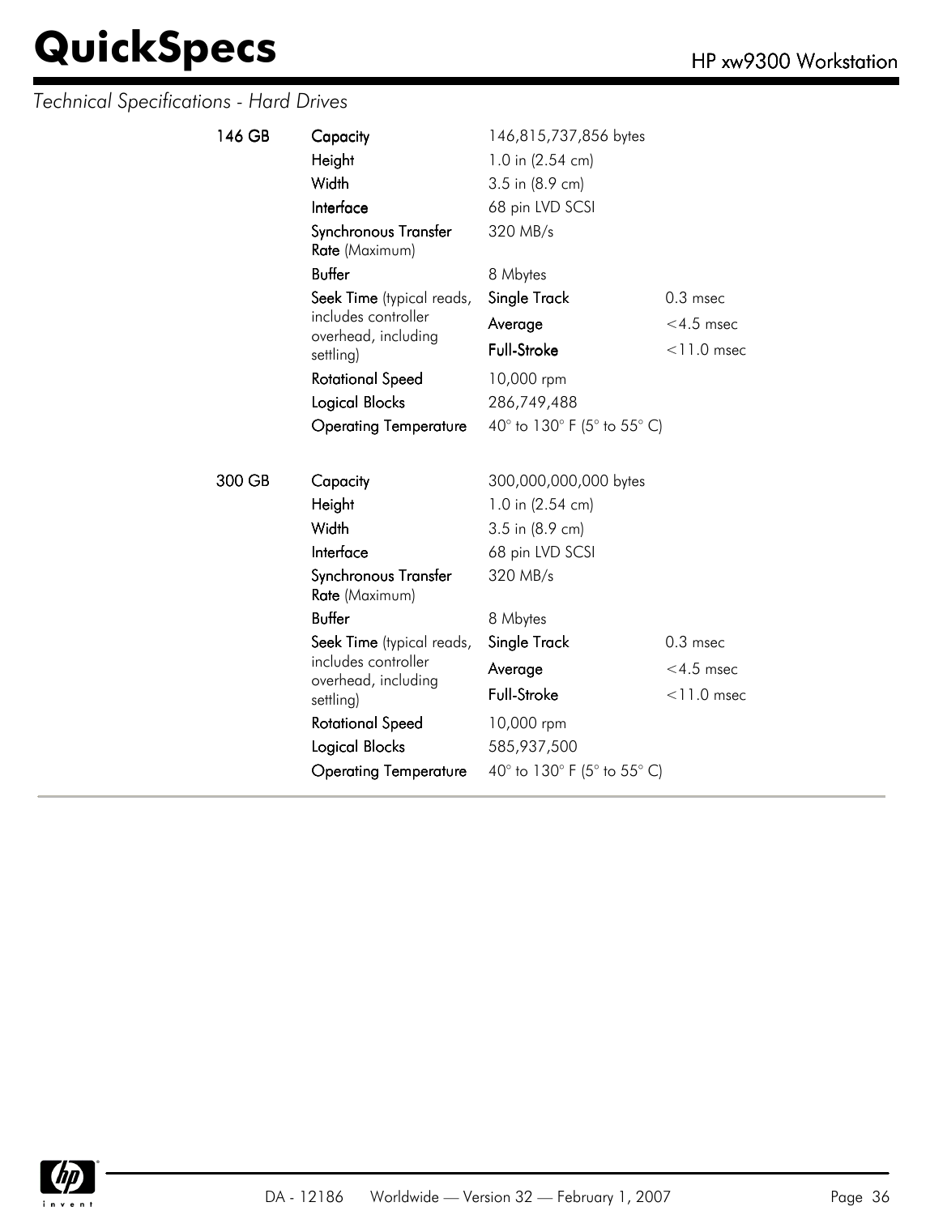*Technical Specifications - Hard Drives*

| | | | |
|---|---|---|---|
| **146 GB** | **Capacity** | 146,815,737,856 bytes | |
| | **Height** | 1.0 in (2.54 cm) | |
| | **Width** | 3.5 in (8.9 cm) | |
| | **Interface** | 68 pin LVD SCSI | |
| | **Synchronous Transfer Rate** (Maximum) | 320 MB/s | |
| | **Buffer** | 8 Mbytes | |
| | **Seek Time** (typical reads, includes controller overhead, including settling) | **Single Track** | 0.3 msec |
| | | **Average** | <4.5 msec |
| | | **Full-Stroke** | <11.0 msec |
| | **Rotational Speed** | 10,000 rpm | |
| | **Logical Blocks** | 286,749,488 | |
| | **Operating Temperature** | 40° to 130° F (5° to 55° C) | |
| **300 GB** | **Capacity** | 300,000,000,000 bytes | |
| | **Height** | 1.0 in (2.54 cm) | |
| | **Width** | 3.5 in (8.9 cm) | |
| | **Interface** | 68 pin LVD SCSI | |
| | **Synchronous Transfer Rate** (Maximum) | 320 MB/s | |
| | **Buffer** | 8 Mbytes | |
| | **Seek Time** (typical reads, includes controller overhead, including settling) | **Single Track** | 0.3 msec |
| | | **Average** | <4.5 msec |
| | | **Full-Stroke** | <11.0 msec |
| | **Rotational Speed** | 10,000 rpm | |
| | **Logical Blocks** | 585,937,500 | |
| | **Operating Temperature** | 40° to 130° F (5° to 55° C) | |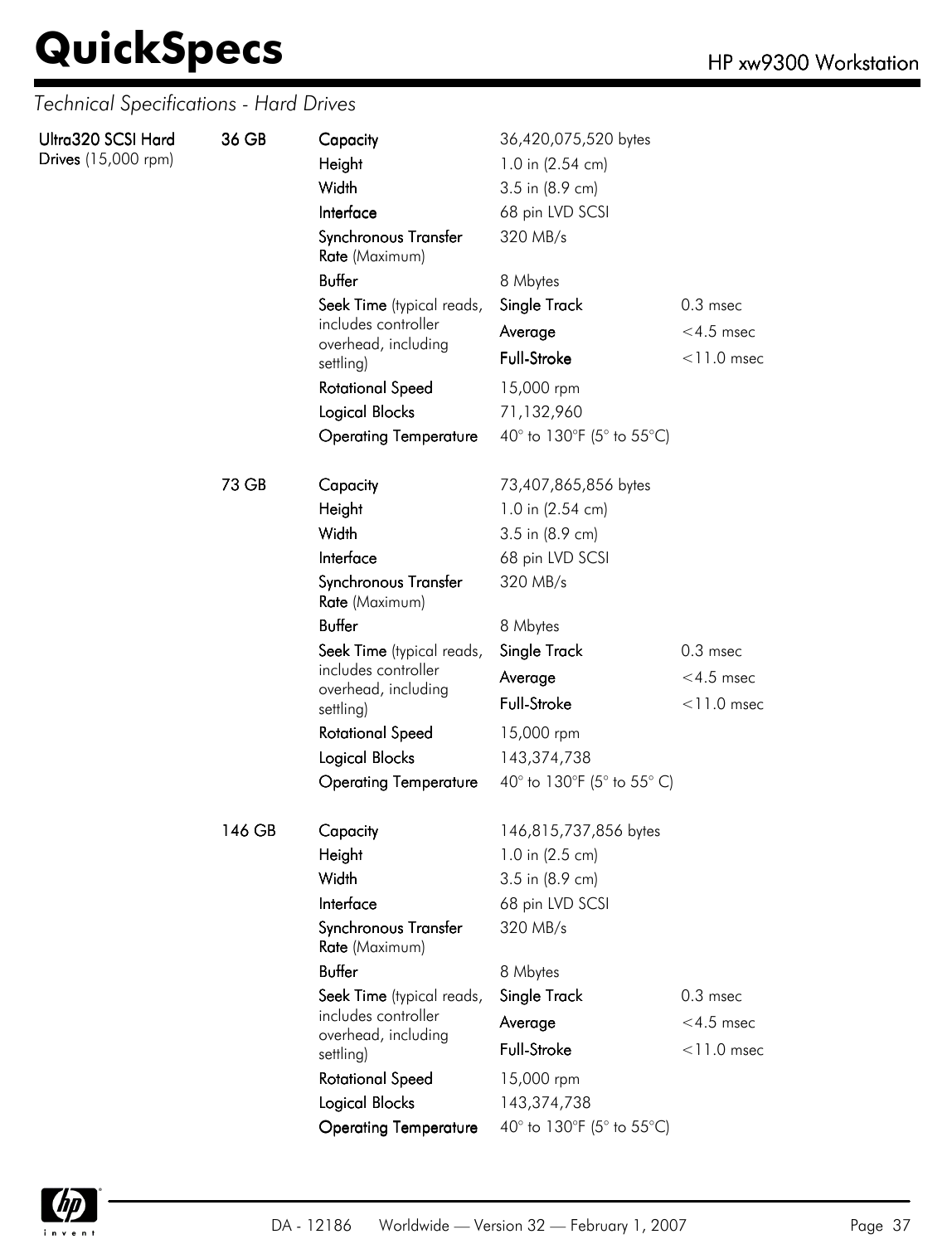*Technical Specifications - Hard Drives*

| | | | | |
|---|---|---|---|---|
| **Ultra320 SCSI Hard Drives** (15,000 rpm) | **36 GB** | **Capacity** | 36,420,075,520 bytes | |
| | | **Height** | 1.0 in (2.54 cm) | |
| | | **Width** | 3.5 in (8.9 cm) | |
| | | **Interface** | 68 pin LVD SCSI | |
| | | **Synchronous Transfer Rate** (Maximum) | 320 MB/s | |
| | | **Buffer** | 8 Mbytes | |
| | | **Seek Time** (typical reads, includes controller overhead, including settling) | **Single Track** | 0.3 msec |
| | | | **Average** | <4.5 msec |
| | | | **Full-Stroke** | <11.0 msec |
| | | **Rotational Speed** | 15,000 rpm | |
| | | **Logical Blocks** | 71,132,960 | |
| | | **Operating Temperature** | 40° to 130°F (5° to 55°C) | |
| | **73 GB** | **Capacity** | 73,407,865,856 bytes | |
| | | **Height** | 1.0 in (2.54 cm) | |
| | | **Width** | 3.5 in (8.9 cm) | |
| | | **Interface** | 68 pin LVD SCSI | |
| | | **Synchronous Transfer Rate** (Maximum) | 320 MB/s | |
| | | **Buffer** | 8 Mbytes | |
| | | **Seek Time** (typical reads, includes controller overhead, including settling) | **Single Track** | 0.3 msec |
| | | | **Average** | <4.5 msec |
| | | | **Full-Stroke** | <11.0 msec |
| | | **Rotational Speed** | 15,000 rpm | |
| | | **Logical Blocks** | 143,374,738 | |
| | | **Operating Temperature** | 40° to 130°F (5° to 55° C) | |
| | **146 GB** | **Capacity** | 146,815,737,856 bytes | |
| | | **Height** | 1.0 in (2.5 cm) | |
| | | **Width** | 3.5 in (8.9 cm) | |
| | | **Interface** | 68 pin LVD SCSI | |
| | | **Synchronous Transfer Rate** (Maximum) | 320 MB/s | |
| | | **Buffer** | 8 Mbytes | |
| | | **Seek Time** (typical reads, includes controller overhead, including settling) | **Single Track** | 0.3 msec |
| | | | **Average** | <4.5 msec |
| | | | **Full-Stroke** | <11.0 msec |
| | | **Rotational Speed** | 15,000 rpm | |
| | | **Logical Blocks** | 143,374,738 | |
| | | **Operating Temperature** | 40° to 130°F (5° to 55°C) | |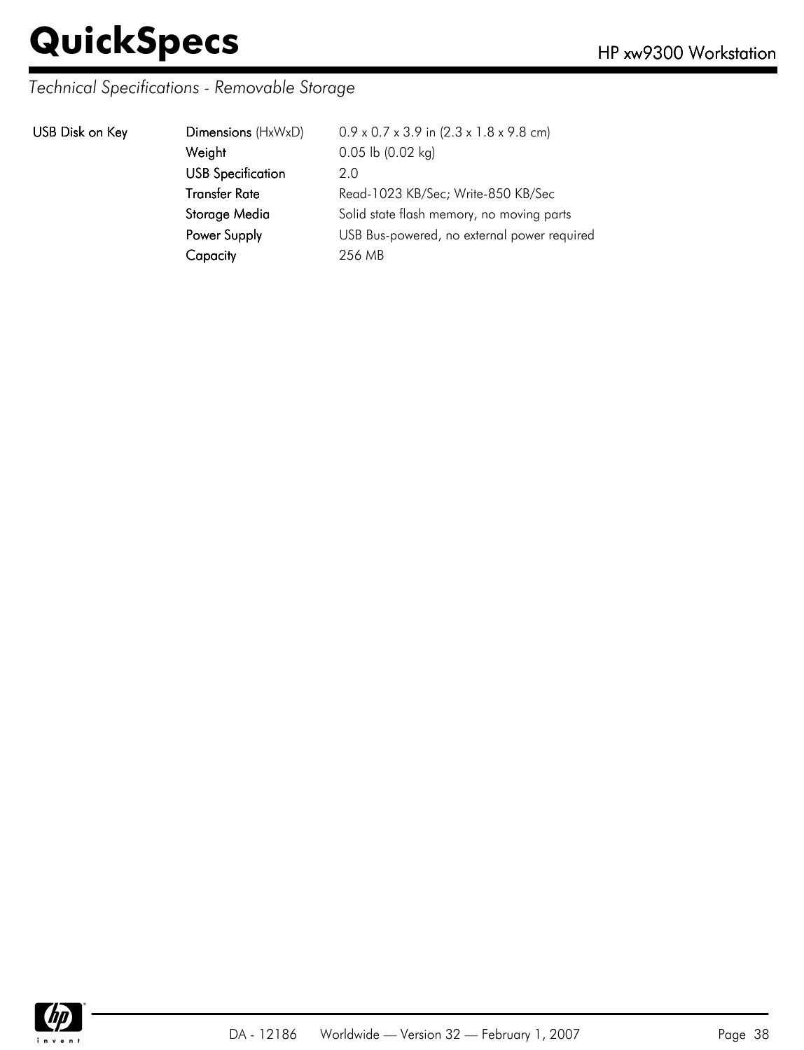*Technical Specifications - Removable Storage*

| USB Disk on Key | | |
|---|---|---|
| | **Dimensions** (HxWxD) | 0.9 x 0.7 x 3.9 in (2.3 x 1.8 x 9.8 cm) |
| | **Weight** | 0.05 lb (0.02 kg) |
| | **USB Specification** | 2.0 |
| | **Transfer Rate** | Read-1023 KB/Sec; Write-850 KB/Sec |
| | **Storage Media** | Solid state flash memory, no moving parts |
| | **Power Supply** | USB Bus-powered, no external power required |
| | **Capacity** | 256 MB |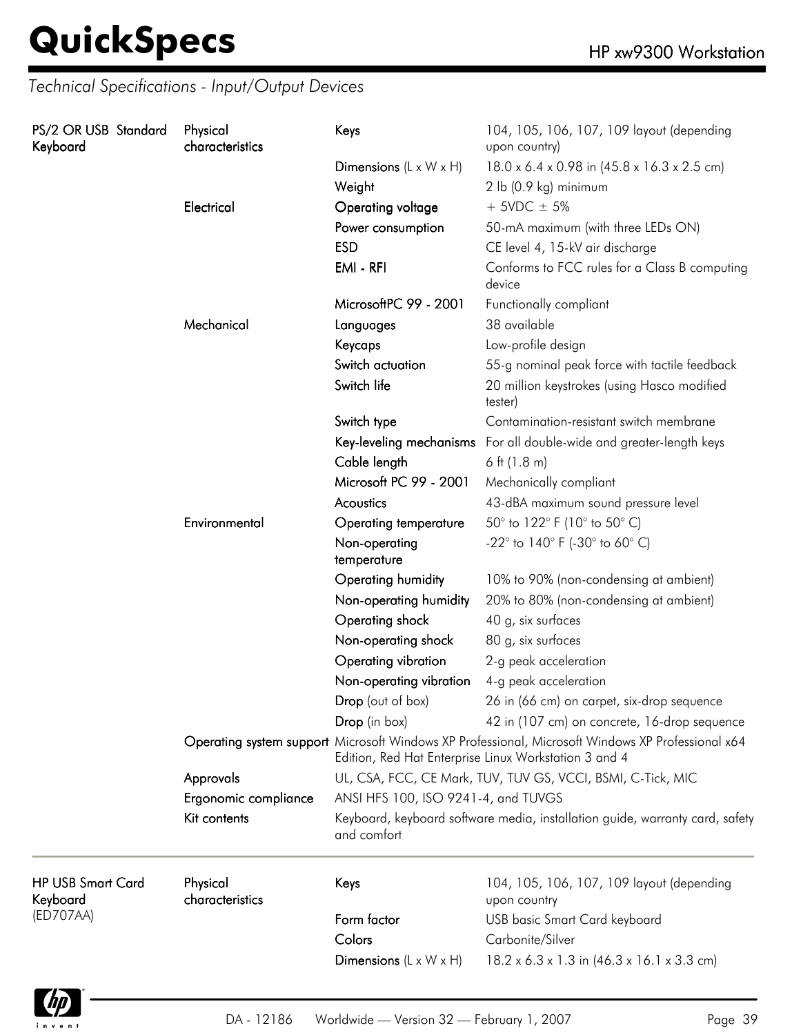## Technical Specifications - Input/Output Devices

| | | | |
|---|---|---|---|
| **PS/2 OR USB Standard Keyboard** | **Physical characteristics** | **Keys** | 104, 105, 106, 107, 109 layout (depending upon country) |
| | | **Dimensions** (L x W x H) | 18.0 x 6.4 x 0.98 in (45.8 x 16.3 x 2.5 cm) |
| | | **Weight** | 2 lb (0.9 kg) minimum |
| | **Electrical** | **Operating voltage** | + 5VDC ± 5% |
| | | **Power consumption** | 50-mA maximum (with three LEDs ON) |
| | | **ESD** | CE level 4, 15-kV air discharge |
| | | **EMI - RFI** | Conforms to FCC rules for a Class B computing device |
| | | **MicrosoftPC 99 - 2001** | Functionally compliant |
| | **Mechanical** | **Languages** | 38 available |
| | | **Keycaps** | Low-profile design |
| | | **Switch actuation** | 55-g nominal peak force with tactile feedback |
| | | **Switch life** | 20 million keystrokes (using Hasco modified tester) |
| | | **Switch type** | Contamination-resistant switch membrane |
| | | **Key-leveling mechanisms** | For all double-wide and greater-length keys |
| | | **Cable length** | 6 ft (1.8 m) |
| | | **Microsoft PC 99 - 2001** | Mechanically compliant |
| | | **Acoustics** | 43-dBA maximum sound pressure level |
| | **Environmental** | **Operating temperature** | 50° to 122° F (10° to 50° C) |
| | | **Non-operating temperature** | -22° to 140° F (-30° to 60° C) |
| | | **Operating humidity** | 10% to 90% (non-condensing at ambient) |
| | | **Non-operating humidity** | 20% to 80% (non-condensing at ambient) |
| | | **Operating shock** | 40 g, six surfaces |
| | | **Non-operating shock** | 80 g, six surfaces |
| | | **Operating vibration** | 2-g peak acceleration |
| | | **Non-operating vibration** | 4-g peak acceleration |
| | | **Drop** (out of box) | 26 in (66 cm) on carpet, six-drop sequence |
| | | **Drop** (in box) | 42 in (107 cm) on concrete, 16-drop sequence |
| | **Operating system support** | Microsoft Windows XP Professional, Microsoft Windows XP Professional x64 Edition, Red Hat Enterprise Linux Workstation 3 and 4 | |
| | **Approvals** | UL, CSA, FCC, CE Mark, TUV, TUV GS, VCCI, BSMI, C-Tick, MIC | |
| | **Ergonomic compliance** | ANSI HFS 100, ISO 9241-4, and TUVGS | |
| | **Kit contents** | Keyboard, keyboard software media, installation guide, warranty card, safety and comfort | |

| | | | |
|---|---|---|---|
| **HP USB Smart Card Keyboard** (ED707AA) | **Physical characteristics** | **Keys** | 104, 105, 106, 107, 109 layout (depending upon country |
| | | **Form factor** | USB basic Smart Card keyboard |
| | | **Colors** | Carbonite/Silver |
| | | **Dimensions** (L x W x H) | 18.2 x 6.3 x 1.3 in (46.3 x 16.1 x 3.3 cm) |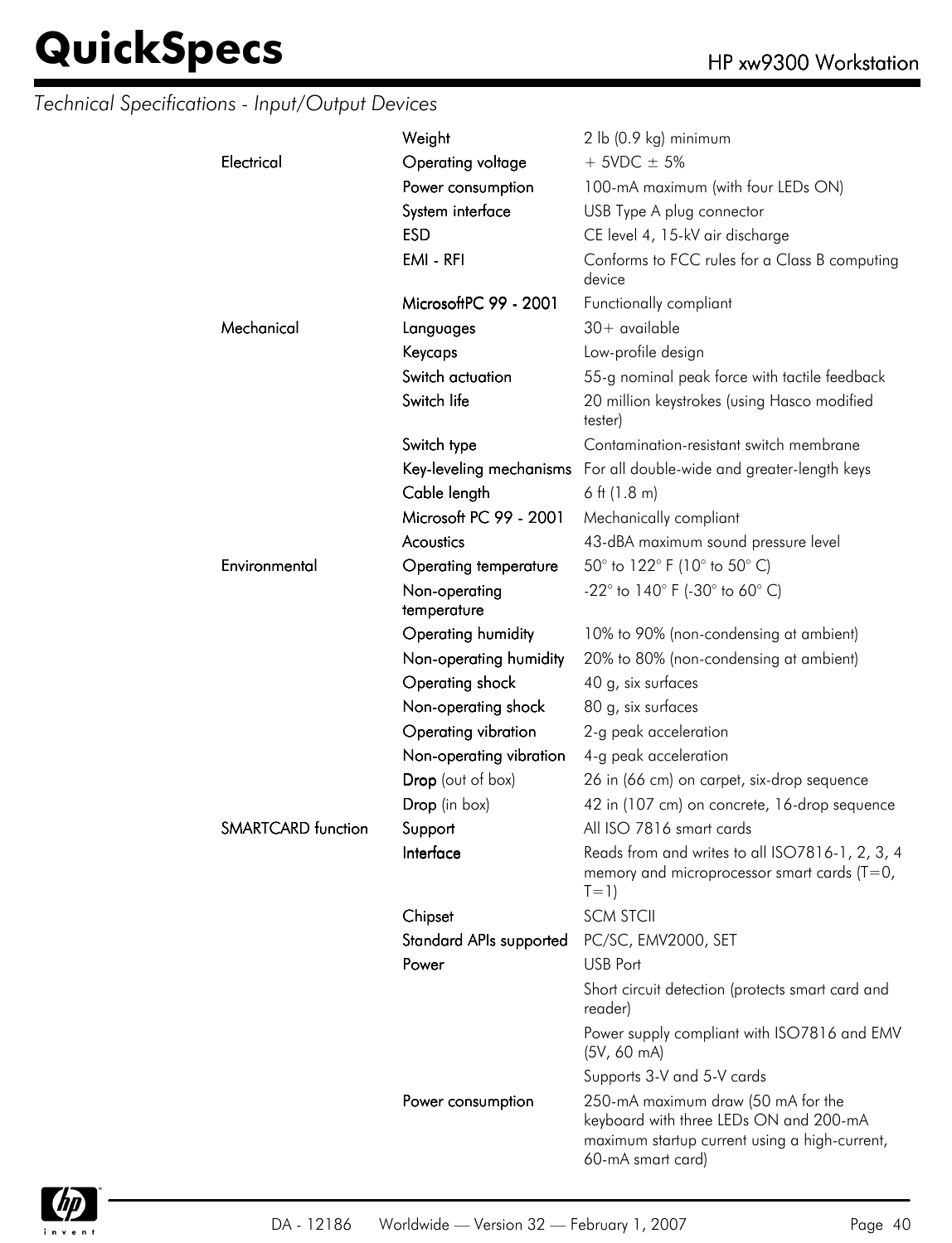*Technical Specifications - Input/Output Devices*

| | | |
|---|---|---|
| | **Weight** | 2 lb (0.9 kg) minimum |
| **Electrical** | **Operating voltage** | + 5VDC ± 5% |
| | **Power consumption** | 100-mA maximum (with four LEDs ON) |
| | **System interface** | USB Type A plug connector |
| | **ESD** | CE level 4, 15-kV air discharge |
| | **EMI - RFI** | Conforms to FCC rules for a Class B computing device |
| | **MicrosoftPC 99 - 2001** | Functionally compliant |
| **Mechanical** | **Languages** | 30+ available |
| | **Keycaps** | Low-profile design |
| | **Switch actuation** | 55-g nominal peak force with tactile feedback |
| | **Switch life** | 20 million keystrokes (using Hasco modified tester) |
| | **Switch type** | Contamination-resistant switch membrane |
| | **Key-leveling mechanisms** | For all double-wide and greater-length keys |
| | **Cable length** | 6 ft (1.8 m) |
| | **Microsoft PC 99 - 2001** | Mechanically compliant |
| | **Acoustics** | 43-dBA maximum sound pressure level |
| **Environmental** | **Operating temperature** | 50° to 122° F (10° to 50° C) |
| | **Non-operating temperature** | -22° to 140° F (-30° to 60° C) |
| | **Operating humidity** | 10% to 90% (non-condensing at ambient) |
| | **Non-operating humidity** | 20% to 80% (non-condensing at ambient) |
| | **Operating shock** | 40 g, six surfaces |
| | **Non-operating shock** | 80 g, six surfaces |
| | **Operating vibration** | 2-g peak acceleration |
| | **Non-operating vibration** | 4-g peak acceleration |
| | **Drop** (out of box) | 26 in (66 cm) on carpet, six-drop sequence |
| | **Drop** (in box) | 42 in (107 cm) on concrete, 16-drop sequence |
| **SMARTCARD function** | **Support** | All ISO 7816 smart cards |
| | **Interface** | Reads from and writes to all ISO7816-1, 2, 3, 4 memory and microprocessor smart cards (T=0, T=1) |
| | **Chipset** | SCM STCII |
| | **Standard APIs supported** | PC/SC, EMV2000, SET |
| | **Power** | USB Port |
| | | Short circuit detection (protects smart card and reader) |
| | | Power supply compliant with ISO7816 and EMV (5V, 60 mA) |
| | | Supports 3-V and 5-V cards |
| | **Power consumption** | 250-mA maximum draw (50 mA for the keyboard with three LEDs ON and 200-mA maximum startup current using a high-current, 60-mA smart card) |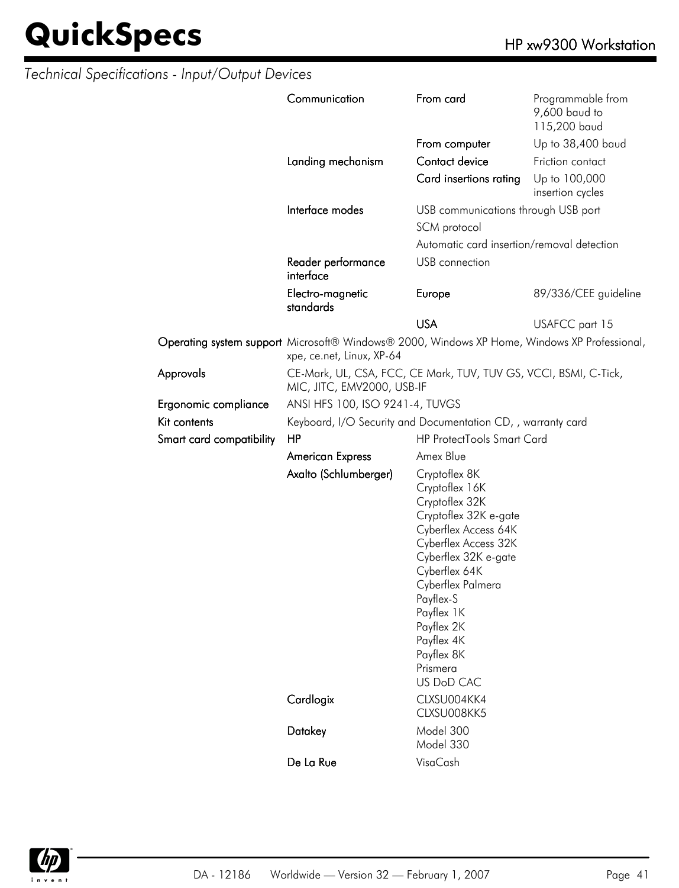*Technical Specifications - Input/Output Devices*

| | | | |
|---|---|---|---|
| | Communication | From card | Programmable from 9,600 baud to 115,200 baud |
| | | From computer | Up to 38,400 baud |
| | Landing mechanism | Contact device | Friction contact |
| | | Card insertions rating | Up to 100,000 insertion cycles |
| | Interface modes | USB communications through USB port | |
| | | SCM protocol | |
| | | Automatic card insertion/removal detection | |
| | Reader performance interface | USB connection | |
| | Electro-magnetic standards | Europe | 89/336/CEE guideline |
| | | USA | USAFCC part 15 |
| Operating system support | Microsoft® Windows® 2000, Windows XP Home, Windows XP Professional, xpe, ce.net, Linux, XP-64 | | |
| Approvals | CE-Mark, UL, CSA, FCC, CE Mark, TUV, TUV GS, VCCI, BSMI, C-Tick, MIC, JITC, EMV2000, USB-IF | | |
| Ergonomic compliance | ANSI HFS 100, ISO 9241-4, TUVGS | | |
| Kit contents | Keyboard, I/O Security and Documentation CD, , warranty card | | |
| Smart card compatibility | HP | HP ProtectTools Smart Card | |
| | American Express | Amex Blue | |
| | Axalto (Schlumberger) | Cryptoflex 8K<br>Cryptoflex 16K<br>Cryptoflex 32K<br>Cryptoflex 32K e-gate<br>Cyberflex Access 64K<br>Cyberflex Access 32K<br>Cyberflex 32K e-gate<br>Cyberflex 64K<br>Cyberflex Palmera<br>Payflex-S<br>Payflex 1K<br>Payflex 2K<br>Payflex 4K<br>Payflex 8K<br>Prismera<br>US DoD CAC | |
| | Cardlogix | CLXSU004KK4<br>CLXSU008KK5 | |
| | Datakey | Model 300<br>Model 330 | |
| | De La Rue | VisaCash | |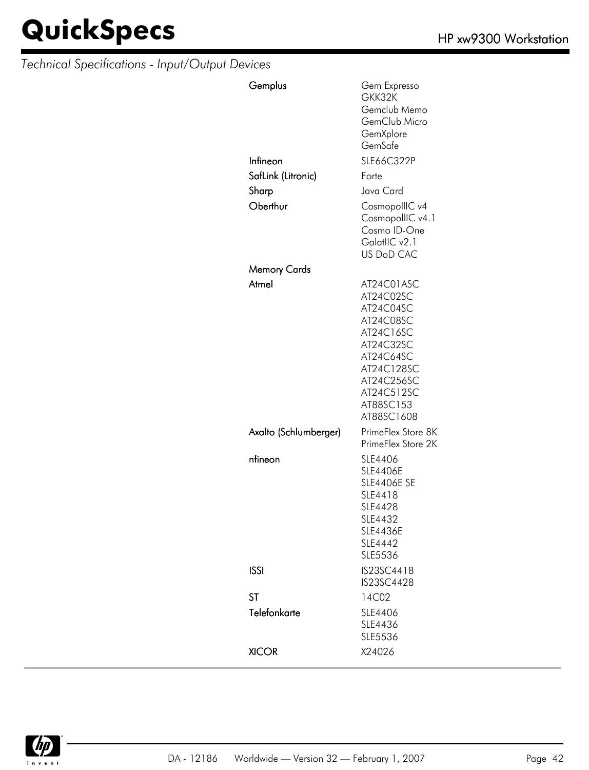*Technical Specifications - Input/Output Devices*

| | |
|---|---|
| **Gemplus** | Gem Expresso<br>GKK32K<br>Gemclub Memo<br>GemClub Micro<br>GemXplore<br>GemSafe |
| **Infineon** | SLE66C322P |
| **SafLink (Litronic)** | Forte |
| **Sharp** | Java Card |
| **Oberthur** | CosmopolIIC v4<br>CosmopolIIC v4.1<br>Cosmo ID-One<br>GalatIIC v2.1<br>US DoD CAC |
| **Memory Cards** | |
| **Atmel** | AT24C01ASC<br>AT24C02SC<br>AT24C04SC<br>AT24C08SC<br>AT24C16SC<br>AT24C32SC<br>AT24C64SC<br>AT24C128SC<br>AT24C256SC<br>AT24C512SC<br>AT88SC153<br>AT88SC1608 |
| **Axalto (Schlumberger)** | PrimeFlex Store 8K<br>PrimeFlex Store 2K |
| **nfineon** | SLE4406<br>SLE4406E<br>SLE4406E SE<br>SLE4418<br>SLE4428<br>SLE4432<br>SLE4436E<br>SLE4442<br>SLE5536 |
| **ISSI** | IS23SC4418<br>IS23SC4428 |
| **ST** | 14C02 |
| **Telefonkarte** | SLE4406<br>SLE4436<br>SLE5536 |
| **XICOR** | X24026 |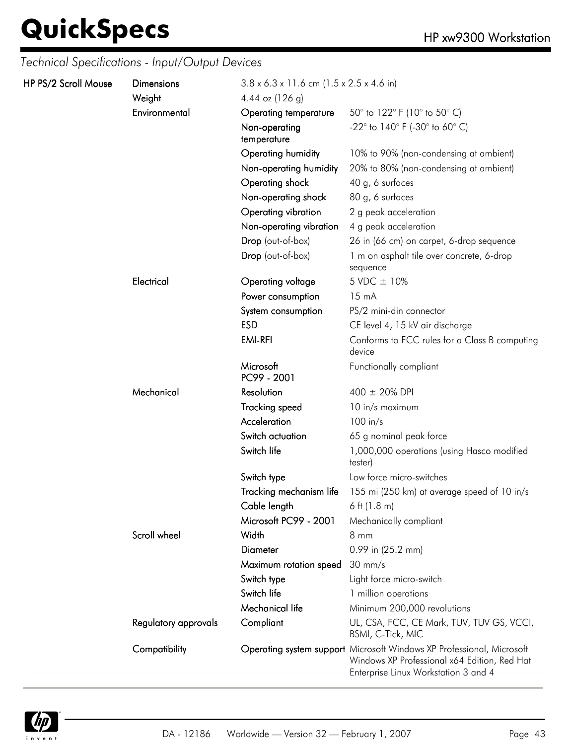*Technical Specifications - Input/Output Devices*

| | | | |
|---|---|---|---|
| **HP PS/2 Scroll Mouse** | **Dimensions** | 3.8 x 6.3 x 11.6 cm (1.5 x 2.5 x 4.6 in) | |
| | **Weight** | 4.44 oz (126 g) | |
| | **Environmental** | **Operating temperature** | 50° to 122° F (10° to 50° C) |
| | | **Non-operating temperature** | -22° to 140° F (-30° to 60° C) |
| | | **Operating humidity** | 10% to 90% (non-condensing at ambient) |
| | | **Non-operating humidity** | 20% to 80% (non-condensing at ambient) |
| | | **Operating shock** | 40 g, 6 surfaces |
| | | **Non-operating shock** | 80 g, 6 surfaces |
| | | **Operating vibration** | 2 g peak acceleration |
| | | **Non-operating vibration** | 4 g peak acceleration |
| | | **Drop** (out-of-box) | 26 in (66 cm) on carpet, 6-drop sequence |
| | | **Drop** (out-of-box) | 1 m on asphalt tile over concrete, 6-drop sequence |
| | **Electrical** | **Operating voltage** | 5 VDC ± 10% |
| | | **Power consumption** | 15 mA |
| | | **System consumption** | PS/2 mini-din connector |
| | | **ESD** | CE level 4, 15 kV air discharge |
| | | **EMI-RFI** | Conforms to FCC rules for a Class B computing device |
| | | **Microsoft PC99 - 2001** | Functionally compliant |
| | **Mechanical** | **Resolution** | 400 ± 20% DPI |
| | | **Tracking speed** | 10 in/s maximum |
| | | **Acceleration** | 100 in/s |
| | | **Switch actuation** | 65 g nominal peak force |
| | | **Switch life** | 1,000,000 operations (using Hasco modified tester) |
| | | **Switch type** | Low force micro-switches |
| | | **Tracking mechanism life** | 155 mi (250 km) at average speed of 10 in/s |
| | | **Cable length** | 6 ft (1.8 m) |
| | | **Microsoft PC99 - 2001** | Mechanically compliant |
| | **Scroll wheel** | **Width** | 8 mm |
| | | **Diameter** | 0.99 in (25.2 mm) |
| | | **Maximum rotation speed** | 30 mm/s |
| | | **Switch type** | Light force micro-switch |
| | | **Switch life** | 1 million operations |
| | | **Mechanical life** | Minimum 200,000 revolutions |
| | **Regulatory approvals** | **Compliant** | UL, CSA, FCC, CE Mark, TUV, TUV GS, VCCI, BSMI, C-Tick, MIC |
| | **Compatibility** | **Operating system support** | Microsoft Windows XP Professional, Microsoft Windows XP Professional x64 Edition, Red Hat Enterprise Linux Workstation 3 and 4 |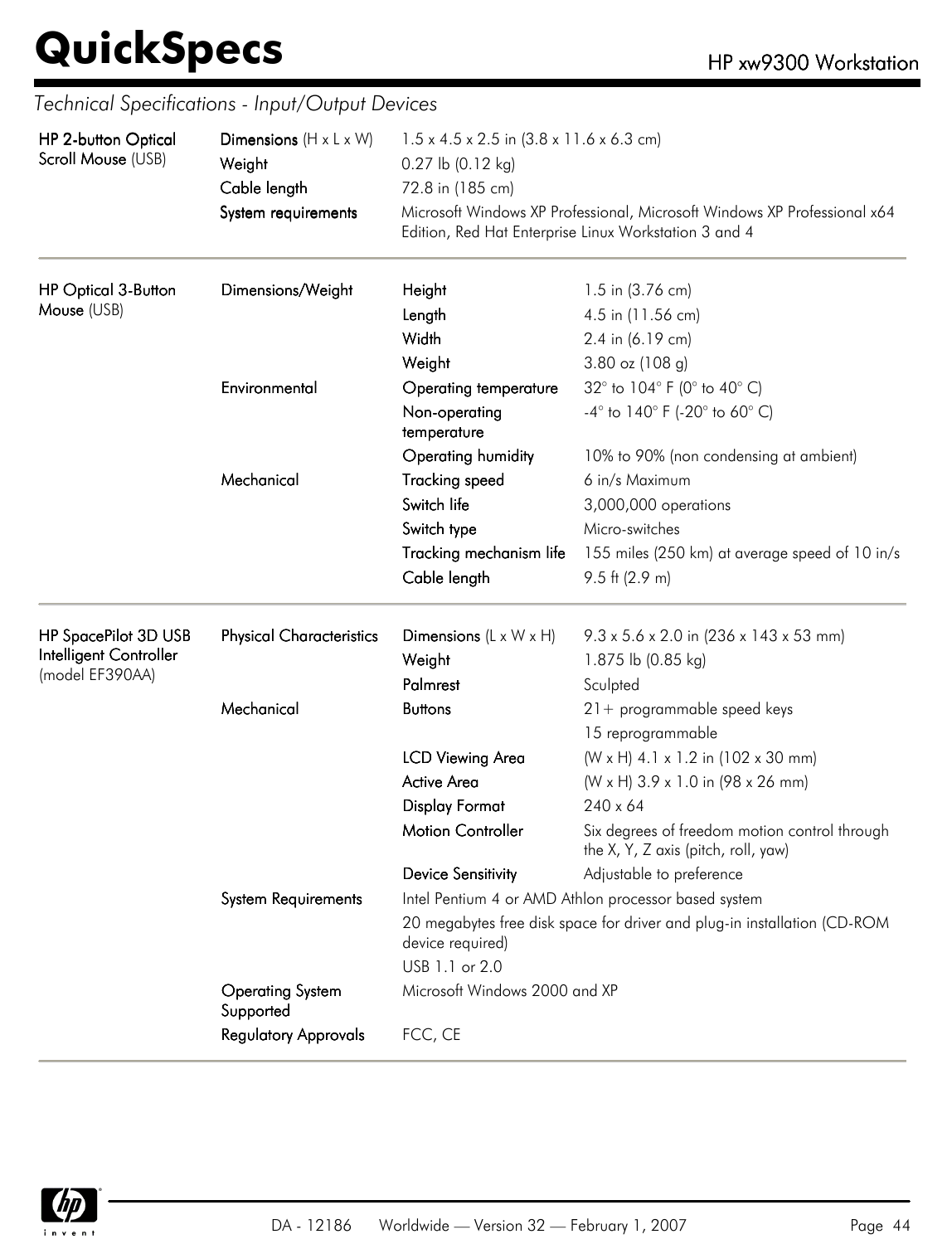## Technical Specifications - Input/Output Devices

| | | | |
|---|---|---|---|
| **HP 2-button Optical Scroll Mouse** (USB) | **Dimensions** (H x L x W) | 1.5 x 4.5 x 2.5 in (3.8 x 11.6 x 6.3 cm) | |
| | **Weight** | 0.27 lb (0.12 kg) | |
| | **Cable length** | 72.8 in (185 cm) | |
| | **System requirements** | Microsoft Windows XP Professional, Microsoft Windows XP Professional x64 Edition, Red Hat Enterprise Linux Workstation 3 and 4 | |
| **HP Optical 3-Button Mouse** (USB) | **Dimensions/Weight** | **Height** | 1.5 in (3.76 cm) |
| | | **Length** | 4.5 in (11.56 cm) |
| | | **Width** | 2.4 in (6.19 cm) |
| | | **Weight** | 3.80 oz (108 g) |
| | **Environmental** | **Operating temperature** | 32° to 104° F (0° to 40° C) |
| | | **Non-operating temperature** | -4° to 140° F (-20° to 60° C) |
| | | **Operating humidity** | 10% to 90% (non condensing at ambient) |
| | **Mechanical** | **Tracking speed** | 6 in/s Maximum |
| | | **Switch life** | 3,000,000 operations |
| | | **Switch type** | Micro-switches |
| | | **Tracking mechanism life** | 155 miles (250 km) at average speed of 10 in/s |
| | | **Cable length** | 9.5 ft (2.9 m) |
| **HP SpacePilot 3D USB Intelligent Controller** (model EF390AA) | **Physical Characteristics** | **Dimensions** (L x W x H) | 9.3 x 5.6 x 2.0 in (236 x 143 x 53 mm) |
| | | **Weight** | 1.875 lb (0.85 kg) |
| | | **Palmrest** | Sculpted |
| | **Mechanical** | **Buttons** | 21+ programmable speed keys |
| | | | 15 reprogrammable |
| | | **LCD Viewing Area** | (W x H) 4.1 x 1.2 in (102 x 30 mm) |
| | | **Active Area** | (W x H) 3.9 x 1.0 in (98 x 26 mm) |
| | | **Display Format** | 240 x 64 |
| | | **Motion Controller** | Six degrees of freedom motion control through the X, Y, Z axis (pitch, roll, yaw) |
| | | **Device Sensitivity** | Adjustable to preference |
| | **System Requirements** | Intel Pentium 4 or AMD Athlon processor based system | |
| | | 20 megabytes free disk space for driver and plug-in installation (CD-ROM device required) | |
| | | USB 1.1 or 2.0 | |
| | **Operating System Supported** | Microsoft Windows 2000 and XP | |
| | **Regulatory Approvals** | FCC, CE | |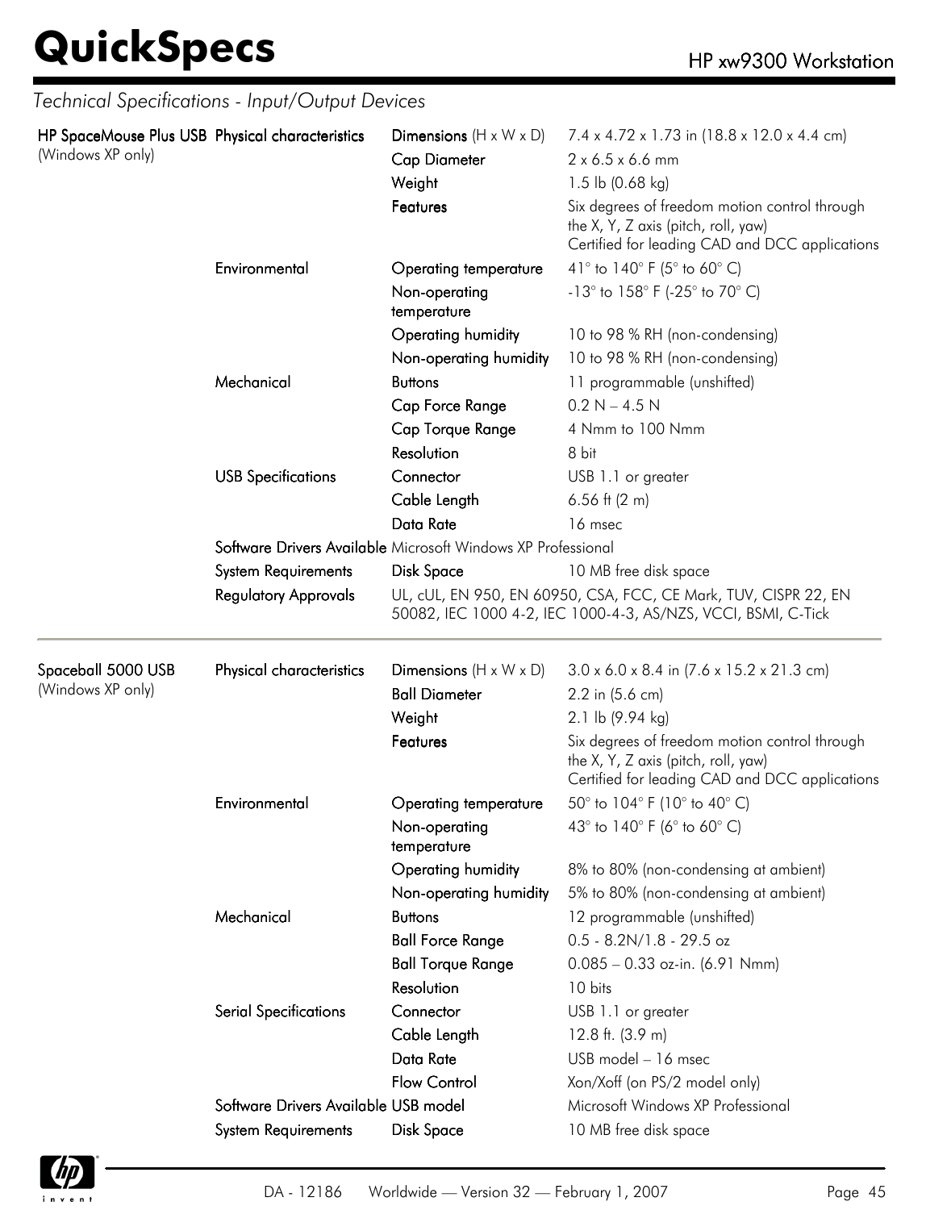## Technical Specifications - Input/Output Devices

| Device | Category | Item | Specification |
|---|---|---|---|
| **HP SpaceMouse Plus USB** (Windows XP only) | Physical characteristics | Dimensions (H x W x D) | 7.4 x 4.72 x 1.73 in (18.8 x 12.0 x 4.4 cm) |
| | | Cap Diameter | 2 x 6.5 x 6.6 mm |
| | | Weight | 1.5 lb (0.68 kg) |
| | | Features | Six degrees of freedom motion control through the X, Y, Z axis (pitch, roll, yaw)<br>Certified for leading CAD and DCC applications |
| | Environmental | Operating temperature | 41° to 140° F (5° to 60° C) |
| | | Non-operating temperature | -13° to 158° F (-25° to 70° C) |
| | | Operating humidity | 10 to 98 % RH (non-condensing) |
| | | Non-operating humidity | 10 to 98 % RH (non-condensing) |
| | Mechanical | Buttons | 11 programmable (unshifted) |
| | | Cap Force Range | 0.2 N – 4.5 N |
| | | Cap Torque Range | 4 Nmm to 100 Nmm |
| | | Resolution | 8 bit |
| | USB Specifications | Connector | USB 1.1 or greater |
| | | Cable Length | 6.56 ft (2 m) |
| | | Data Rate | 16 msec |
| | Software Drivers Available | Microsoft Windows XP Professional | |
| | System Requirements | Disk Space | 10 MB free disk space |
| | Regulatory Approvals | UL, cUL, EN 950, EN 60950, CSA, FCC, CE Mark, TUV, CISPR 22, EN 50082, IEC 1000 4-2, IEC 1000-4-3, AS/NZS, VCCI, BSMI, C-Tick | |

| Device | Category | Item | Specification |
|---|---|---|---|
| **Spaceball 5000 USB** (Windows XP only) | Physical characteristics | Dimensions (H x W x D) | 3.0 x 6.0 x 8.4 in (7.6 x 15.2 x 21.3 cm) |
| | | Ball Diameter | 2.2 in (5.6 cm) |
| | | Weight | 2.1 lb (9.94 kg) |
| | | Features | Six degrees of freedom motion control through the X, Y, Z axis (pitch, roll, yaw)<br>Certified for leading CAD and DCC applications |
| | Environmental | Operating temperature | 50° to 104° F (10° to 40° C) |
| | | Non-operating temperature | 43° to 140° F (6° to 60° C) |
| | | Operating humidity | 8% to 80% (non-condensing at ambient) |
| | | Non-operating humidity | 5% to 80% (non-condensing at ambient) |
| | Mechanical | Buttons | 12 programmable (unshifted) |
| | | Ball Force Range | 0.5 - 8.2N/1.8 - 29.5 oz |
| | | Ball Torque Range | 0.085 – 0.33 oz-in. (6.91 Nmm) |
| | | Resolution | 10 bits |
| | Serial Specifications | Connector | USB 1.1 or greater |
| | | Cable Length | 12.8 ft. (3.9 m) |
| | | Data Rate | USB model – 16 msec |
| | | Flow Control | Xon/Xoff (on PS/2 model only) |
| | Software Drivers Available | USB model | Microsoft Windows XP Professional |
| | System Requirements | Disk Space | 10 MB free disk space |

DA - 12186 Worldwide — Version 32 — February 1, 2007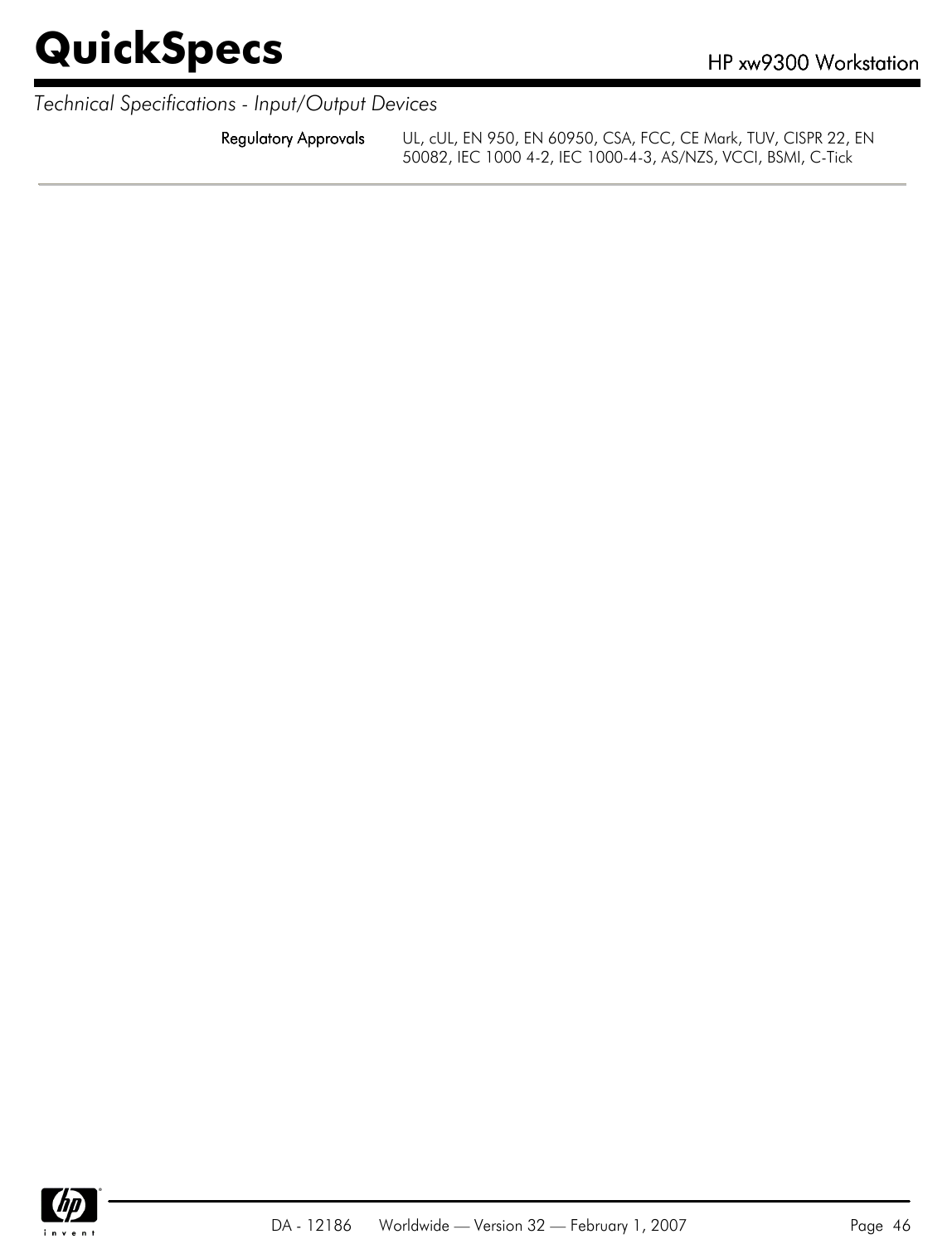*Technical Specifications - Input/Output Devices*

| | |
|---|---|
| **Regulatory Approvals** | UL, cUL, EN 950, EN 60950, CSA, FCC, CE Mark, TUV, CISPR 22, EN 50082, IEC 1000 4-2, IEC 1000-4-3, AS/NZS, VCCI, BSMI, C-Tick |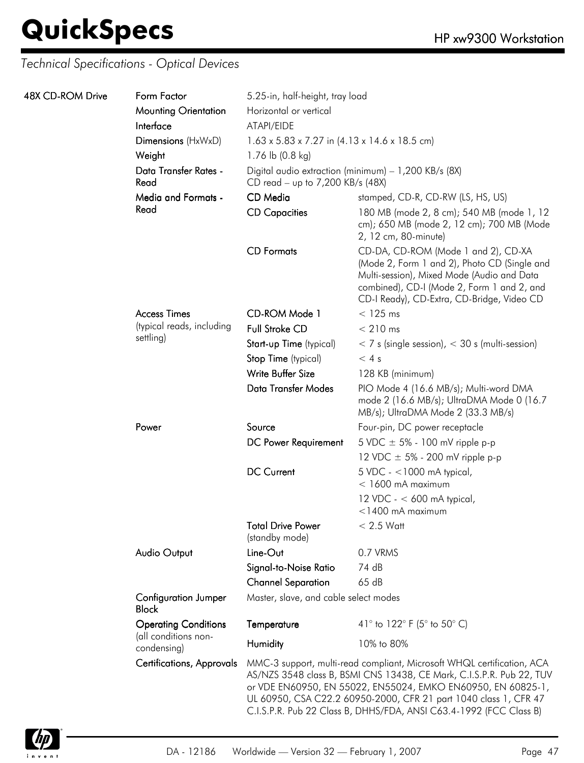*Technical Specifications - Optical Devices*

| | | | |
|---|---|---|---|
| **48X CD-ROM Drive** | **Form Factor** | 5.25-in, half-height, tray load | |
| | **Mounting Orientation** | Horizontal or vertical | |
| | **Interface** | ATAPI/EIDE | |
| | **Dimensions** (HxWxD) | 1.63 x 5.83 x 7.27 in (4.13 x 14.6 x 18.5 cm) | |
| | **Weight** | 1.76 lb (0.8 kg) | |
| | **Data Transfer Rates - Read** | Digital audio extraction (minimum) – 1,200 KB/s (8X)<br>CD read – up to 7,200 KB/s (48X) | |
| | **Media and Formats - Read** | **CD Media** | stamped, CD-R, CD-RW (LS, HS, US) |
| | | **CD Capacities** | 180 MB (mode 2, 8 cm); 540 MB (mode 1, 12 cm); 650 MB (mode 2, 12 cm); 700 MB (Mode 2, 12 cm, 80-minute) |
| | | **CD Formats** | CD-DA, CD-ROM (Mode 1 and 2), CD-XA (Mode 2, Form 1 and 2), Photo CD (Single and Multi-session), Mixed Mode (Audio and Data combined), CD-I (Mode 2, Form 1 and 2, and CD-I Ready), CD-Extra, CD-Bridge, Video CD |
| | **Access Times** (typical reads, including settling) | **CD-ROM Mode 1** | < 125 ms |
| | | **Full Stroke CD** | < 210 ms |
| | | **Start-up Time** (typical) | < 7 s (single session), < 30 s (multi-session) |
| | | **Stop Time** (typical) | < 4 s |
| | | **Write Buffer Size** | 128 KB (minimum) |
| | | **Data Transfer Modes** | PIO Mode 4 (16.6 MB/s); Multi-word DMA mode 2 (16.6 MB/s); UltraDMA Mode 0 (16.7 MB/s); UltraDMA Mode 2 (33.3 MB/s) |
| | **Power** | **Source** | Four-pin, DC power receptacle |
| | | **DC Power Requirement** | 5 VDC ± 5% - 100 mV ripple p-p<br>12 VDC ± 5% - 200 mV ripple p-p |
| | | **DC Current** | 5 VDC - <1000 mA typical, < 1600 mA maximum<br>12 VDC - < 600 mA typical, <1400 mA maximum |
| | | **Total Drive Power** (standby mode) | < 2.5 Watt |
| | **Audio Output** | **Line-Out** | 0.7 VRMS |
| | | **Signal-to-Noise Ratio** | 74 dB |
| | | **Channel Separation** | 65 dB |
| | **Configuration Jumper Block** | Master, slave, and cable select modes | |
| | **Operating Conditions** (all conditions non-condensing) | **Temperature** | 41° to 122° F (5° to 50° C) |
| | | **Humidity** | 10% to 80% |
| | **Certifications, Approvals** | MMC-3 support, multi-read compliant, Microsoft WHQL certification, ACA AS/NZS 3548 class B, BSMI CNS 13438, CE Mark, C.I.S.P.R. Pub 22, TUV or VDE EN60950, EN 55022, EN55024, EMKO EN60950, EN 60825-1, UL 60950, CSA C22.2 60950-2000, CFR 21 part 1040 class 1, CFR 47 C.I.S.P.R. Pub 22 Class B, DHHS/FDA, ANSI C63.4-1992 (FCC Class B) | |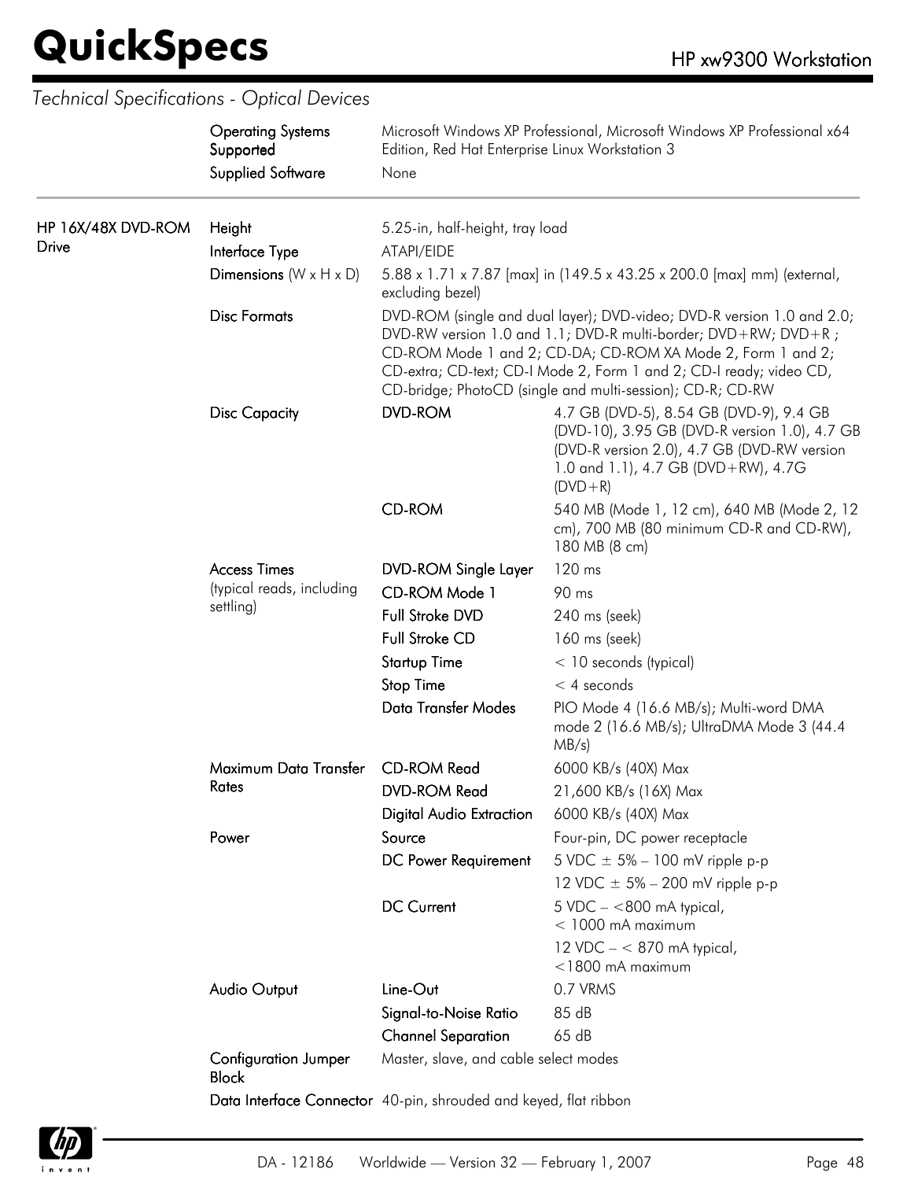## Technical Specifications - Optical Devices

| | | | |
|---|---|---|---|
| | **Operating Systems Supported** | Microsoft Windows XP Professional, Microsoft Windows XP Professional x64 Edition, Red Hat Enterprise Linux Workstation 3 | |
| | **Supplied Software** | None | |
| **HP 16X/48X DVD-ROM Drive** | **Height** | 5.25-in, half-height, tray load | |
| | **Interface Type** | ATAPI/EIDE | |
| | **Dimensions** (W x H x D) | 5.88 x 1.71 x 7.87 [max] in (149.5 x 43.25 x 200.0 [max] mm) (external, excluding bezel) | |
| | **Disc Formats** | DVD-ROM (single and dual layer); DVD-video; DVD-R version 1.0 and 2.0; DVD-RW version 1.0 and 1.1; DVD-R multi-border; DVD+RW; DVD+R ; CD-ROM Mode 1 and 2; CD-DA; CD-ROM XA Mode 2, Form 1 and 2; CD-extra; CD-text; CD-I Mode 2, Form 1 and 2; CD-I ready; video CD, CD-bridge; PhotoCD (single and multi-session); CD-R; CD-RW | |
| | **Disc Capacity** | **DVD-ROM** | 4.7 GB (DVD-5), 8.54 GB (DVD-9), 9.4 GB (DVD-10), 3.95 GB (DVD-R version 1.0), 4.7 GB (DVD-R version 2.0), 4.7 GB (DVD-RW version 1.0 and 1.1), 4.7 GB (DVD+RW), 4.7G (DVD+R) |
| | | **CD-ROM** | 540 MB (Mode 1, 12 cm), 640 MB (Mode 2, 12 cm), 700 MB (80 minimum CD-R and CD-RW), 180 MB (8 cm) |
| | **Access Times** (typical reads, including settling) | **DVD-ROM Single Layer** | 120 ms |
| | | **CD-ROM Mode 1** | 90 ms |
| | | **Full Stroke DVD** | 240 ms (seek) |
| | | **Full Stroke CD** | 160 ms (seek) |
| | | **Startup Time** | < 10 seconds (typical) |
| | | **Stop Time** | < 4 seconds |
| | | **Data Transfer Modes** | PIO Mode 4 (16.6 MB/s); Multi-word DMA mode 2 (16.6 MB/s); UltraDMA Mode 3 (44.4 MB/s) |
| | **Maximum Data Transfer Rates** | **CD-ROM Read** | 6000 KB/s (40X) Max |
| | | **DVD-ROM Read** | 21,600 KB/s (16X) Max |
| | | **Digital Audio Extraction** | 6000 KB/s (40X) Max |
| | **Power** | **Source** | Four-pin, DC power receptacle |
| | | **DC Power Requirement** | 5 VDC ± 5% – 100 mV ripple p-p<br>12 VDC ± 5% – 200 mV ripple p-p |
| | | **DC Current** | 5 VDC – <800 mA typical, < 1000 mA maximum<br>12 VDC – < 870 mA typical, <1800 mA maximum |
| | **Audio Output** | **Line-Out** | 0.7 VRMS |
| | | **Signal-to-Noise Ratio** | 85 dB |
| | | **Channel Separation** | 65 dB |
| | **Configuration Jumper Block** | Master, slave, and cable select modes | |
| | **Data Interface Connector** | 40-pin, shrouded and keyed, flat ribbon | |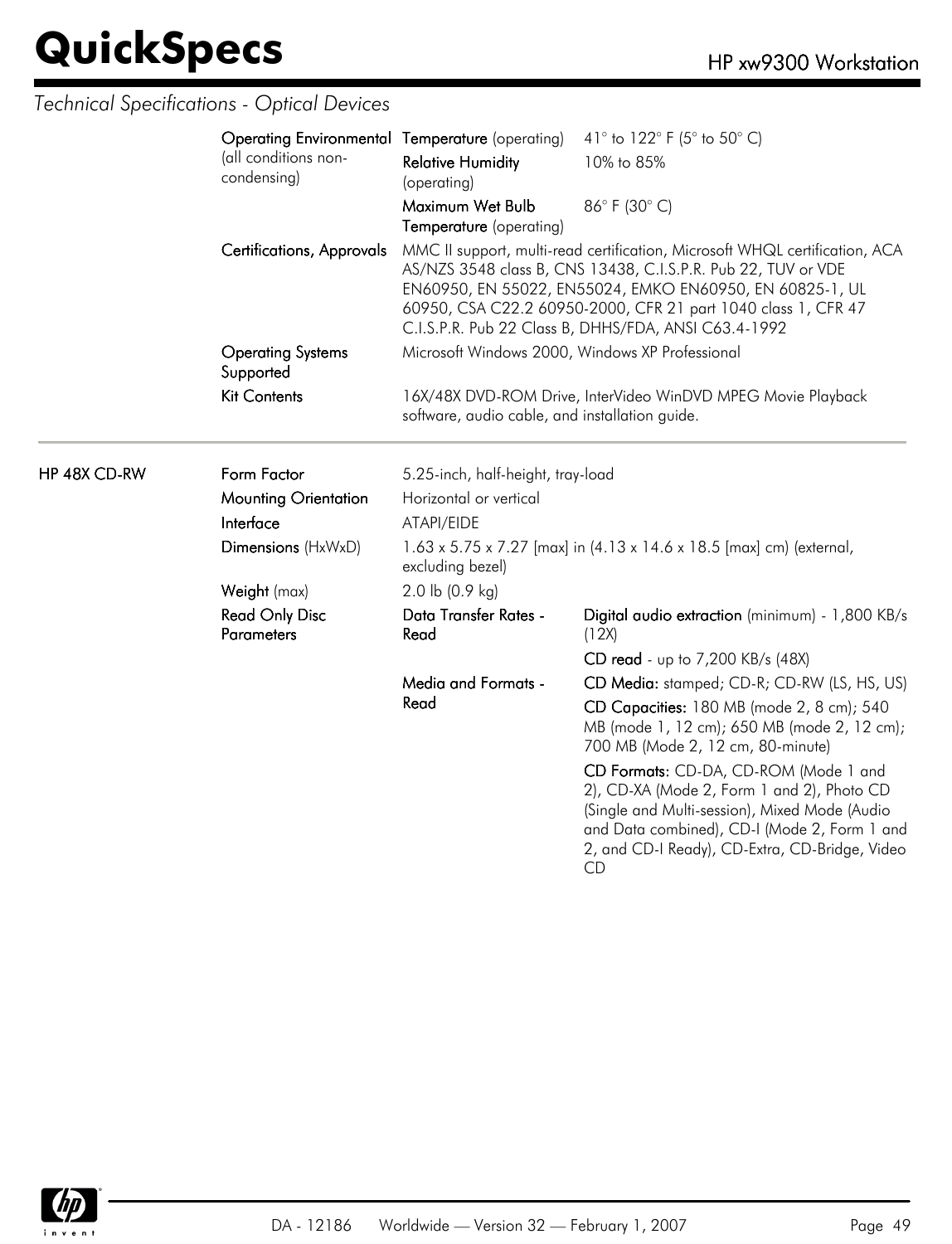*Technical Specifications - Optical Devices*

| | | | |
|---|---|---|---|
| | **Operating Environmental** (all conditions non-condensing) | **Temperature** (operating) | 41° to 122° F (5° to 50° C) |
| | | **Relative Humidity** (operating) | 10% to 85% |
| | | **Maximum Wet Bulb Temperature** (operating) | 86° F (30° C) |
| | **Certifications, Approvals** | MMC II support, multi-read certification, Microsoft WHQL certification, ACA AS/NZS 3548 class B, CNS 13438, C.I.S.P.R. Pub 22, TUV or VDE EN60950, EN 55022, EN55024, EMKO EN60950, EN 60825-1, UL 60950, CSA C22.2 60950-2000, CFR 21 part 1040 class 1, CFR 47 C.I.S.P.R. Pub 22 Class B, DHHS/FDA, ANSI C63.4-1992 | |
| | **Operating Systems Supported** | Microsoft Windows 2000, Windows XP Professional | |
| | **Kit Contents** | 16X/48X DVD-ROM Drive, InterVideo WinDVD MPEG Movie Playback software, audio cable, and installation guide. | |

| | | | |
|---|---|---|---|
| **HP 48X CD-RW** | **Form Factor** | 5.25-inch, half-height, tray-load | |
| | **Mounting Orientation** | Horizontal or vertical | |
| | **Interface** | ATAPI/EIDE | |
| | **Dimensions** (HxWxD) | 1.63 x 5.75 x 7.27 [max] in (4.13 x 14.6 x 18.5 [max] cm) (external, excluding bezel) | |
| | **Weight** (max) | 2.0 lb (0.9 kg) | |
| | **Read Only Disc Parameters** | **Data Transfer Rates - Read** | **Digital audio extraction** (minimum) - 1,800 KB/s (12X) |
| | | | **CD read** - up to 7,200 KB/s (48X) |
| | | **Media and Formats - Read** | **CD Media:** stamped; CD-R; CD-RW (LS, HS, US) |
| | | | **CD Capacities:** 180 MB (mode 2, 8 cm); 540 MB (mode 1, 12 cm); 650 MB (mode 2, 12 cm); 700 MB (Mode 2, 12 cm, 80-minute) |
| | | | **CD Formats:** CD-DA, CD-ROM (Mode 1 and 2), CD-XA (Mode 2, Form 1 and 2), Photo CD (Single and Multi-session), Mixed Mode (Audio and Data combined), CD-I (Mode 2, Form 1 and 2, and CD-I Ready), CD-Extra, CD-Bridge, Video CD |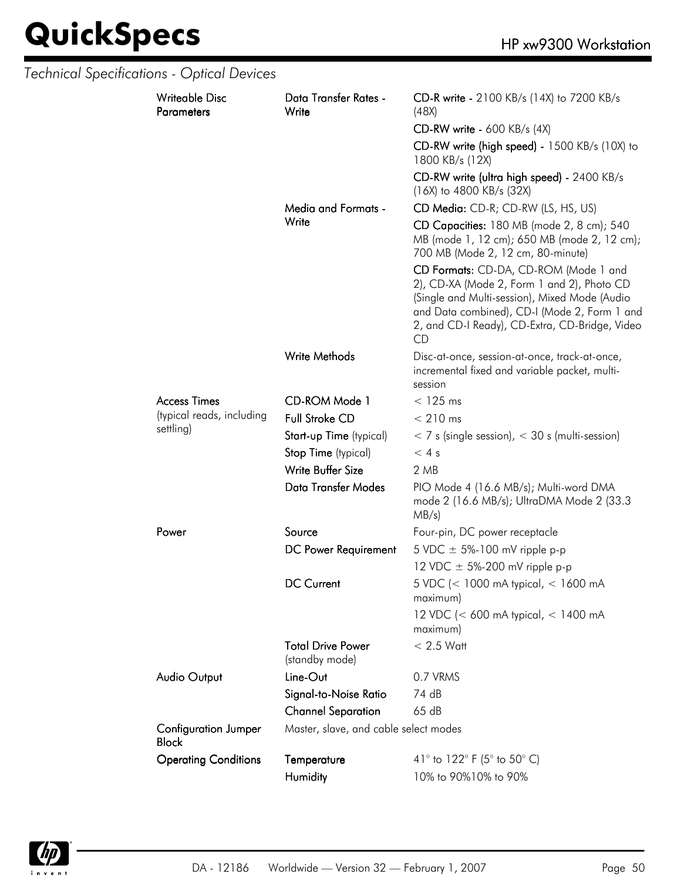## Technical Specifications - Optical Devices

| | | |
|---|---|---|
| **Writeable Disc Parameters** | **Data Transfer Rates - Write** | **CD-R write -** 2100 KB/s (14X) to 7200 KB/s (48X) |
| | | **CD-RW write -** 600 KB/s (4X) |
| | | **CD-RW write (high speed) -** 1500 KB/s (10X) to 1800 KB/s (12X) |
| | | **CD-RW write (ultra high speed) -** 2400 KB/s (16X) to 4800 KB/s (32X) |
| | **Media and Formats - Write** | **CD Media:** CD-R; CD-RW (LS, HS, US) |
| | | **CD Capacities:** 180 MB (mode 2, 8 cm); 540 MB (mode 1, 12 cm); 650 MB (mode 2, 12 cm); 700 MB (Mode 2, 12 cm, 80-minute) |
| | | **CD Formats:** CD-DA, CD-ROM (Mode 1 and 2), CD-XA (Mode 2, Form 1 and 2), Photo CD (Single and Multi-session), Mixed Mode (Audio and Data combined), CD-I (Mode 2, Form 1 and 2, and CD-I Ready), CD-Extra, CD-Bridge, Video CD |
| | **Write Methods** | Disc-at-once, session-at-once, track-at-once, incremental fixed and variable packet, multi-session |
| **Access Times** (typical reads, including settling) | **CD-ROM Mode 1** | < 125 ms |
| | **Full Stroke CD** | < 210 ms |
| | **Start-up Time** (typical) | < 7 s (single session), < 30 s (multi-session) |
| | **Stop Time** (typical) | < 4 s |
| | **Write Buffer Size** | 2 MB |
| | **Data Transfer Modes** | PIO Mode 4 (16.6 MB/s); Multi-word DMA mode 2 (16.6 MB/s); UltraDMA Mode 2 (33.3 MB/s) |
| **Power** | **Source** | Four-pin, DC power receptacle |
| | **DC Power Requirement** | 5 VDC ± 5%-100 mV ripple p-p |
| | | 12 VDC ± 5%-200 mV ripple p-p |
| | **DC Current** | 5 VDC (< 1000 mA typical, < 1600 mA maximum) |
| | | 12 VDC (< 600 mA typical, < 1400 mA maximum) |
| | **Total Drive Power** (standby mode) | < 2.5 Watt |
| **Audio Output** | **Line-Out** | 0.7 VRMS |
| | **Signal-to-Noise Ratio** | 74 dB |
| | **Channel Separation** | 65 dB |
| **Configuration Jumper Block** | Master, slave, and cable select modes | |
| **Operating Conditions** | **Temperature** | 41° to 122° F (5° to 50° C) |
| | **Humidity** | 10% to 90%10% to 90% |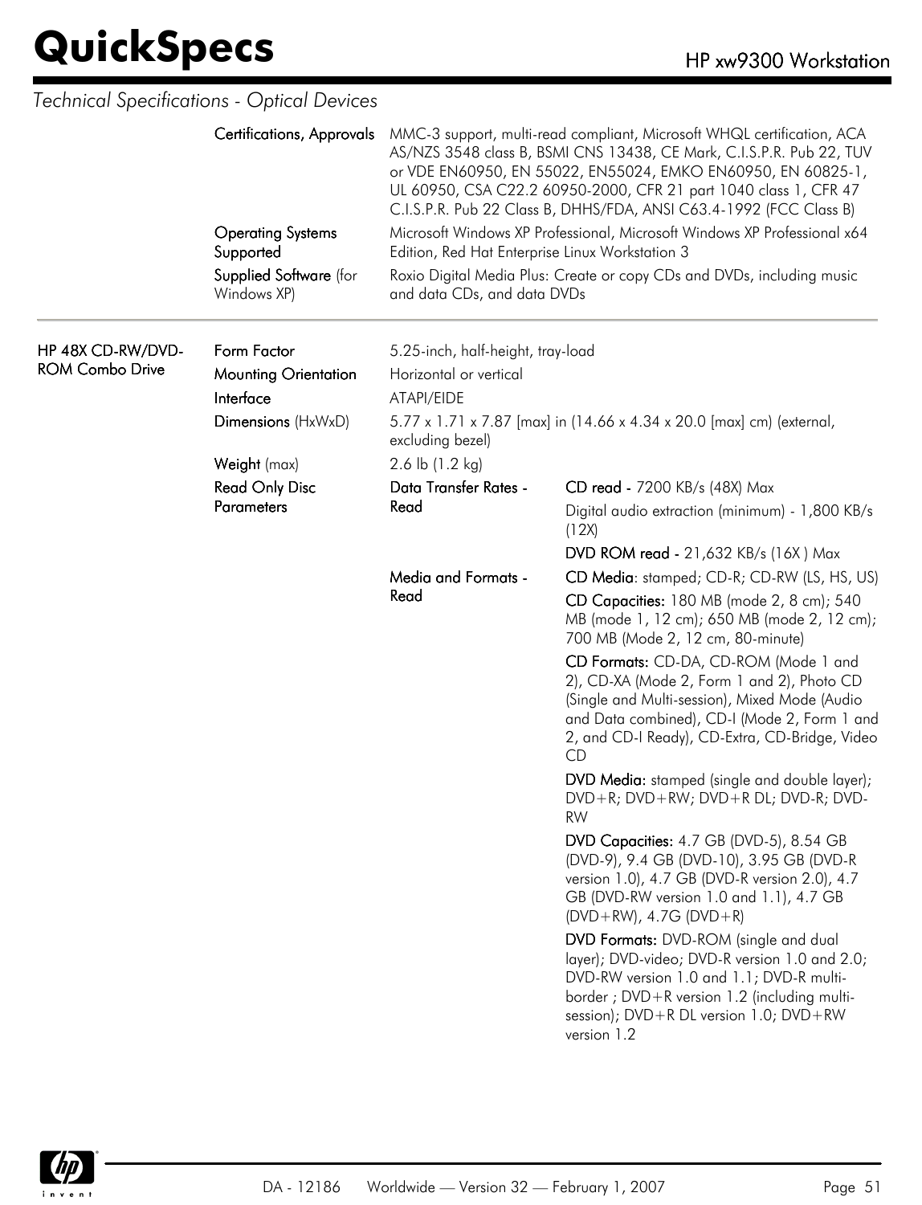*Technical Specifications - Optical Devices*

| | | | |
|---|---|---|---|
| | **Certifications, Approvals** | MMC-3 support, multi-read compliant, Microsoft WHQL certification, ACA AS/NZS 3548 class B, BSMI CNS 13438, CE Mark, C.I.S.P.R. Pub 22, TUV or VDE EN60950, EN 55022, EN55024, EMKO EN60950, EN 60825-1, UL 60950, CSA C22.2 60950-2000, CFR 21 part 1040 class 1, CFR 47 C.I.S.P.R. Pub 22 Class B, DHHS/FDA, ANSI C63.4-1992 (FCC Class B) | |
| | **Operating Systems Supported** | Microsoft Windows XP Professional, Microsoft Windows XP Professional x64 Edition, Red Hat Enterprise Linux Workstation 3 | |
| | **Supplied Software** (for Windows XP) | Roxio Digital Media Plus: Create or copy CDs and DVDs, including music and data CDs, and data DVDs | |

| | | | |
|---|---|---|---|
| **HP 48X CD-RW/DVD-ROM Combo Drive** | **Form Factor** | 5.25-inch, half-height, tray-load | |
| | **Mounting Orientation** | Horizontal or vertical | |
| | **Interface** | ATAPI/EIDE | |
| | **Dimensions** (HxWxD) | 5.77 x 1.71 x 7.87 [max] in (14.66 x 4.34 x 20.0 [max] cm) (external, excluding bezel) | |
| | **Weight** (max) | 2.6 lb (1.2 kg) | |
| | **Read Only Disc Parameters** | **Data Transfer Rates - Read** | **CD read -** 7200 KB/s (48X) Max |
| | | | Digital audio extraction (minimum) - 1,800 KB/s (12X) |
| | | | **DVD ROM read -** 21,632 KB/s (16X ) Max |
| | | **Media and Formats - Read** | **CD Media**: stamped; CD-R; CD-RW (LS, HS, US) |
| | | | **CD Capacities:** 180 MB (mode 2, 8 cm); 540 MB (mode 1, 12 cm); 650 MB (mode 2, 12 cm); 700 MB (Mode 2, 12 cm, 80-minute) |
| | | | **CD Formats:** CD-DA, CD-ROM (Mode 1 and 2), CD-XA (Mode 2, Form 1 and 2), Photo CD (Single and Multi-session), Mixed Mode (Audio and Data combined), CD-I (Mode 2, Form 1 and 2, and CD-I Ready), CD-Extra, CD-Bridge, Video CD |
| | | | **DVD Media:** stamped (single and double layer); DVD+R; DVD+RW; DVD+R DL; DVD-R; DVD-RW |
| | | | **DVD Capacities:** 4.7 GB (DVD-5), 8.54 GB (DVD-9), 9.4 GB (DVD-10), 3.95 GB (DVD-R version 1.0), 4.7 GB (DVD-R version 2.0), 4.7 GB (DVD-RW version 1.0 and 1.1), 4.7 GB (DVD+RW), 4.7G (DVD+R) |
| | | | **DVD Formats:** DVD-ROM (single and dual layer); DVD-video; DVD-R version 1.0 and 2.0; DVD-RW version 1.0 and 1.1; DVD-R multi-border ; DVD+R version 1.2 (including multi-session); DVD+R DL version 1.0; DVD+RW version 1.2 |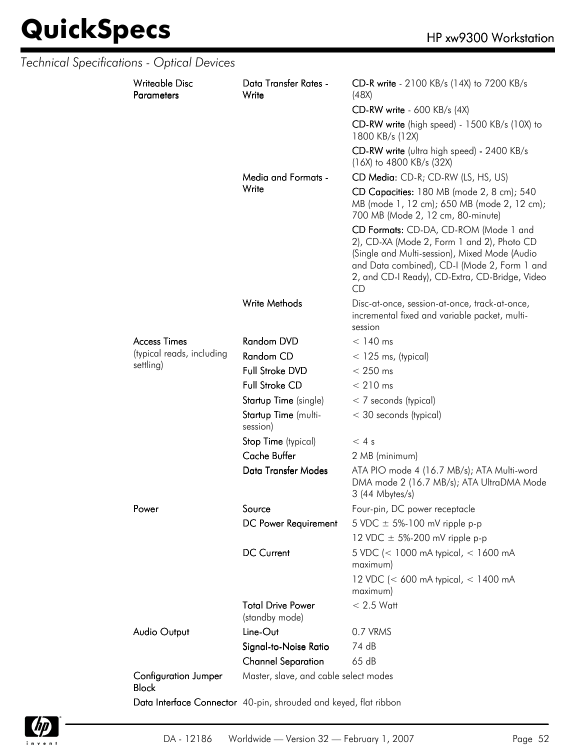*Technical Specifications - Optical Devices*

| | | |
|---|---|---|
| **Writeable Disc Parameters** | **Data Transfer Rates - Write** | **CD-R write** - 2100 KB/s (14X) to 7200 KB/s (48X) |
| | | **CD-RW write** - 600 KB/s (4X) |
| | | **CD-RW write** (high speed) - 1500 KB/s (10X) to 1800 KB/s (12X) |
| | | **CD-RW write** (ultra high speed) - 2400 KB/s (16X) to 4800 KB/s (32X) |
| | **Media and Formats - Write** | **CD Media:** CD-R; CD-RW (LS, HS, US) |
| | | **CD Capacities:** 180 MB (mode 2, 8 cm); 540 MB (mode 1, 12 cm); 650 MB (mode 2, 12 cm); 700 MB (Mode 2, 12 cm, 80-minute) |
| | | **CD Formats:** CD-DA, CD-ROM (Mode 1 and 2), CD-XA (Mode 2, Form 1 and 2), Photo CD (Single and Multi-session), Mixed Mode (Audio and Data combined), CD-I (Mode 2, Form 1 and 2, and CD-I Ready), CD-Extra, CD-Bridge, Video CD |
| | **Write Methods** | Disc-at-once, session-at-once, track-at-once, incremental fixed and variable packet, multi-session |
| **Access Times** (typical reads, including settling) | **Random DVD** | < 140 ms |
| | **Random CD** | < 125 ms, (typical) |
| | **Full Stroke DVD** | < 250 ms |
| | **Full Stroke CD** | < 210 ms |
| | **Startup Time** (single) | < 7 seconds (typical) |
| | **Startup Time** (multi-session) | < 30 seconds (typical) |
| | **Stop Time** (typical) | < 4 s |
| | **Cache Buffer** | 2 MB (minimum) |
| | **Data Transfer Modes** | ATA PIO mode 4 (16.7 MB/s); ATA Multi-word DMA mode 2 (16.7 MB/s); ATA UltraDMA Mode 3 (44 Mbytes/s) |
| **Power** | **Source** | Four-pin, DC power receptacle |
| | **DC Power Requirement** | 5 VDC ± 5%-100 mV ripple p-p |
| | | 12 VDC ± 5%-200 mV ripple p-p |
| | **DC Current** | 5 VDC (< 1000 mA typical, < 1600 mA maximum) |
| | | 12 VDC (< 600 mA typical, < 1400 mA maximum) |
| | **Total Drive Power** (standby mode) | < 2.5 Watt |
| **Audio Output** | **Line-Out** | 0.7 VRMS |
| | **Signal-to-Noise Ratio** | 74 dB |
| | **Channel Separation** | 65 dB |
| **Configuration Jumper Block** | Master, slave, and cable select modes | |
| **Data Interface Connector** | 40-pin, shrouded and keyed, flat ribbon | |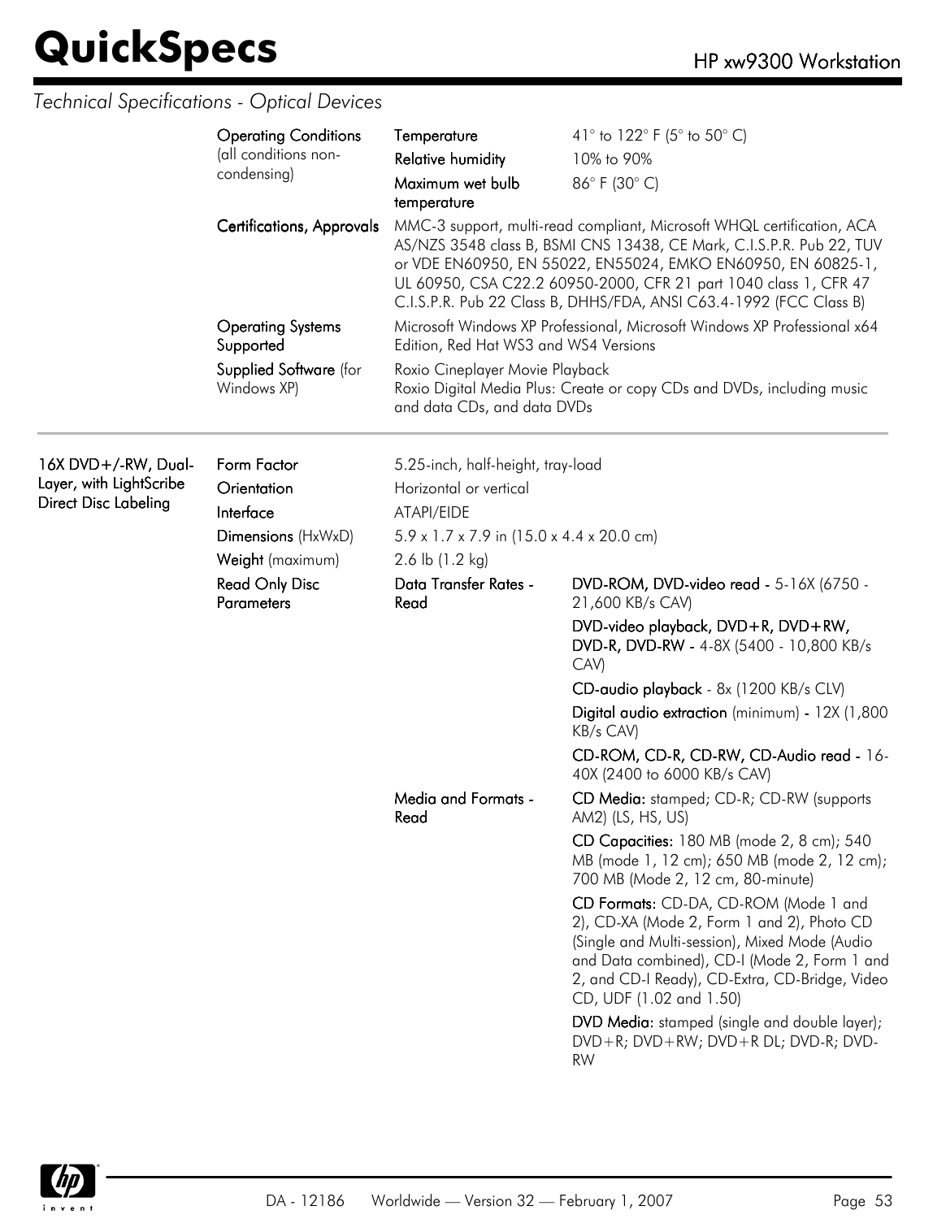## Technical Specifications - Optical Devices

| | | | |
|---|---|---|---|
| | **Operating Conditions** (all conditions non-condensing) | **Temperature** | 41° to 122° F (5° to 50° C) |
| | | **Relative humidity** | 10% to 90% |
| | | **Maximum wet bulb temperature** | 86° F (30° C) |
| | **Certifications, Approvals** | MMC-3 support, multi-read compliant, Microsoft WHQL certification, ACA AS/NZS 3548 class B, BSMI CNS 13438, CE Mark, C.I.S.P.R. Pub 22, TUV or VDE EN60950, EN 55022, EN55024, EMKO EN60950, EN 60825-1, UL 60950, CSA C22.2 60950-2000, CFR 21 part 1040 class 1, CFR 47 C.I.S.P.R. Pub 22 Class B, DHHS/FDA, ANSI C63.4-1992 (FCC Class B) | |
| | **Operating Systems Supported** | Microsoft Windows XP Professional, Microsoft Windows XP Professional x64 Edition, Red Hat WS3 and WS4 Versions | |
| | **Supplied Software** (for Windows XP) | Roxio Cineplayer Movie Playback<br>Roxio Digital Media Plus: Create or copy CDs and DVDs, including music and data CDs, and data DVDs | |

| | | | |
|---|---|---|---|
| **16X DVD+/-RW, Dual-Layer, with LightScribe Direct Disc Labeling** | **Form Factor** | 5.25-inch, half-height, tray-load | |
| | **Orientation** | Horizontal or vertical | |
| | **Interface** | ATAPI/EIDE | |
| | **Dimensions** (HxWxD) | 5.9 x 1.7 x 7.9 in (15.0 x 4.4 x 20.0 cm) | |
| | **Weight** (maximum) | 2.6 lb (1.2 kg) | |
| | **Read Only Disc Parameters** | **Data Transfer Rates - Read** | **DVD-ROM, DVD-video read -** 5-16X (6750 - 21,600 KB/s CAV) |
| | | | **DVD-video playback, DVD+R, DVD+RW, DVD-R, DVD-RW -** 4-8X (5400 - 10,800 KB/s CAV) |
| | | | **CD-audio playback** - 8x (1200 KB/s CLV) |
| | | | **Digital audio extraction** (minimum) - 12X (1,800 KB/s CAV) |
| | | | **CD-ROM, CD-R, CD-RW, CD-Audio read -** 16-40X (2400 to 6000 KB/s CAV) |
| | | **Media and Formats - Read** | **CD Media:** stamped; CD-R; CD-RW (supports AM2) (LS, HS, US) |
| | | | **CD Capacities:** 180 MB (mode 2, 8 cm); 540 MB (mode 1, 12 cm); 650 MB (mode 2, 12 cm); 700 MB (Mode 2, 12 cm, 80-minute) |
| | | | **CD Formats:** CD-DA, CD-ROM (Mode 1 and 2), CD-XA (Mode 2, Form 1 and 2), Photo CD (Single and Multi-session), Mixed Mode (Audio and Data combined), CD-I (Mode 2, Form 1 and 2, and CD-I Ready), CD-Extra, CD-Bridge, Video CD, UDF (1.02 and 1.50) |
| | | | **DVD Media:** stamped (single and double layer); DVD+R; DVD+RW; DVD+R DL; DVD-R; DVD-RW |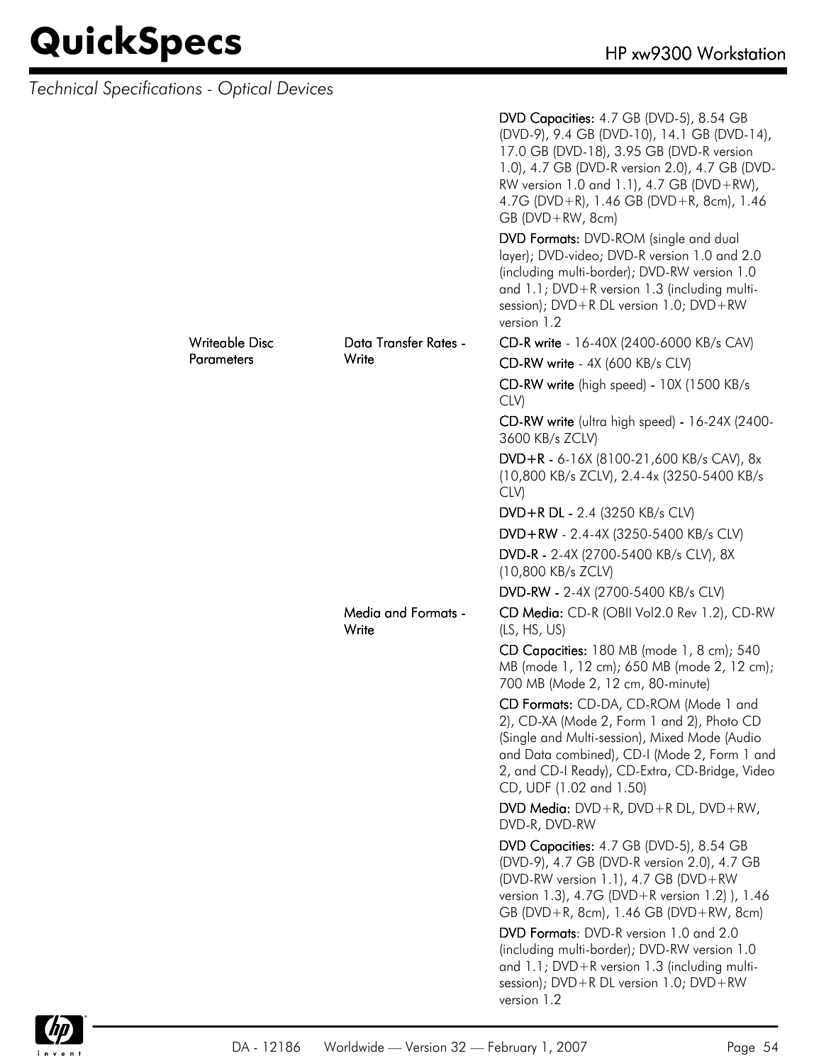*Technical Specifications - Optical Devices*

| | | |
|---|---|---|
| | | **DVD Capacities:** 4.7 GB (DVD-5), 8.54 GB (DVD-9), 9.4 GB (DVD-10), 14.1 GB (DVD-14), 17.0 GB (DVD-18), 3.95 GB (DVD-R version 1.0), 4.7 GB (DVD-R version 2.0), 4.7 GB (DVD-RW version 1.0 and 1.1), 4.7 GB (DVD+RW), 4.7G (DVD+R), 1.46 GB (DVD+R, 8cm), 1.46 GB (DVD+RW, 8cm) |
| | | **DVD Formats:** DVD-ROM (single and dual layer); DVD-video; DVD-R version 1.0 and 2.0 (including multi-border); DVD-RW version 1.0 and 1.1; DVD+R version 1.3 (including multi-session); DVD+R DL version 1.0; DVD+RW version 1.2 |
| Writeable Disc Parameters | Data Transfer Rates - Write | **CD-R write** - 16-40X (2400-6000 KB/s CAV) |
| | | **CD-RW write** - 4X (600 KB/s CLV) |
| | | **CD-RW write** (high speed) - 10X (1500 KB/s CLV) |
| | | **CD-RW write** (ultra high speed) - 16-24X (2400-3600 KB/s ZCLV) |
| | | **DVD+R -** 6-16X (8100-21,600 KB/s CAV), 8x (10,800 KB/s ZCLV), 2.4-4x (3250-5400 KB/s CLV) |
| | | **DVD+R DL -** 2.4 (3250 KB/s CLV) |
| | | **DVD+RW** - 2.4-4X (3250-5400 KB/s CLV) |
| | | **DVD-R -** 2-4X (2700-5400 KB/s CLV), 8X (10,800 KB/s ZCLV) |
| | | **DVD-RW -** 2-4X (2700-5400 KB/s CLV) |
| | Media and Formats - Write | **CD Media:** CD-R (OBII Vol2.0 Rev 1.2), CD-RW (LS, HS, US) |
| | | **CD Capacities:** 180 MB (mode 1, 8 cm); 540 MB (mode 1, 12 cm); 650 MB (mode 2, 12 cm); 700 MB (Mode 2, 12 cm, 80-minute) |
| | | **CD Formats:** CD-DA, CD-ROM (Mode 1 and 2), CD-XA (Mode 2, Form 1 and 2), Photo CD (Single and Multi-session), Mixed Mode (Audio and Data combined), CD-I (Mode 2, Form 1 and 2, and CD-I Ready), CD-Extra, CD-Bridge, Video CD, UDF (1.02 and 1.50) |
| | | **DVD Media:** DVD+R, DVD+R DL, DVD+RW, DVD-R, DVD-RW |
| | | **DVD Capacities:** 4.7 GB (DVD-5), 8.54 GB (DVD-9), 4.7 GB (DVD-R version 2.0), 4.7 GB (DVD-RW version 1.1), 4.7 GB (DVD+RW version 1.3), 4.7G (DVD+R version 1.2) ), 1.46 GB (DVD+R, 8cm), 1.46 GB (DVD+RW, 8cm) |
| | | **DVD Formats**: DVD-R version 1.0 and 2.0 (including multi-border); DVD-RW version 1.0 and 1.1; DVD+R version 1.3 (including multi-session); DVD+R DL version 1.0; DVD+RW version 1.2 |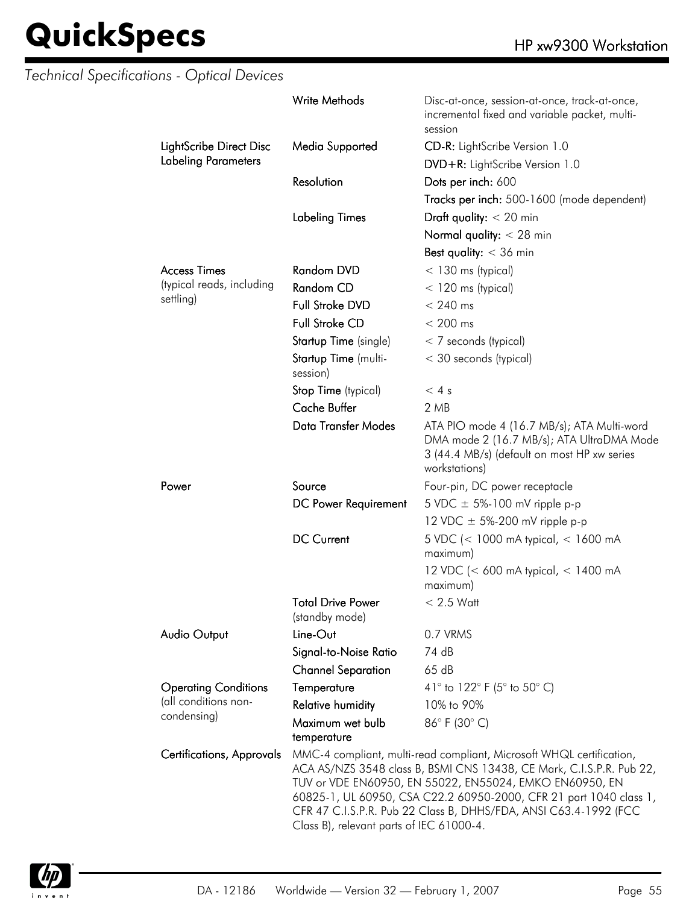*Technical Specifications - Optical Devices*

| | | |
|---|---|---|
| | **Write Methods** | Disc-at-once, session-at-once, track-at-once, incremental fixed and variable packet, multi-session |
| **LightScribe Direct Disc Labeling Parameters** | **Media Supported** | **CD-R:** LightScribe Version 1.0 |
| | | **DVD+R:** LightScribe Version 1.0 |
| | **Resolution** | **Dots per inch:** 600 |
| | | **Tracks per inch:** 500-1600 (mode dependent) |
| | **Labeling Times** | **Draft quality:** < 20 min |
| | | **Normal quality:** < 28 min |
| | | **Best quality:** < 36 min |
| **Access Times** (typical reads, including settling) | **Random DVD** | < 130 ms (typical) |
| | **Random CD** | < 120 ms (typical) |
| | **Full Stroke DVD** | < 240 ms |
| | **Full Stroke CD** | < 200 ms |
| | **Startup Time** (single) | < 7 seconds (typical) |
| | **Startup Time** (multi-session) | < 30 seconds (typical) |
| | **Stop Time** (typical) | < 4 s |
| | **Cache Buffer** | 2 MB |
| | **Data Transfer Modes** | ATA PIO mode 4 (16.7 MB/s); ATA Multi-word DMA mode 2 (16.7 MB/s); ATA UltraDMA Mode 3 (44.4 MB/s) (default on most HP xw series workstations) |
| **Power** | **Source** | Four-pin, DC power receptacle |
| | **DC Power Requirement** | 5 VDC ± 5%-100 mV ripple p-p |
| | | 12 VDC ± 5%-200 mV ripple p-p |
| | **DC Current** | 5 VDC (< 1000 mA typical, < 1600 mA maximum) |
| | | 12 VDC (< 600 mA typical, < 1400 mA maximum) |
| | **Total Drive Power** (standby mode) | < 2.5 Watt |
| **Audio Output** | **Line-Out** | 0.7 VRMS |
| | **Signal-to-Noise Ratio** | 74 dB |
| | **Channel Separation** | 65 dB |
| **Operating Conditions** (all conditions non-condensing) | **Temperature** | 41° to 122° F (5° to 50° C) |
| | **Relative humidity** | 10% to 90% |
| | **Maximum wet bulb temperature** | 86° F (30° C) |
| **Certifications, Approvals** | MMC-4 compliant, multi-read compliant, Microsoft WHQL certification, ACA AS/NZS 3548 class B, BSMI CNS 13438, CE Mark, C.I.S.P.R. Pub 22, TUV or VDE EN60950, EN 55022, EN55024, EMKO EN60950, EN 60825-1, UL 60950, CSA C22.2 60950-2000, CFR 21 part 1040 class 1, CFR 47 C.I.S.P.R. Pub 22 Class B, DHHS/FDA, ANSI C63.4-1992 (FCC Class B), relevant parts of IEC 61000-4. | |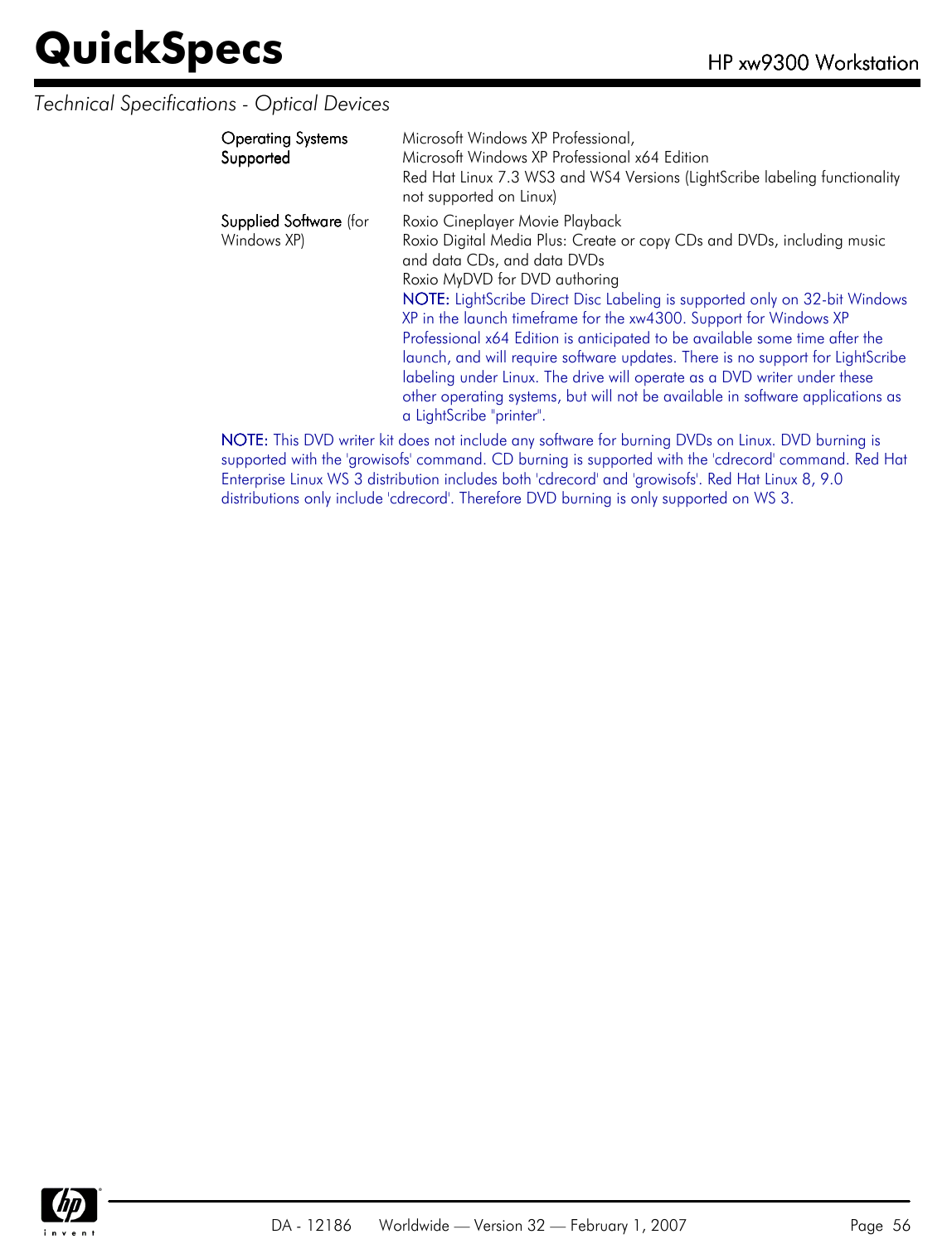*Technical Specifications - Optical Devices*

| | |
|---|---|
| **Operating Systems Supported** | Microsoft Windows XP Professional,<br>Microsoft Windows XP Professional x64 Edition<br>Red Hat Linux 7.3 WS3 and WS4 Versions (LightScribe labeling functionality not supported on Linux) |
| **Supplied Software** (for Windows XP) | Roxio Cineplayer Movie Playback<br>Roxio Digital Media Plus: Create or copy CDs and DVDs, including music and data CDs, and data DVDs<br>Roxio MyDVD for DVD authoring<br>**NOTE:** LightScribe Direct Disc Labeling is supported only on 32-bit Windows XP in the launch timeframe for the xw4300. Support for Windows XP Professional x64 Edition is anticipated to be available some time after the launch, and will require software updates. There is no support for LightScribe labeling under Linux. The drive will operate as a DVD writer under these other operating systems, but will not be available in software applications as a LightScribe "printer". |

**NOTE:** This DVD writer kit does not include any software for burning DVDs on Linux. DVD burning is supported with the 'growisofs' command. CD burning is supported with the 'cdrecord' command. Red Hat Enterprise Linux WS 3 distribution includes both 'cdrecord' and 'growisofs'. Red Hat Linux 8, 9.0 distributions only include 'cdrecord'. Therefore DVD burning is only supported on WS 3.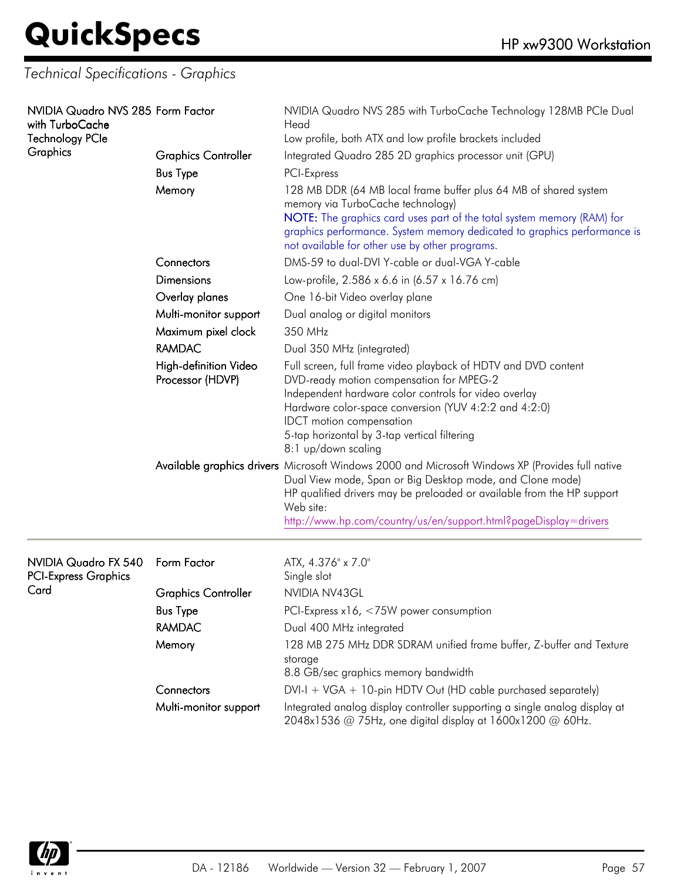## Technical Specifications - Graphics

| | | |
|---|---|---|
| NVIDIA Quadro NVS 285 with TurboCache Technology PCIe Graphics | Form Factor | NVIDIA Quadro NVS 285 with TurboCache Technology 128MB PCIe Dual Head<br>Low profile, both ATX and low profile brackets included |
| | Graphics Controller | Integrated Quadro 285 2D graphics processor unit (GPU) |
| | Bus Type | PCI-Express |
| | Memory | 128 MB DDR (64 MB local frame buffer plus 64 MB of shared system memory via TurboCache technology)<br>NOTE: The graphics card uses part of the total system memory (RAM) for graphics performance. System memory dedicated to graphics performance is not available for other use by other programs. |
| | Connectors | DMS-59 to dual-DVI Y-cable or dual-VGA Y-cable |
| | Dimensions | Low-profile, 2.586 x 6.6 in (6.57 x 16.76 cm) |
| | Overlay planes | One 16-bit Video overlay plane |
| | Multi-monitor support | Dual analog or digital monitors |
| | Maximum pixel clock | 350 MHz |
| | RAMDAC | Dual 350 MHz (integrated) |
| | High-definition Video Processor (HDVP) | Full screen, full frame video playback of HDTV and DVD content<br>DVD-ready motion compensation for MPEG-2<br>Independent hardware color controls for video overlay<br>Hardware color-space conversion (YUV 4:2:2 and 4:2:0)<br>IDCT motion compensation<br>5-tap horizontal by 3-tap vertical filtering<br>8:1 up/down scaling |
| | Available graphics drivers | Microsoft Windows 2000 and Microsoft Windows XP (Provides full native Dual View mode, Span or Big Desktop mode, and Clone mode)<br>HP qualified drivers may be preloaded or available from the HP support Web site:<br>http://www.hp.com/country/us/en/support.html?pageDisplay=drivers |

| | | |
|---|---|---|
| NVIDIA Quadro FX 540 PCI-Express Graphics Card | Form Factor | ATX, 4.376" x 7.0"<br>Single slot |
| | Graphics Controller | NVIDIA NV43GL |
| | Bus Type | PCI-Express x16, <75W power consumption |
| | RAMDAC | Dual 400 MHz integrated |
| | Memory | 128 MB 275 MHz DDR SDRAM unified frame buffer, Z-buffer and Texture storage<br>8.8 GB/sec graphics memory bandwidth |
| | Connectors | DVI-I + VGA + 10-pin HDTV Out (HD cable purchased separately) |
| | Multi-monitor support | Integrated analog display controller supporting a single analog display at 2048x1536 @ 75Hz, one digital display at 1600x1200 @ 60Hz. |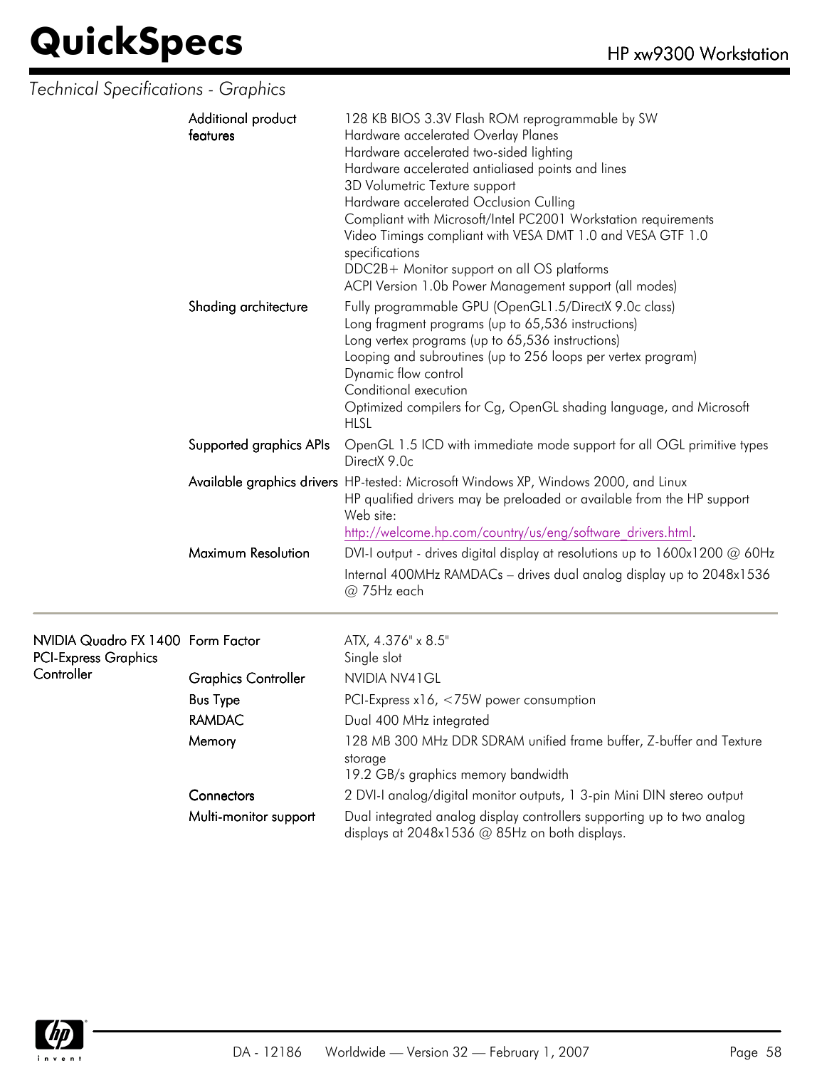*Technical Specifications - Graphics*

| | | |
|---|---|---|
| | Additional product features | 128 KB BIOS 3.3V Flash ROM reprogrammable by SW<br>Hardware accelerated Overlay Planes<br>Hardware accelerated two-sided lighting<br>Hardware accelerated antialiased points and lines<br>3D Volumetric Texture support<br>Hardware accelerated Occlusion Culling<br>Compliant with Microsoft/Intel PC2001 Workstation requirements<br>Video Timings compliant with VESA DMT 1.0 and VESA GTF 1.0 specifications<br>DDC2B+ Monitor support on all OS platforms<br>ACPI Version 1.0b Power Management support (all modes) |
| | Shading architecture | Fully programmable GPU (OpenGL1.5/DirectX 9.0c class)<br>Long fragment programs (up to 65,536 instructions)<br>Long vertex programs (up to 65,536 instructions)<br>Looping and subroutines (up to 256 loops per vertex program)<br>Dynamic flow control<br>Conditional execution<br>Optimized compilers for Cg, OpenGL shading language, and Microsoft HLSL |
| | Supported graphics APIs | OpenGL 1.5 ICD with immediate mode support for all OGL primitive types<br>DirectX 9.0c |
| | Available graphics drivers | HP-tested: Microsoft Windows XP, Windows 2000, and Linux<br>HP qualified drivers may be preloaded or available from the HP support Web site:<br>http://welcome.hp.com/country/us/eng/software_drivers.html. |
| | Maximum Resolution | DVI-I output - drives digital display at resolutions up to 1600x1200 @ 60Hz<br>Internal 400MHz RAMDACs – drives dual analog display up to 2048x1536 @ 75Hz each |
| NVIDIA Quadro FX 1400 PCI-Express Graphics Controller | Form Factor | ATX, 4.376" x 8.5"<br>Single slot |
| | Graphics Controller | NVIDIA NV41GL |
| | Bus Type | PCI-Express x16, <75W power consumption |
| | RAMDAC | Dual 400 MHz integrated |
| | Memory | 128 MB 300 MHz DDR SDRAM unified frame buffer, Z-buffer and Texture storage<br>19.2 GB/s graphics memory bandwidth |
| | Connectors | 2 DVI-I analog/digital monitor outputs, 1 3-pin Mini DIN stereo output |
| | Multi-monitor support | Dual integrated analog display controllers supporting up to two analog displays at 2048x1536 @ 85Hz on both displays. |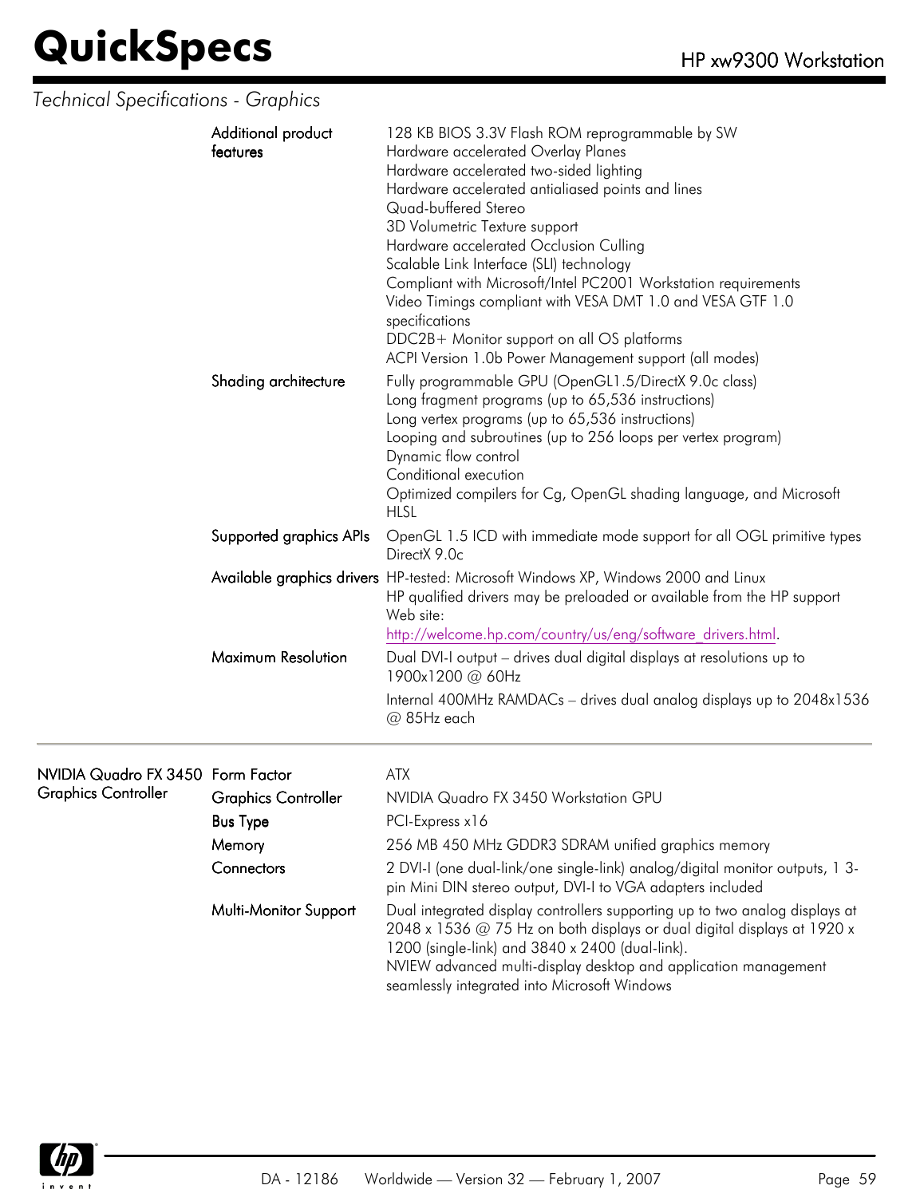*Technical Specifications - Graphics*

| | | |
|---|---|---|
| | Additional product features | 128 KB BIOS 3.3V Flash ROM reprogrammable by SW<br>Hardware accelerated Overlay Planes<br>Hardware accelerated two-sided lighting<br>Hardware accelerated antialiased points and lines<br>Quad-buffered Stereo<br>3D Volumetric Texture support<br>Hardware accelerated Occlusion Culling<br>Scalable Link Interface (SLI) technology<br>Compliant with Microsoft/Intel PC2001 Workstation requirements<br>Video Timings compliant with VESA DMT 1.0 and VESA GTF 1.0 specifications<br>DDC2B+ Monitor support on all OS platforms<br>ACPI Version 1.0b Power Management support (all modes) |
| | Shading architecture | Fully programmable GPU (OpenGL1.5/DirectX 9.0c class)<br>Long fragment programs (up to 65,536 instructions)<br>Long vertex programs (up to 65,536 instructions)<br>Looping and subroutines (up to 256 loops per vertex program)<br>Dynamic flow control<br>Conditional execution<br>Optimized compilers for Cg, OpenGL shading language, and Microsoft HLSL |
| | Supported graphics APIs | OpenGL 1.5 ICD with immediate mode support for all OGL primitive types<br>DirectX 9.0c |
| | Available graphics drivers | HP-tested: Microsoft Windows XP, Windows 2000 and Linux<br>HP qualified drivers may be preloaded or available from the HP support Web site:<br>http://welcome.hp.com/country/us/eng/software_drivers.html. |
| | Maximum Resolution | Dual DVI-I output – drives dual digital displays at resolutions up to 1900x1200 @ 60Hz<br>Internal 400MHz RAMDACs – drives dual analog displays up to 2048x1536 @ 85Hz each |
| NVIDIA Quadro FX 3450 Graphics Controller | Form Factor | ATX |
| | Graphics Controller | NVIDIA Quadro FX 3450 Workstation GPU |
| | Bus Type | PCI-Express x16 |
| | Memory | 256 MB 450 MHz GDDR3 SDRAM unified graphics memory |
| | Connectors | 2 DVI-I (one dual-link/one single-link) analog/digital monitor outputs, 1 3-pin Mini DIN stereo output, DVI-I to VGA adapters included |
| | Multi-Monitor Support | Dual integrated display controllers supporting up to two analog displays at 2048 x 1536 @ 75 Hz on both displays or dual digital displays at 1920 x 1200 (single-link) and 3840 x 2400 (dual-link).<br>NVIEW advanced multi-display desktop and application management seamlessly integrated into Microsoft Windows |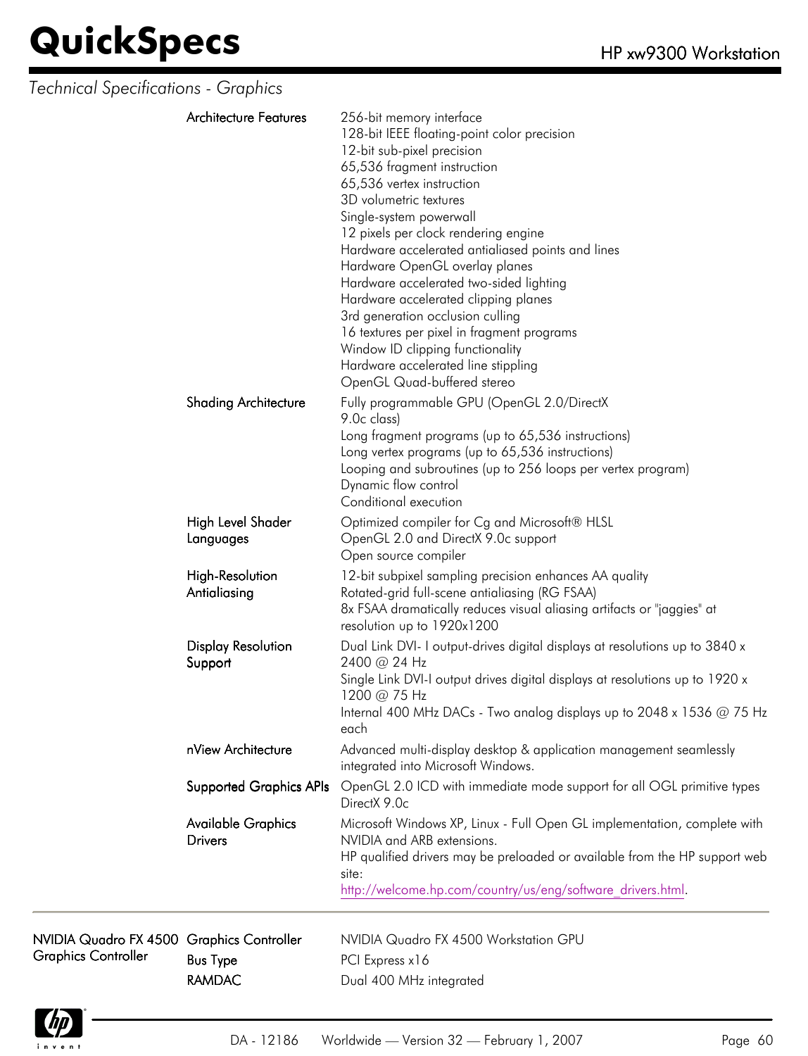*Technical Specifications - Graphics*

| | | |
|---|---|---|
| | Architecture Features | 256-bit memory interface<br>128-bit IEEE floating-point color precision<br>12-bit sub-pixel precision<br>65,536 fragment instruction<br>65,536 vertex instruction<br>3D volumetric textures<br>Single-system powerwall<br>12 pixels per clock rendering engine<br>Hardware accelerated antialiased points and lines<br>Hardware OpenGL overlay planes<br>Hardware accelerated two-sided lighting<br>Hardware accelerated clipping planes<br>3rd generation occlusion culling<br>16 textures per pixel in fragment programs<br>Window ID clipping functionality<br>Hardware accelerated line stippling<br>OpenGL Quad-buffered stereo |
| | Shading Architecture | Fully programmable GPU (OpenGL 2.0/DirectX 9.0c class)<br>Long fragment programs (up to 65,536 instructions)<br>Long vertex programs (up to 65,536 instructions)<br>Looping and subroutines (up to 256 loops per vertex program)<br>Dynamic flow control<br>Conditional execution |
| | High Level Shader Languages | Optimized compiler for Cg and Microsoft® HLSL<br>OpenGL 2.0 and DirectX 9.0c support<br>Open source compiler |
| | High-Resolution Antialiasing | 12-bit subpixel sampling precision enhances AA quality<br>Rotated-grid full-scene antialiasing (RG FSAA)<br>8x FSAA dramatically reduces visual aliasing artifacts or "jaggies" at resolution up to 1920x1200 |
| | Display Resolution Support | Dual Link DVI- I output-drives digital displays at resolutions up to 3840 x 2400 @ 24 Hz<br>Single Link DVI-I output drives digital displays at resolutions up to 1920 x 1200 @ 75 Hz<br>Internal 400 MHz DACs - Two analog displays up to 2048 x 1536 @ 75 Hz each |
| | nView Architecture | Advanced multi-display desktop & application management seamlessly integrated into Microsoft Windows. |
| | Supported Graphics APIs | OpenGL 2.0 ICD with immediate mode support for all OGL primitive types<br>DirectX 9.0c |
| | Available Graphics Drivers | Microsoft Windows XP, Linux - Full Open GL implementation, complete with NVIDIA and ARB extensions.<br>HP qualified drivers may be preloaded or available from the HP support web site:<br>http://welcome.hp.com/country/us/eng/software_drivers.html. |
| NVIDIA Quadro FX 4500 Graphics Controller | Graphics Controller | NVIDIA Quadro FX 4500 Workstation GPU |
| | Bus Type | PCI Express x16 |
| | RAMDAC | Dual 400 MHz integrated |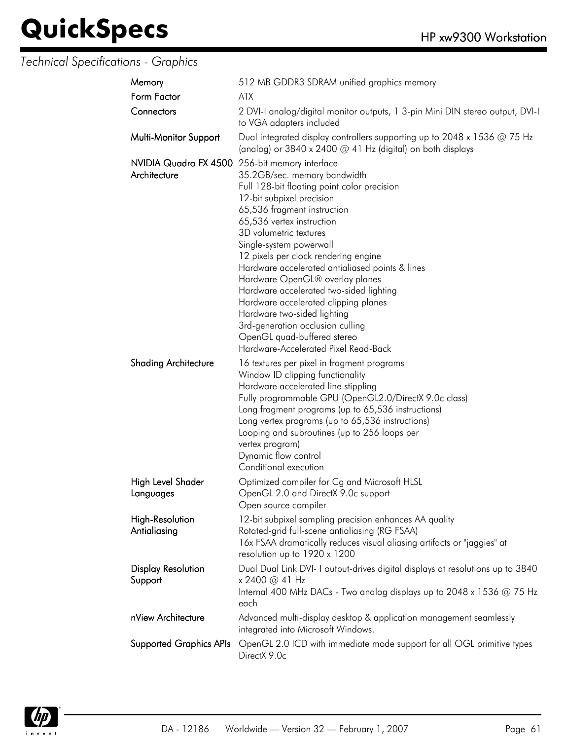*Technical Specifications - Graphics*

| | |
|---|---|
| **Memory** | 512 MB GDDR3 SDRAM unified graphics memory |
| **Form Factor** | ATX |
| **Connectors** | 2 DVI-I analog/digital monitor outputs, 1 3-pin Mini DIN stereo output, DVI-I to VGA adapters included |
| **Multi-Monitor Support** | Dual integrated display controllers supporting up to 2048 x 1536 @ 75 Hz (analog) or 3840 x 2400 @ 41 Hz (digital) on both displays |
| **NVIDIA Quadro FX 4500 Architecture** | 256-bit memory interface<br>35.2GB/sec. memory bandwidth<br>Full 128-bit floating point color precision<br>12-bit subpixel precision<br>65,536 fragment instruction<br>65,536 vertex instruction<br>3D volumetric textures<br>Single-system powerwall<br>12 pixels per clock rendering engine<br>Hardware accelerated antialiased points & lines<br>Hardware OpenGL® overlay planes<br>Hardware accelerated two-sided lighting<br>Hardware accelerated clipping planes<br>Hardware two-sided lighting<br>3rd-generation occlusion culling<br>OpenGL quad-buffered stereo<br>Hardware-Accelerated Pixel Read-Back |
| **Shading Architecture** | 16 textures per pixel in fragment programs<br>Window ID clipping functionality<br>Hardware accelerated line stippling<br>Fully programmable GPU (OpenGL2.0/DirectX 9.0c class)<br>Long fragment programs (up to 65,536 instructions)<br>Long vertex programs (up to 65,536 instructions)<br>Looping and subroutines (up to 256 loops per vertex program)<br>Dynamic flow control<br>Conditional execution |
| **High Level Shader Languages** | Optimized compiler for Cg and Microsoft HLSL<br>OpenGL 2.0 and DirectX 9.0c support<br>Open source compiler |
| **High-Resolution Antialiasing** | 12-bit subpixel sampling precision enhances AA quality<br>Rotated-grid full-scene antialiasing (RG FSAA)<br>16x FSAA dramatically reduces visual aliasing artifacts or "jaggies" at resolution up to 1920 x 1200 |
| **Display Resolution Support** | Dual Dual Link DVI- I output-drives digital displays at resolutions up to 3840 x 2400 @ 41 Hz<br>Internal 400 MHz DACs - Two analog displays up to 2048 x 1536 @ 75 Hz each |
| **nView Architecture** | Advanced multi-display desktop & application management seamlessly integrated into Microsoft Windows. |
| **Supported Graphics APIs** | OpenGL 2.0 ICD with immediate mode support for all OGL primitive types<br>DirectX 9.0c |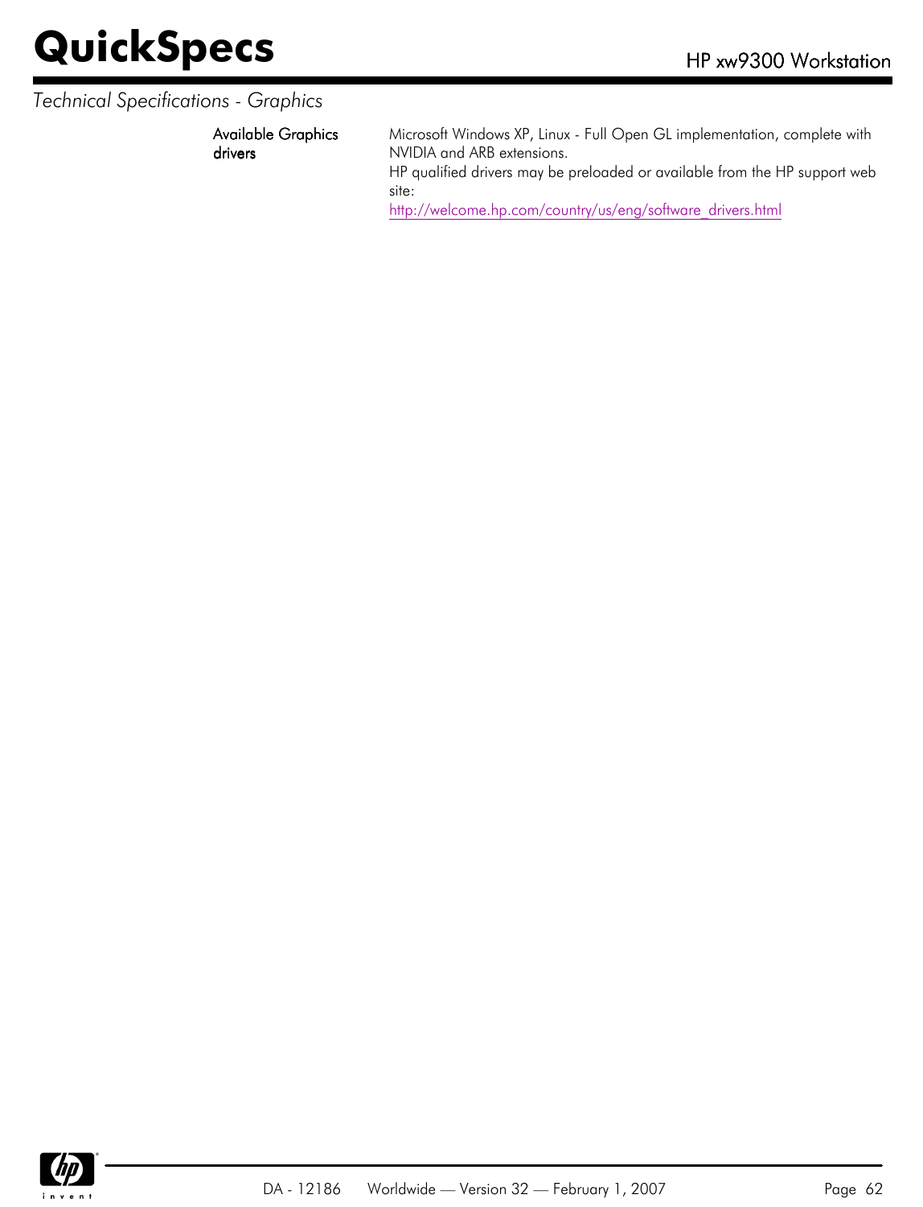*Technical Specifications - Graphics*

| | |
|---|---|
| Available Graphics drivers | Microsoft Windows XP, Linux - Full Open GL implementation, complete with NVIDIA and ARB extensions.<br>HP qualified drivers may be preloaded or available from the HP support web site:<br>http://welcome.hp.com/country/us/eng/software_drivers.html |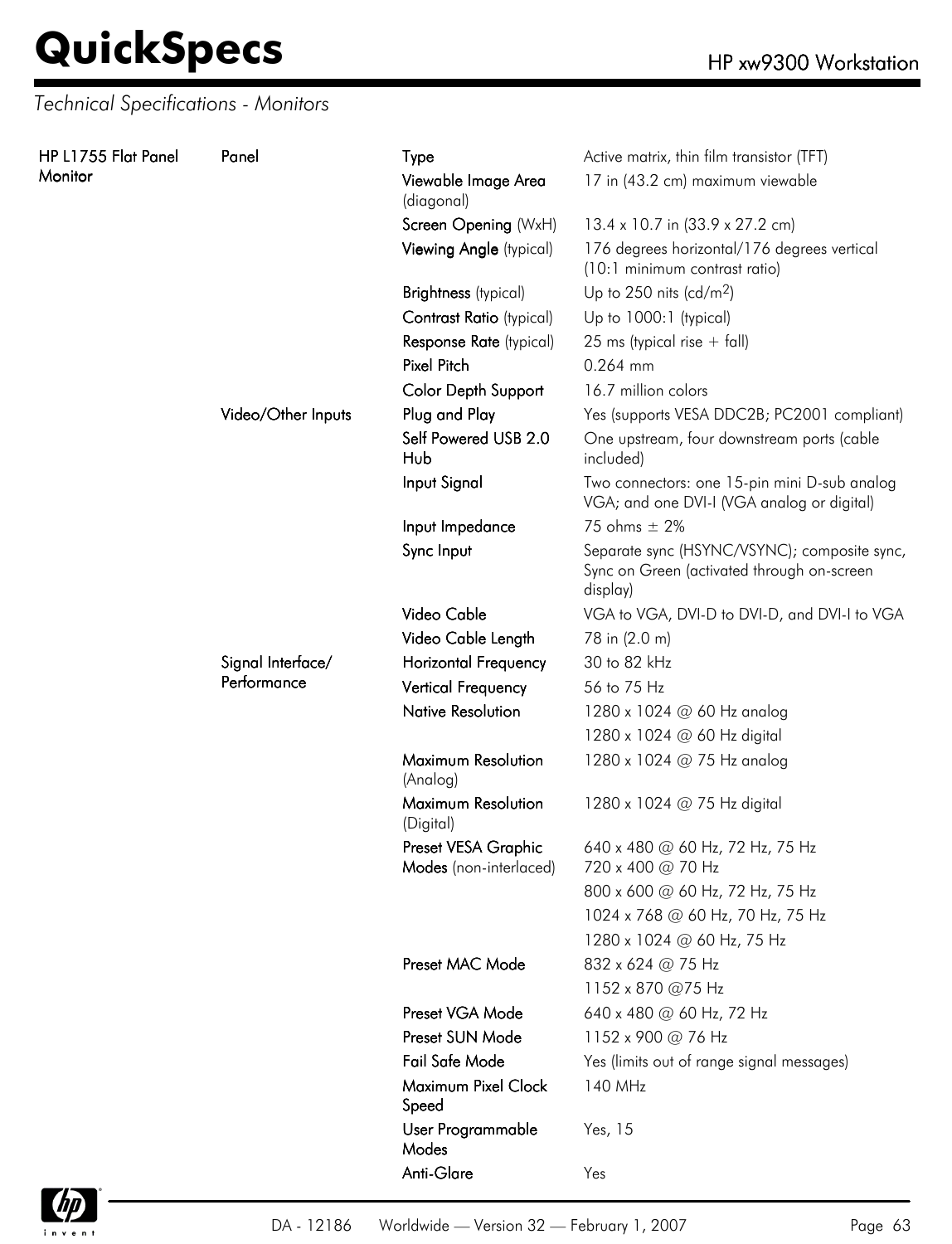*Technical Specifications - Monitors*

| | | | |
|---|---|---|---|
| **HP L1755 Flat Panel Monitor** | **Panel** | **Type** | Active matrix, thin film transistor (TFT) |
| | | **Viewable Image Area** (diagonal) | 17 in (43.2 cm) maximum viewable |
| | | **Screen Opening** (WxH) | 13.4 x 10.7 in (33.9 x 27.2 cm) |
| | | **Viewing Angle** (typical) | 176 degrees horizontal/176 degrees vertical (10:1 minimum contrast ratio) |
| | | **Brightness** (typical) | Up to 250 nits (cd/m$^2$) |
| | | **Contrast Ratio** (typical) | Up to 1000:1 (typical) |
| | | **Response Rate** (typical) | 25 ms (typical rise + fall) |
| | | **Pixel Pitch** | 0.264 mm |
| | | **Color Depth Support** | 16.7 million colors |
| | **Video/Other Inputs** | **Plug and Play** | Yes (supports VESA DDC2B; PC2001 compliant) |
| | | **Self Powered USB 2.0 Hub** | One upstream, four downstream ports (cable included) |
| | | **Input Signal** | Two connectors: one 15-pin mini D-sub analog VGA; and one DVI-I (VGA analog or digital) |
| | | **Input Impedance** | 75 ohms ± 2% |
| | | **Sync Input** | Separate sync (HSYNC/VSYNC); composite sync, Sync on Green (activated through on-screen display) |
| | | **Video Cable** | VGA to VGA, DVI-D to DVI-D, and DVI-I to VGA |
| | | **Video Cable Length** | 78 in (2.0 m) |
| | **Signal Interface/ Performance** | **Horizontal Frequency** | 30 to 82 kHz |
| | | **Vertical Frequency** | 56 to 75 Hz |
| | | **Native Resolution** | 1280 x 1024 @ 60 Hz analog |
| | | | 1280 x 1024 @ 60 Hz digital |
| | | **Maximum Resolution** (Analog) | 1280 x 1024 @ 75 Hz analog |
| | | **Maximum Resolution** (Digital) | 1280 x 1024 @ 75 Hz digital |
| | | **Preset VESA Graphic Modes** (non-interlaced) | 640 x 480 @ 60 Hz, 72 Hz, 75 Hz<br>720 x 400 @ 70 Hz |
| | | | 800 x 600 @ 60 Hz, 72 Hz, 75 Hz |
| | | | 1024 x 768 @ 60 Hz, 70 Hz, 75 Hz |
| | | | 1280 x 1024 @ 60 Hz, 75 Hz |
| | | **Preset MAC Mode** | 832 x 624 @ 75 Hz |
| | | | 1152 x 870 @75 Hz |
| | | **Preset VGA Mode** | 640 x 480 @ 60 Hz, 72 Hz |
| | | **Preset SUN Mode** | 1152 x 900 @ 76 Hz |
| | | **Fail Safe Mode** | Yes (limits out of range signal messages) |
| | | **Maximum Pixel Clock Speed** | 140 MHz |
| | | **User Programmable Modes** | Yes, 15 |
| | | **Anti-Glare** | Yes |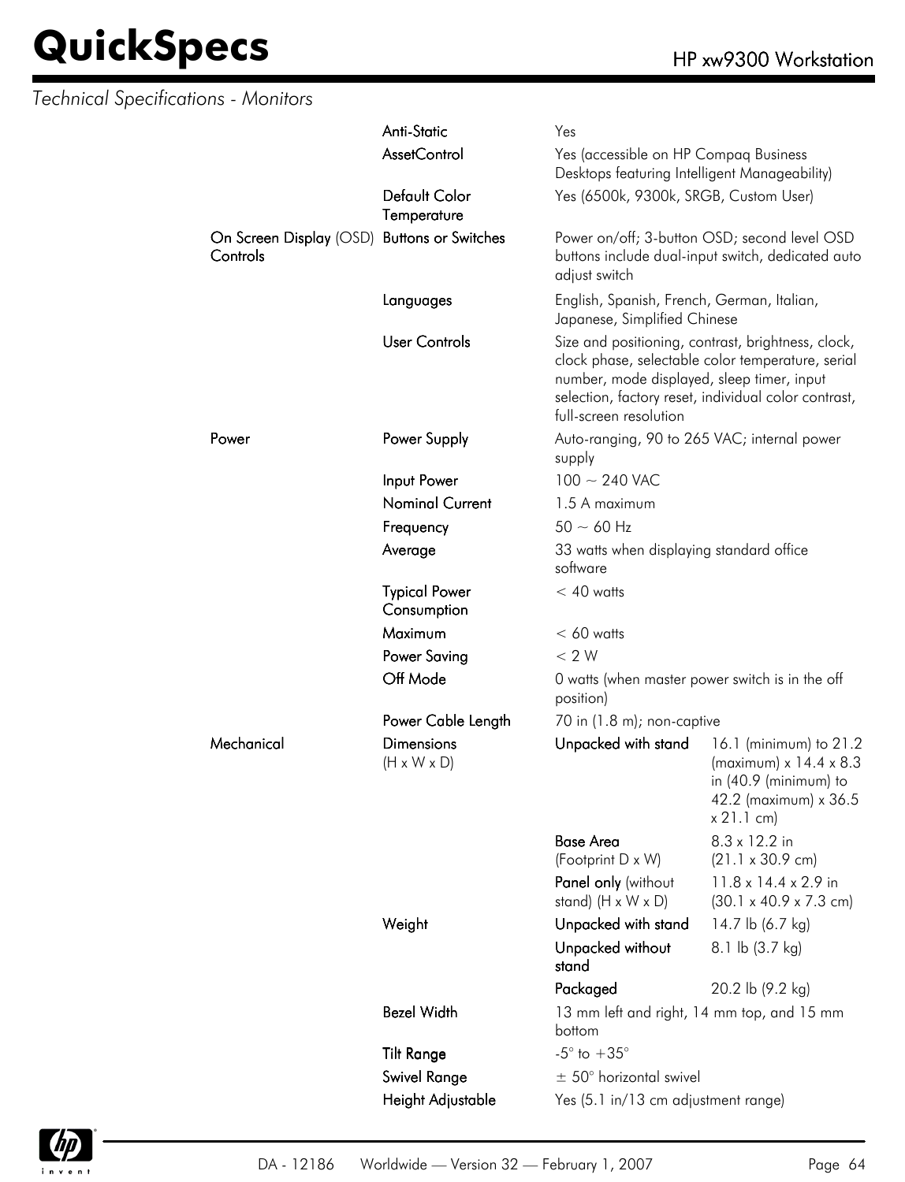*Technical Specifications - Monitors*

| | | | |
|---|---|---|---|
| | **Anti-Static** | Yes | |
| | **AssetControl** | Yes (accessible on HP Compaq Business Desktops featuring Intelligent Manageability) | |
| | **Default Color Temperature** | Yes (6500k, 9300k, SRGB, Custom User) | |
| **On Screen Display** (OSD) **Controls** | **Buttons or Switches** | Power on/off; 3-button OSD; second level OSD buttons include dual-input switch, dedicated auto adjust switch | |
| | **Languages** | English, Spanish, French, German, Italian, Japanese, Simplified Chinese | |
| | **User Controls** | Size and positioning, contrast, brightness, clock, clock phase, selectable color temperature, serial number, mode displayed, sleep timer, input selection, factory reset, individual color contrast, full-screen resolution | |
| **Power** | **Power Supply** | Auto-ranging, 90 to 265 VAC; internal power supply | |
| | **Input Power** | 100 ~ 240 VAC | |
| | **Nominal Current** | 1.5 A maximum | |
| | **Frequency** | 50 ~ 60 Hz | |
| | **Average** | 33 watts when displaying standard office software | |
| | **Typical Power Consumption** | < 40 watts | |
| | **Maximum** | < 60 watts | |
| | **Power Saving** | < 2 W | |
| | **Off Mode** | 0 watts (when master power switch is in the off position) | |
| | **Power Cable Length** | 70 in (1.8 m); non-captive | |
| **Mechanical** | **Dimensions** (H x W x D) | **Unpacked with stand** | 16.1 (minimum) to 21.2 (maximum) x 14.4 x 8.3 in (40.9 (minimum) to 42.2 (maximum) x 36.5 x 21.1 cm) |
| | | **Base Area** (Footprint D x W) | 8.3 x 12.2 in (21.1 x 30.9 cm) |
| | | **Panel only** (without stand) (H x W x D) | 11.8 x 14.4 x 2.9 in (30.1 x 40.9 x 7.3 cm) |
| | **Weight** | **Unpacked with stand** | 14.7 lb (6.7 kg) |
| | | **Unpacked without stand** | 8.1 lb (3.7 kg) |
| | | **Packaged** | 20.2 lb (9.2 kg) |
| | **Bezel Width** | 13 mm left and right, 14 mm top, and 15 mm bottom | |
| | **Tilt Range** | -5° to +35° | |
| | **Swivel Range** | ± 50° horizontal swivel | |
| | **Height Adjustable** | Yes (5.1 in/13 cm adjustment range) | |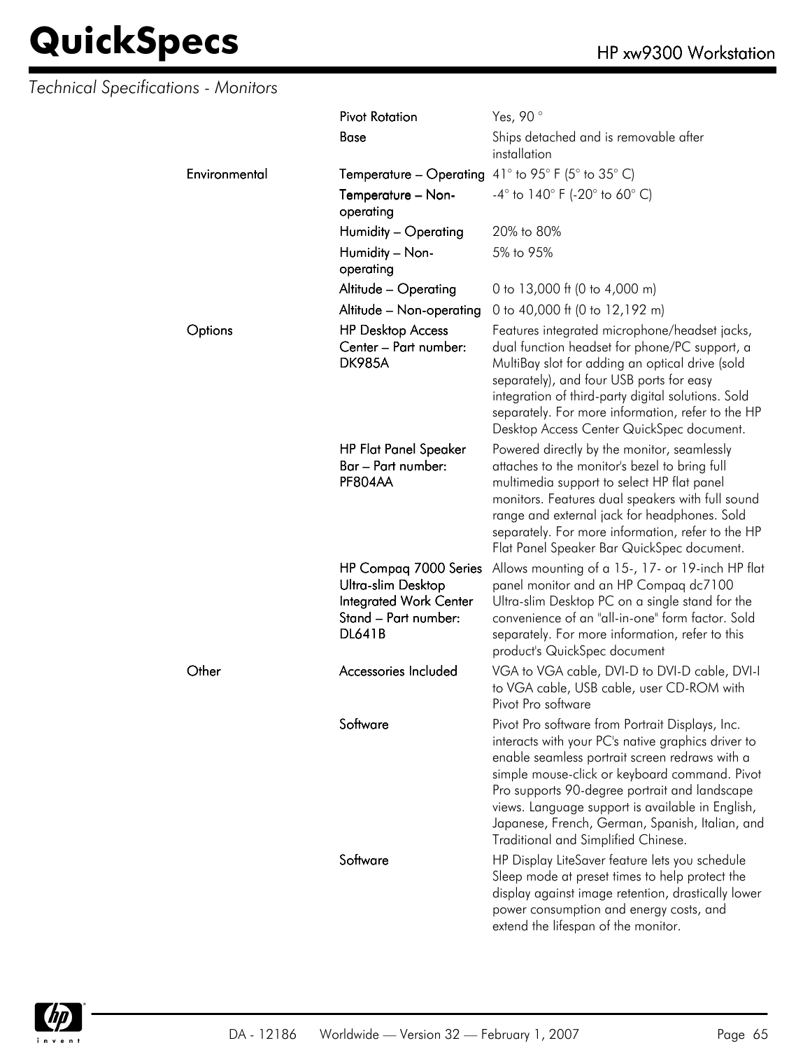*Technical Specifications - Monitors*

| | | |
|---|---|---|
| | Pivot Rotation | Yes, 90 ° |
| | Base | Ships detached and is removable after installation |
| Environmental | Temperature – Operating | 41° to 95° F (5° to 35° C) |
| | Temperature – Non-operating | -4° to 140° F (-20° to 60° C) |
| | Humidity – Operating | 20% to 80% |
| | Humidity – Non-operating | 5% to 95% |
| | Altitude – Operating | 0 to 13,000 ft (0 to 4,000 m) |
| | Altitude – Non-operating | 0 to 40,000 ft (0 to 12,192 m) |
| Options | HP Desktop Access Center – Part number: DK985A | Features integrated microphone/headset jacks, dual function headset for phone/PC support, a MultiBay slot for adding an optical drive (sold separately), and four USB ports for easy integration of third-party digital solutions. Sold separately. For more information, refer to the HP Desktop Access Center QuickSpec document. |
| | HP Flat Panel Speaker Bar – Part number: PF804AA | Powered directly by the monitor, seamlessly attaches to the monitor's bezel to bring full multimedia support to select HP flat panel monitors. Features dual speakers with full sound range and external jack for headphones. Sold separately. For more information, refer to the HP Flat Panel Speaker Bar QuickSpec document. |
| | HP Compaq 7000 Series Ultra-slim Desktop Integrated Work Center Stand – Part number: DL641B | Allows mounting of a 15-, 17- or 19-inch HP flat panel monitor and an HP Compaq dc7100 Ultra-slim Desktop PC on a single stand for the convenience of an "all-in-one" form factor. Sold separately. For more information, refer to this product's QuickSpec document |
| Other | Accessories Included | VGA to VGA cable, DVI-D to DVI-D cable, DVI-I to VGA cable, USB cable, user CD-ROM with Pivot Pro software |
| | Software | Pivot Pro software from Portrait Displays, Inc. interacts with your PC's native graphics driver to enable seamless portrait screen redraws with a simple mouse-click or keyboard command. Pivot Pro supports 90-degree portrait and landscape views. Language support is available in English, Japanese, French, German, Spanish, Italian, and Traditional and Simplified Chinese. |
| | Software | HP Display LiteSaver feature lets you schedule Sleep mode at preset times to help protect the display against image retention, drastically lower power consumption and energy costs, and extend the lifespan of the monitor. |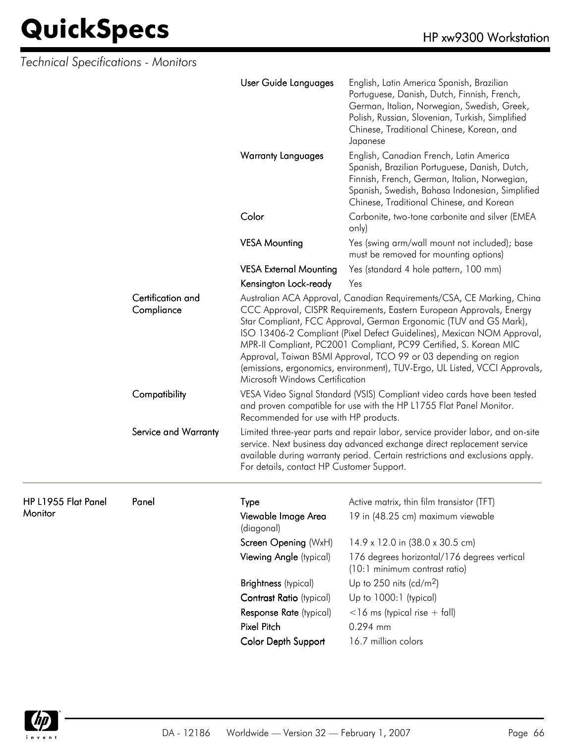*Technical Specifications - Monitors*

| | | | |
|---|---|---|---|
| | | **User Guide Languages** | English, Latin America Spanish, Brazilian Portuguese, Danish, Dutch, Finnish, French, German, Italian, Norwegian, Swedish, Greek, Polish, Russian, Slovenian, Turkish, Simplified Chinese, Traditional Chinese, Korean, and Japanese |
| | | **Warranty Languages** | English, Canadian French, Latin America Spanish, Brazilian Portuguese, Danish, Dutch, Finnish, French, German, Italian, Norwegian, Spanish, Swedish, Bahasa Indonesian, Simplified Chinese, Traditional Chinese, and Korean |
| | | **Color** | Carbonite, two-tone carbonite and silver (EMEA only) |
| | | **VESA Mounting** | Yes (swing arm/wall mount not included); base must be removed for mounting options) |
| | | **VESA External Mounting** | Yes (standard 4 hole pattern, 100 mm) |
| | | **Kensington Lock-ready** | Yes |
| | **Certification and Compliance** | Australian ACA Approval, Canadian Requirements/CSA, CE Marking, China CCC Approval, CISPR Requirements, Eastern European Approvals, Energy Star Compliant, FCC Approval, German Ergonomic (TUV and GS Mark), ISO 13406-2 Compliant (Pixel Defect Guidelines), Mexican NOM Approval, MPR-II Compliant, PC2001 Compliant, PC99 Certified, S. Korean MIC Approval, Taiwan BSMI Approval, TCO 99 or 03 depending on region (emissions, ergonomics, environment), TUV-Ergo, UL Listed, VCCI Approvals, Microsoft Windows Certification | |
| | **Compatibility** | VESA Video Signal Standard (VSIS) Compliant video cards have been tested and proven compatible for use with the HP L1755 Flat Panel Monitor. Recommended for use with HP products. | |
| | **Service and Warranty** | Limited three-year parts and repair labor, service provider labor, and on-site service. Next business day advanced exchange direct replacement service available during warranty period. Certain restrictions and exclusions apply. For details, contact HP Customer Support. | |

| | | | |
|---|---|---|---|
| **HP L1955 Flat Panel Monitor** | **Panel** | **Type** | Active matrix, thin film transistor (TFT) |
| | | **Viewable Image Area** (diagonal) | 19 in (48.25 cm) maximum viewable |
| | | **Screen Opening** (WxH) | 14.9 x 12.0 in (38.0 x 30.5 cm) |
| | | **Viewing Angle** (typical) | 176 degrees horizontal/176 degrees vertical (10:1 minimum contrast ratio) |
| | | **Brightness** (typical) | Up to 250 nits (cd/$m^2$) |
| | | **Contrast Ratio** (typical) | Up to 1000:1 (typical) |
| | | **Response Rate** (typical) | <16 ms (typical rise + fall) |
| | | **Pixel Pitch** | 0.294 mm |
| | | **Color Depth Support** | 16.7 million colors |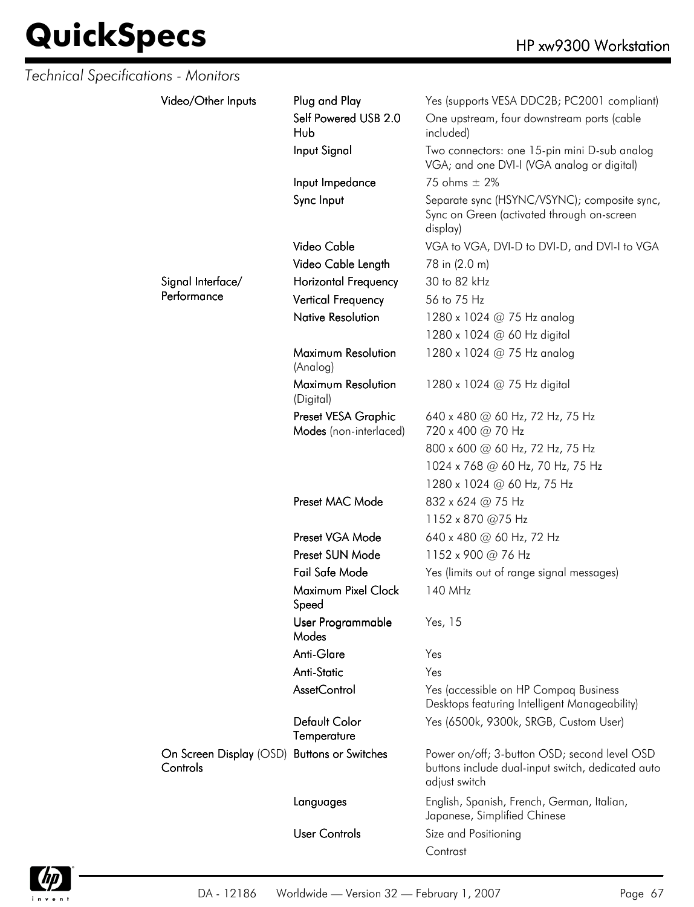*Technical Specifications - Monitors*

| | | |
|---|---|---|
| **Video/Other Inputs** | **Plug and Play** | Yes (supports VESA DDC2B; PC2001 compliant) |
| | **Self Powered USB 2.0 Hub** | One upstream, four downstream ports (cable included) |
| | **Input Signal** | Two connectors: one 15-pin mini D-sub analog VGA; and one DVI-I (VGA analog or digital) |
| | **Input Impedance** | 75 ohms ± 2% |
| | **Sync Input** | Separate sync (HSYNC/VSYNC); composite sync, Sync on Green (activated through on-screen display) |
| | **Video Cable** | VGA to VGA, DVI-D to DVI-D, and DVI-I to VGA |
| | **Video Cable Length** | 78 in (2.0 m) |
| **Signal Interface/ Performance** | **Horizontal Frequency** | 30 to 82 kHz |
| | **Vertical Frequency** | 56 to 75 Hz |
| | **Native Resolution** | 1280 x 1024 @ 75 Hz analog<br>1280 x 1024 @ 60 Hz digital |
| | **Maximum Resolution** (Analog) | 1280 x 1024 @ 75 Hz analog |
| | **Maximum Resolution** (Digital) | 1280 x 1024 @ 75 Hz digital |
| | **Preset VESA Graphic Modes** (non-interlaced) | 640 x 480 @ 60 Hz, 72 Hz, 75 Hz<br>720 x 400 @ 70 Hz<br>800 x 600 @ 60 Hz, 72 Hz, 75 Hz<br>1024 x 768 @ 60 Hz, 70 Hz, 75 Hz<br>1280 x 1024 @ 60 Hz, 75 Hz |
| | **Preset MAC Mode** | 832 x 624 @ 75 Hz<br>1152 x 870 @75 Hz |
| | **Preset VGA Mode** | 640 x 480 @ 60 Hz, 72 Hz |
| | **Preset SUN Mode** | 1152 x 900 @ 76 Hz |
| | **Fail Safe Mode** | Yes (limits out of range signal messages) |
| | **Maximum Pixel Clock Speed** | 140 MHz |
| | **User Programmable Modes** | Yes, 15 |
| | **Anti-Glare** | Yes |
| | **Anti-Static** | Yes |
| | **AssetControl** | Yes (accessible on HP Compaq Business Desktops featuring Intelligent Manageability) |
| | **Default Color Temperature** | Yes (6500k, 9300k, SRGB, Custom User) |
| **On Screen Display** (OSD) **Controls** | **Buttons or Switches** | Power on/off; 3-button OSD; second level OSD buttons include dual-input switch, dedicated auto adjust switch |
| | **Languages** | English, Spanish, French, German, Italian, Japanese, Simplified Chinese |
| | **User Controls** | Size and Positioning<br>Contrast |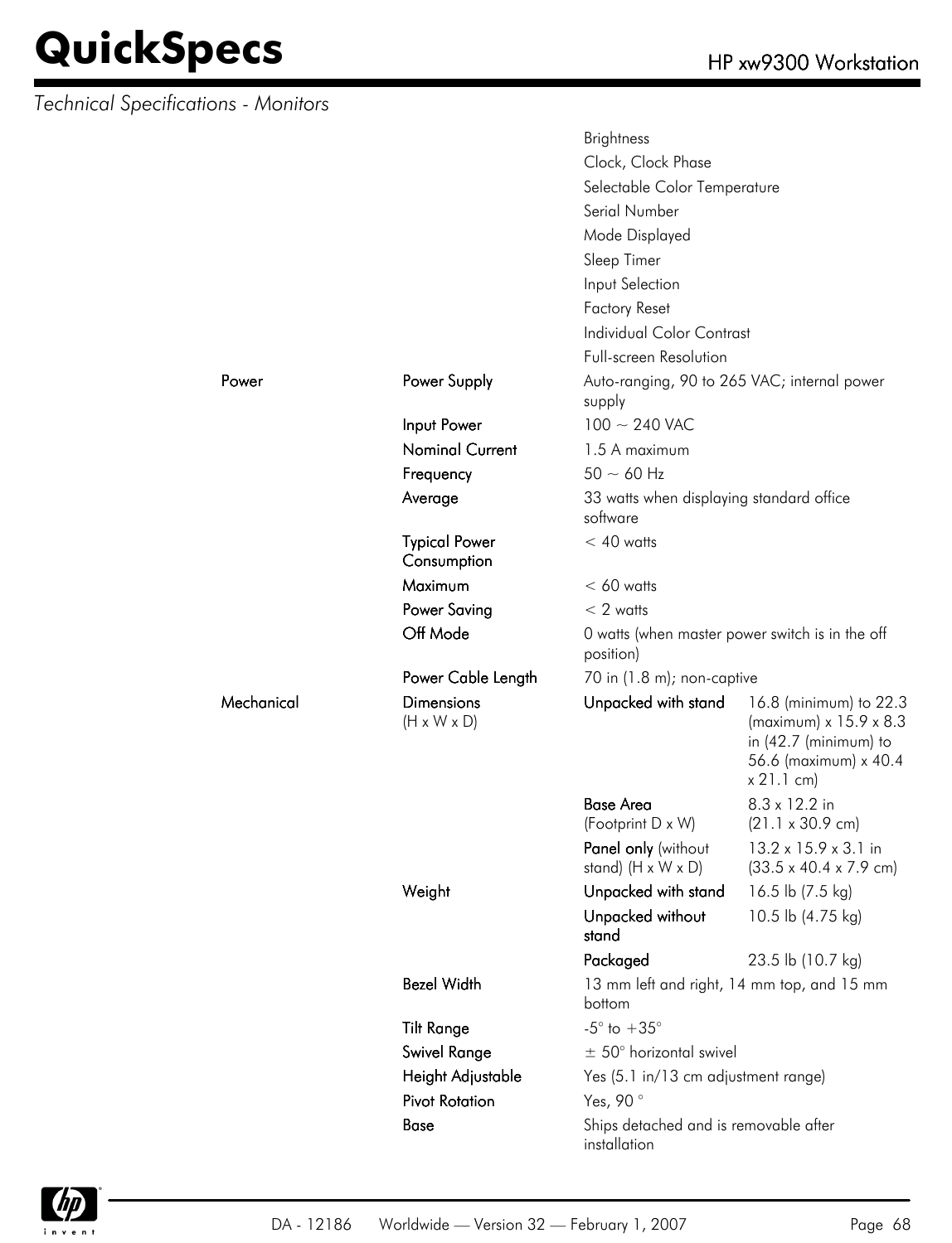*Technical Specifications - Monitors*

| | | | |
|---|---|---|---|
| | | Brightness | |
| | | Clock, Clock Phase | |
| | | Selectable Color Temperature | |
| | | Serial Number | |
| | | Mode Displayed | |
| | | Sleep Timer | |
| | | Input Selection | |
| | | Factory Reset | |
| | | Individual Color Contrast | |
| | | Full-screen Resolution | |
| Power | Power Supply | Auto-ranging, 90 to 265 VAC; internal power supply | |
| | Input Power | 100 ~ 240 VAC | |
| | Nominal Current | 1.5 A maximum | |
| | Frequency | 50 ~ 60 Hz | |
| | Average | 33 watts when displaying standard office software | |
| | Typical Power Consumption | < 40 watts | |
| | Maximum | < 60 watts | |
| | Power Saving | < 2 watts | |
| | Off Mode | 0 watts (when master power switch is in the off position) | |
| | Power Cable Length | 70 in (1.8 m); non-captive | |
| Mechanical | Dimensions (H x W x D) | Unpacked with stand | 16.8 (minimum) to 22.3 (maximum) x 15.9 x 8.3 in (42.7 (minimum) to 56.6 (maximum) x 40.4 x 21.1 cm) |
| | | Base Area (Footprint D x W) | 8.3 x 12.2 in (21.1 x 30.9 cm) |
| | | Panel only (without stand) (H x W x D) | 13.2 x 15.9 x 3.1 in (33.5 x 40.4 x 7.9 cm) |
| | Weight | Unpacked with stand | 16.5 lb (7.5 kg) |
| | | Unpacked without stand | 10.5 lb (4.75 kg) |
| | | Packaged | 23.5 lb (10.7 kg) |
| | Bezel Width | 13 mm left and right, 14 mm top, and 15 mm bottom | |
| | Tilt Range | -5° to +35° | |
| | Swivel Range | ± 50° horizontal swivel | |
| | Height Adjustable | Yes (5.1 in/13 cm adjustment range) | |
| | Pivot Rotation | Yes, 90 ° | |
| | Base | Ships detached and is removable after installation | |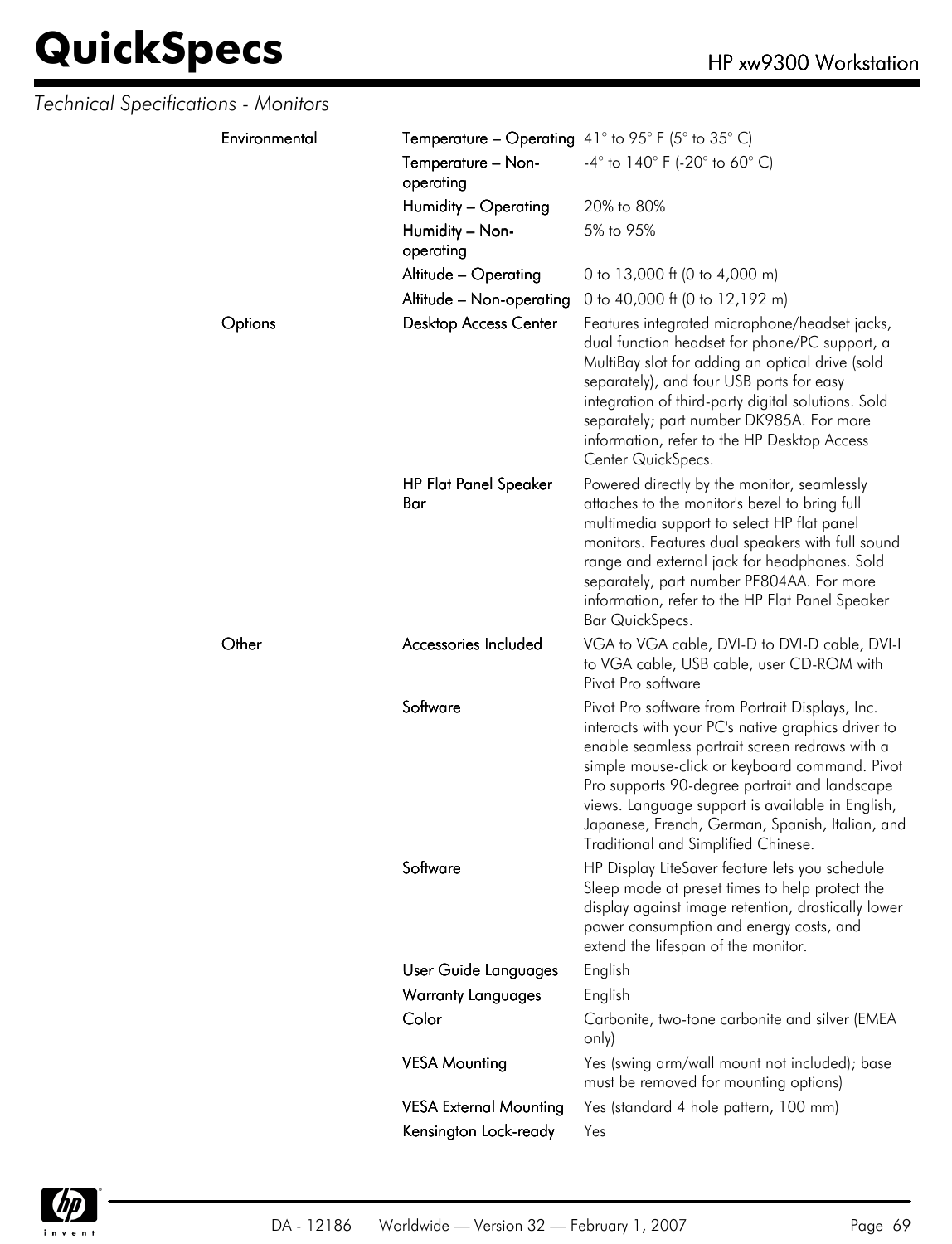*Technical Specifications - Monitors*

| | | |
|---|---|---|
| Environmental | Temperature – Operating | 41° to 95° F (5° to 35° C) |
| | Temperature – Non-operating | -4° to 140° F (-20° to 60° C) |
| | Humidity – Operating | 20% to 80% |
| | Humidity – Non-operating | 5% to 95% |
| | Altitude – Operating | 0 to 13,000 ft (0 to 4,000 m) |
| | Altitude – Non-operating | 0 to 40,000 ft (0 to 12,192 m) |
| Options | Desktop Access Center | Features integrated microphone/headset jacks, dual function headset for phone/PC support, a MultiBay slot for adding an optical drive (sold separately), and four USB ports for easy integration of third-party digital solutions. Sold separately; part number DK985A. For more information, refer to the HP Desktop Access Center QuickSpecs. |
| | HP Flat Panel Speaker Bar | Powered directly by the monitor, seamlessly attaches to the monitor's bezel to bring full multimedia support to select HP flat panel monitors. Features dual speakers with full sound range and external jack for headphones. Sold separately, part number PF804AA. For more information, refer to the HP Flat Panel Speaker Bar QuickSpecs. |
| Other | Accessories Included | VGA to VGA cable, DVI-D to DVI-D cable, DVI-I to VGA cable, USB cable, user CD-ROM with Pivot Pro software |
| | Software | Pivot Pro software from Portrait Displays, Inc. interacts with your PC's native graphics driver to enable seamless portrait screen redraws with a simple mouse-click or keyboard command. Pivot Pro supports 90-degree portrait and landscape views. Language support is available in English, Japanese, French, German, Spanish, Italian, and Traditional and Simplified Chinese. |
| | Software | HP Display LiteSaver feature lets you schedule Sleep mode at preset times to help protect the display against image retention, drastically lower power consumption and energy costs, and extend the lifespan of the monitor. |
| | User Guide Languages | English |
| | Warranty Languages | English |
| | Color | Carbonite, two-tone carbonite and silver (EMEA only) |
| | VESA Mounting | Yes (swing arm/wall mount not included); base must be removed for mounting options) |
| | VESA External Mounting | Yes (standard 4 hole pattern, 100 mm) |
| | Kensington Lock-ready | Yes |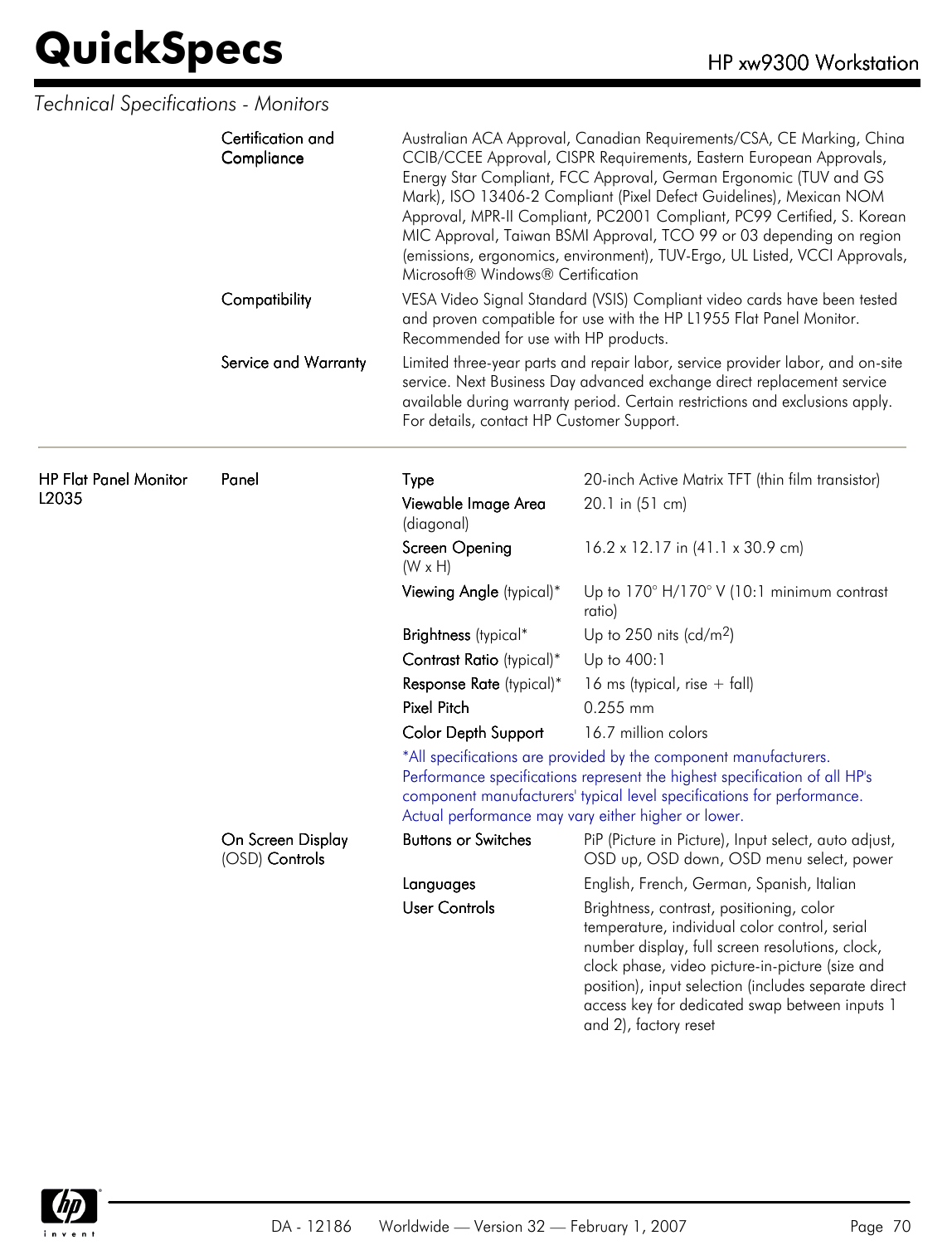*Technical Specifications - Monitors*

| | | | |
|---|---|---|---|
| | Certification and Compliance | Australian ACA Approval, Canadian Requirements/CSA, CE Marking, China CCIB/CCEE Approval, CISPR Requirements, Eastern European Approvals, Energy Star Compliant, FCC Approval, German Ergonomic (TUV and GS Mark), ISO 13406-2 Compliant (Pixel Defect Guidelines), Mexican NOM Approval, MPR-II Compliant, PC2001 Compliant, PC99 Certified, S. Korean MIC Approval, Taiwan BSMI Approval, TCO 99 or 03 depending on region (emissions, ergonomics, environment), TUV-Ergo, UL Listed, VCCI Approvals, Microsoft® Windows® Certification | |
| | Compatibility | VESA Video Signal Standard (VSIS) Compliant video cards have been tested and proven compatible for use with the HP L1955 Flat Panel Monitor. Recommended for use with HP products. | |
| | Service and Warranty | Limited three-year parts and repair labor, service provider labor, and on-site service. Next Business Day advanced exchange direct replacement service available during warranty period. Certain restrictions and exclusions apply. For details, contact HP Customer Support. | |
| HP Flat Panel Monitor L2035 | Panel | Type | 20-inch Active Matrix TFT (thin film transistor) |
| | | Viewable Image Area (diagonal) | 20.1 in (51 cm) |
| | | Screen Opening (W x H) | 16.2 x 12.17 in (41.1 x 30.9 cm) |
| | | Viewing Angle (typical)* | Up to 170° H/170° V (10:1 minimum contrast ratio) |
| | | Brightness (typical* | Up to 250 nits (cd/m$^2$) |
| | | Contrast Ratio (typical)* | Up to 400:1 |
| | | Response Rate (typical)* | 16 ms (typical, rise + fall) |
| | | Pixel Pitch | 0.255 mm |
| | | Color Depth Support | 16.7 million colors |
| | | *All specifications are provided by the component manufacturers. Performance specifications represent the highest specification of all HP's component manufacturers' typical level specifications for performance. Actual performance may vary either higher or lower. | |
| | On Screen Display (OSD) Controls | Buttons or Switches | PiP (Picture in Picture), Input select, auto adjust, OSD up, OSD down, OSD menu select, power |
| | | Languages | English, French, German, Spanish, Italian |
| | | User Controls | Brightness, contrast, positioning, color temperature, individual color control, serial number display, full screen resolutions, clock, clock phase, video picture-in-picture (size and position), input selection (includes separate direct access key for dedicated swap between inputs 1 and 2), factory reset |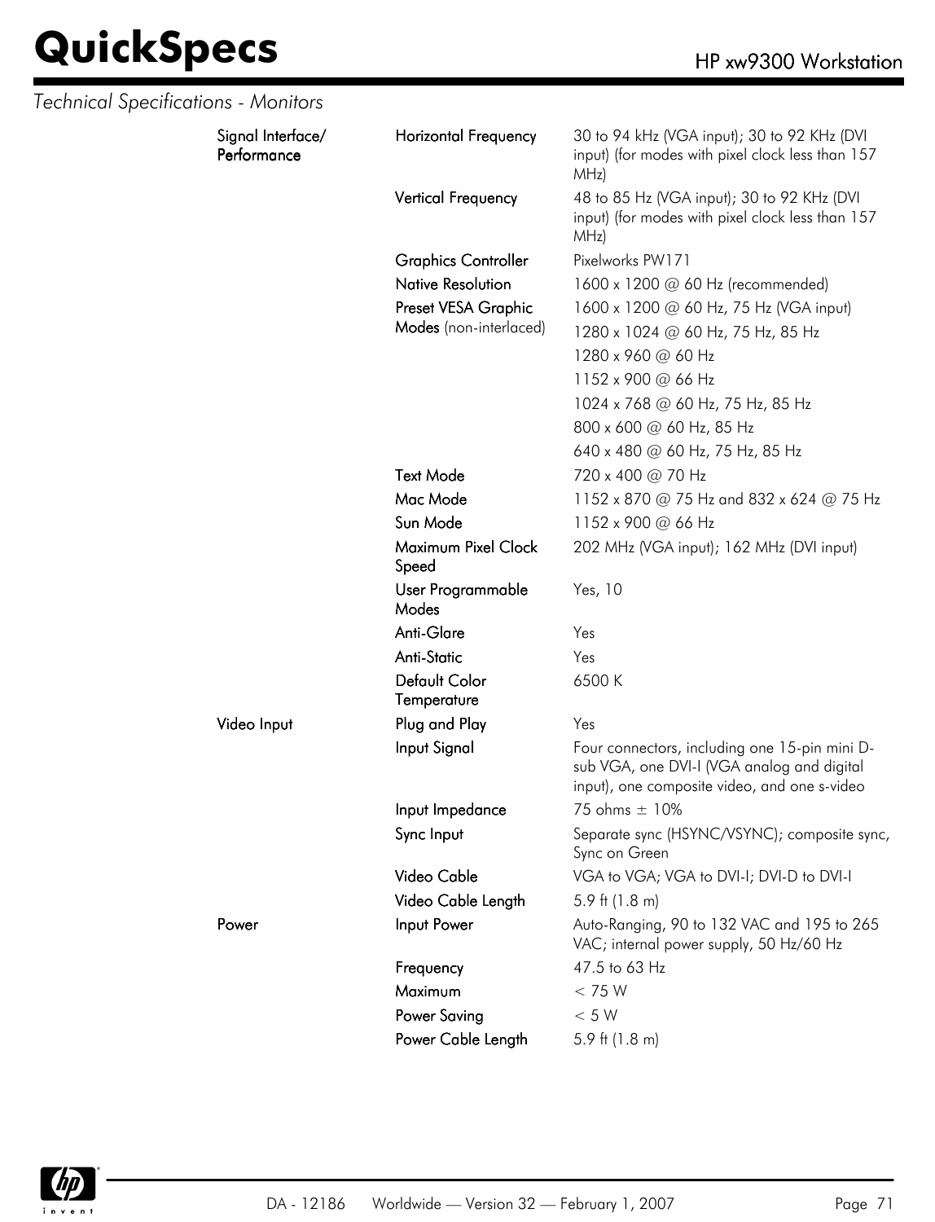*Technical Specifications - Monitors*

| | | |
|---|---|---|
| **Signal Interface/ Performance** | Horizontal Frequency | 30 to 94 kHz (VGA input); 30 to 92 KHz (DVI input) (for modes with pixel clock less than 157 MHz) |
| | Vertical Frequency | 48 to 85 Hz (VGA input); 30 to 92 KHz (DVI input) (for modes with pixel clock less than 157 MHz) |
| | Graphics Controller | Pixelworks PW171 |
| | Native Resolution | 1600 x 1200 @ 60 Hz (recommended) |
| | Preset VESA Graphic Modes (non-interlaced) | 1600 x 1200 @ 60 Hz, 75 Hz (VGA input) |
| | | 1280 x 1024 @ 60 Hz, 75 Hz, 85 Hz |
| | | 1280 x 960 @ 60 Hz |
| | | 1152 x 900 @ 66 Hz |
| | | 1024 x 768 @ 60 Hz, 75 Hz, 85 Hz |
| | | 800 x 600 @ 60 Hz, 85 Hz |
| | | 640 x 480 @ 60 Hz, 75 Hz, 85 Hz |
| | Text Mode | 720 x 400 @ 70 Hz |
| | Mac Mode | 1152 x 870 @ 75 Hz and 832 x 624 @ 75 Hz |
| | Sun Mode | 1152 x 900 @ 66 Hz |
| | Maximum Pixel Clock Speed | 202 MHz (VGA input); 162 MHz (DVI input) |
| | User Programmable Modes | Yes, 10 |
| | Anti-Glare | Yes |
| | Anti-Static | Yes |
| | Default Color Temperature | 6500 K |
| **Video Input** | Plug and Play | Yes |
| | Input Signal | Four connectors, including one 15-pin mini D-sub VGA, one DVI-I (VGA analog and digital input), one composite video, and one s-video |
| | Input Impedance | 75 ohms ± 10% |
| | Sync Input | Separate sync (HSYNC/VSYNC); composite sync, Sync on Green |
| | Video Cable | VGA to VGA; VGA to DVI-I; DVI-D to DVI-I |
| | Video Cable Length | 5.9 ft (1.8 m) |
| **Power** | Input Power | Auto-Ranging, 90 to 132 VAC and 195 to 265 VAC; internal power supply, 50 Hz/60 Hz |
| | Frequency | 47.5 to 63 Hz |
| | Maximum | < 75 W |
| | Power Saving | < 5 W |
| | Power Cable Length | 5.9 ft (1.8 m) |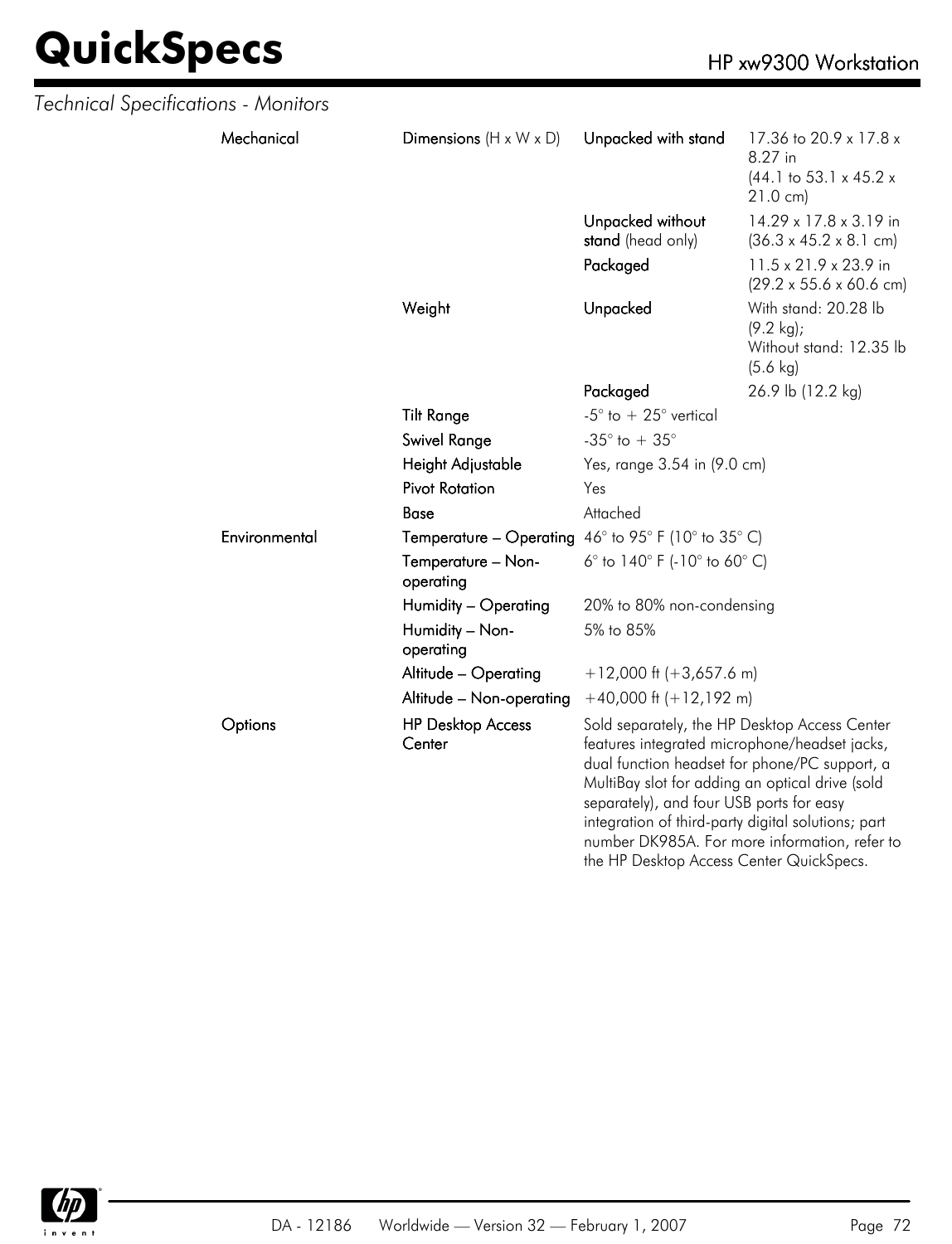*Technical Specifications - Monitors*

| | | | |
|---|---|---|---|
| **Mechanical** | **Dimensions** (H x W x D) | **Unpacked with stand** | 17.36 to 20.9 x 17.8 x 8.27 in (44.1 to 53.1 x 45.2 x 21.0 cm) |
| | | **Unpacked without stand** (head only) | 14.29 x 17.8 x 3.19 in (36.3 x 45.2 x 8.1 cm) |
| | | **Packaged** | 11.5 x 21.9 x 23.9 in (29.2 x 55.6 x 60.6 cm) |
| | **Weight** | **Unpacked** | With stand: 20.28 lb (9.2 kg); Without stand: 12.35 lb (5.6 kg) |
| | | **Packaged** | 26.9 lb (12.2 kg) |
| | **Tilt Range** | -5° to + 25° vertical | |
| | **Swivel Range** | -35° to + 35° | |
| | **Height Adjustable** | Yes, range 3.54 in (9.0 cm) | |
| | **Pivot Rotation** | Yes | |
| | **Base** | Attached | |
| **Environmental** | **Temperature – Operating** | 46° to 95° F (10° to 35° C) | |
| | **Temperature – Non-operating** | 6° to 140° F (-10° to 60° C) | |
| | **Humidity – Operating** | 20% to 80% non-condensing | |
| | **Humidity – Non-operating** | 5% to 85% | |
| | **Altitude – Operating** | +12,000 ft (+3,657.6 m) | |
| | **Altitude – Non-operating** | +40,000 ft (+12,192 m) | |
| **Options** | **HP Desktop Access Center** | Sold separately, the HP Desktop Access Center features integrated microphone/headset jacks, dual function headset for phone/PC support, a MultiBay slot for adding an optical drive (sold separately), and four USB ports for easy integration of third-party digital solutions; part number DK985A. For more information, refer to the HP Desktop Access Center QuickSpecs. | |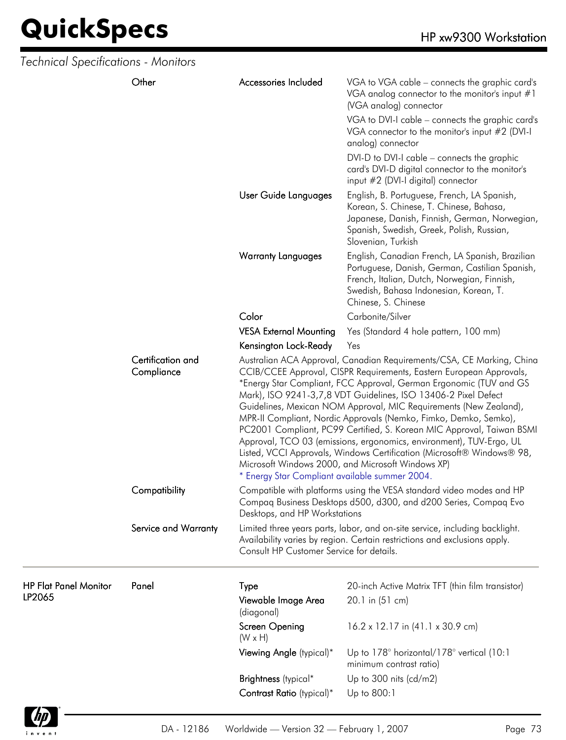*Technical Specifications - Monitors*

| | | | |
|---|---|---|---|
| | Other | Accessories Included | VGA to VGA cable – connects the graphic card's VGA analog connector to the monitor's input #1 (VGA analog) connector<br>VGA to DVI-I cable – connects the graphic card's VGA connector to the monitor's input #2 (DVI-I analog) connector<br>DVI-D to DVI-I cable – connects the graphic card's DVI-D digital connector to the monitor's input #2 (DVI-I digital) connector |
| | | User Guide Languages | English, B. Portuguese, French, LA Spanish, Korean, S. Chinese, T. Chinese, Bahasa, Japanese, Danish, Finnish, German, Norwegian, Spanish, Swedish, Greek, Polish, Russian, Slovenian, Turkish |
| | | Warranty Languages | English, Canadian French, LA Spanish, Brazilian Portuguese, Danish, German, Castilian Spanish, French, Italian, Dutch, Norwegian, Finnish, Swedish, Bahasa Indonesian, Korean, T. Chinese, S. Chinese |
| | | Color | Carbonite/Silver |
| | | VESA External Mounting | Yes (Standard 4 hole pattern, 100 mm) |
| | | Kensington Lock-Ready | Yes |
| | Certification and Compliance | Australian ACA Approval, Canadian Requirements/CSA, CE Marking, China CCIB/CCEE Approval, CISPR Requirements, Eastern European Approvals, *Energy Star Compliant, FCC Approval, German Ergonomic (TUV and GS Mark), ISO 9241-3,7,8 VDT Guidelines, ISO 13406-2 Pixel Defect Guidelines, Mexican NOM Approval, MIC Requirements (New Zealand), MPR-II Compliant, Nordic Approvals (Nemko, Fimko, Demko, Semko), PC2001 Compliant, PC99 Certified, S. Korean MIC Approval, Taiwan BSMI Approval, TCO 03 (emissions, ergonomics, environment), TUV-Ergo, UL Listed, VCCI Approvals, Windows Certification (Microsoft® Windows® 98, Microsoft Windows 2000, and Microsoft Windows XP)<br>* Energy Star Compliant available summer 2004. | |
| | Compatibility | Compatible with platforms using the VESA standard video modes and HP Compaq Business Desktops d500, d300, and d200 Series, Compaq Evo Desktops, and HP Workstations | |
| | Service and Warranty | Limited three years parts, labor, and on-site service, including backlight. Availability varies by region. Certain restrictions and exclusions apply. Consult HP Customer Service for details. | |
| HP Flat Panel Monitor LP2065 | Panel | Type | 20-inch Active Matrix TFT (thin film transistor) |
| | | Viewable Image Area (diagonal) | 20.1 in (51 cm) |
| | | Screen Opening (W x H) | 16.2 x 12.17 in (41.1 x 30.9 cm) |
| | | Viewing Angle (typical)* | Up to 178° horizontal/178° vertical (10:1 minimum contrast ratio) |
| | | Brightness (typical* | Up to 300 nits (cd/m2) |
| | | Contrast Ratio (typical)* | Up to 800:1 |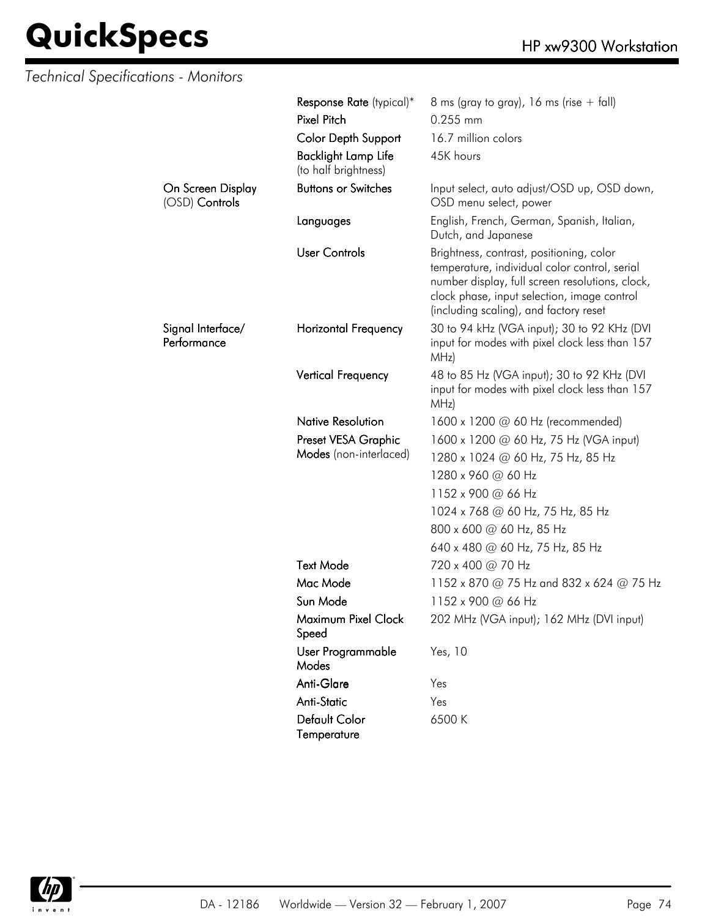*Technical Specifications - Monitors*

| | | |
|---|---|---|
| | **Response Rate** (typical)* | 8 ms (gray to gray), 16 ms (rise + fall) |
| | **Pixel Pitch** | 0.255 mm |
| | **Color Depth Support** | 16.7 million colors |
| | **Backlight Lamp Life** (to half brightness) | 45K hours |
| **On Screen Display** (OSD) **Controls** | **Buttons or Switches** | Input select, auto adjust/OSD up, OSD down, OSD menu select, power |
| | **Languages** | English, French, German, Spanish, Italian, Dutch, and Japanese |
| | **User Controls** | Brightness, contrast, positioning, color temperature, individual color control, serial number display, full screen resolutions, clock, clock phase, input selection, image control (including scaling), and factory reset |
| **Signal Interface/ Performance** | **Horizontal Frequency** | 30 to 94 kHz (VGA input); 30 to 92 KHz (DVI input for modes with pixel clock less than 157 MHz) |
| | **Vertical Frequency** | 48 to 85 Hz (VGA input); 30 to 92 KHz (DVI input for modes with pixel clock less than 157 MHz) |
| | **Native Resolution** | 1600 x 1200 @ 60 Hz (recommended) |
| | **Preset VESA Graphic Modes** (non-interlaced) | 1600 x 1200 @ 60 Hz, 75 Hz (VGA input) |
| | | 1280 x 1024 @ 60 Hz, 75 Hz, 85 Hz |
| | | 1280 x 960 @ 60 Hz |
| | | 1152 x 900 @ 66 Hz |
| | | 1024 x 768 @ 60 Hz, 75 Hz, 85 Hz |
| | | 800 x 600 @ 60 Hz, 85 Hz |
| | | 640 x 480 @ 60 Hz, 75 Hz, 85 Hz |
| | **Text Mode** | 720 x 400 @ 70 Hz |
| | **Mac Mode** | 1152 x 870 @ 75 Hz and 832 x 624 @ 75 Hz |
| | **Sun Mode** | 1152 x 900 @ 66 Hz |
| | **Maximum Pixel Clock Speed** | 202 MHz (VGA input); 162 MHz (DVI input) |
| | **User Programmable Modes** | Yes, 10 |
| | **Anti-Glare** | Yes |
| | **Anti-Static** | Yes |
| | **Default Color Temperature** | 6500 K |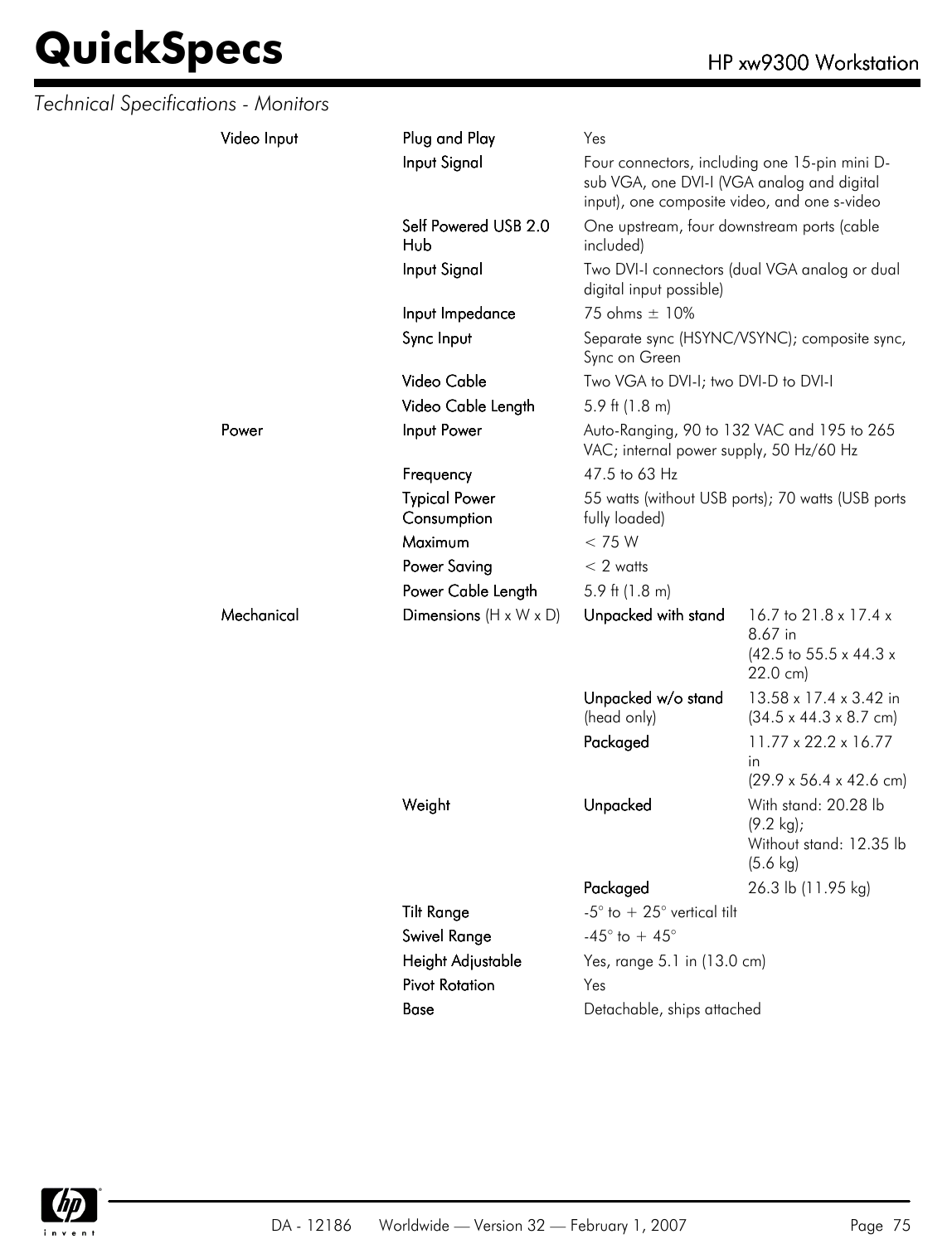*Technical Specifications - Monitors*

| | | | |
|---|---|---|---|
| Video Input | Plug and Play | Yes | |
| | Input Signal | Four connectors, including one 15-pin mini D-sub VGA, one DVI-I (VGA analog and digital input), one composite video, and one s-video | |
| | Self Powered USB 2.0 Hub | One upstream, four downstream ports (cable included) | |
| | Input Signal | Two DVI-I connectors (dual VGA analog or dual digital input possible) | |
| | Input Impedance | 75 ohms ± 10% | |
| | Sync Input | Separate sync (HSYNC/VSYNC); composite sync, Sync on Green | |
| | Video Cable | Two VGA to DVI-I; two DVI-D to DVI-I | |
| | Video Cable Length | 5.9 ft (1.8 m) | |
| Power | Input Power | Auto-Ranging, 90 to 132 VAC and 195 to 265 VAC; internal power supply, 50 Hz/60 Hz | |
| | Frequency | 47.5 to 63 Hz | |
| | Typical Power Consumption | 55 watts (without USB ports); 70 watts (USB ports fully loaded) | |
| | Maximum | < 75 W | |
| | Power Saving | < 2 watts | |
| | Power Cable Length | 5.9 ft (1.8 m) | |
| Mechanical | Dimensions (H x W x D) | Unpacked with stand | 16.7 to 21.8 x 17.4 x 8.67 in (42.5 to 55.5 x 44.3 x 22.0 cm) |
| | | Unpacked w/o stand (head only) | 13.58 x 17.4 x 3.42 in (34.5 x 44.3 x 8.7 cm) |
| | | Packaged | 11.77 x 22.2 x 16.77 in (29.9 x 56.4 x 42.6 cm) |
| | Weight | Unpacked | With stand: 20.28 lb (9.2 kg); Without stand: 12.35 lb (5.6 kg) |
| | | Packaged | 26.3 lb (11.95 kg) |
| | Tilt Range | -5° to + 25° vertical tilt | |
| | Swivel Range | -45° to + 45° | |
| | Height Adjustable | Yes, range 5.1 in (13.0 cm) | |
| | Pivot Rotation | Yes | |
| | Base | Detachable, ships attached | |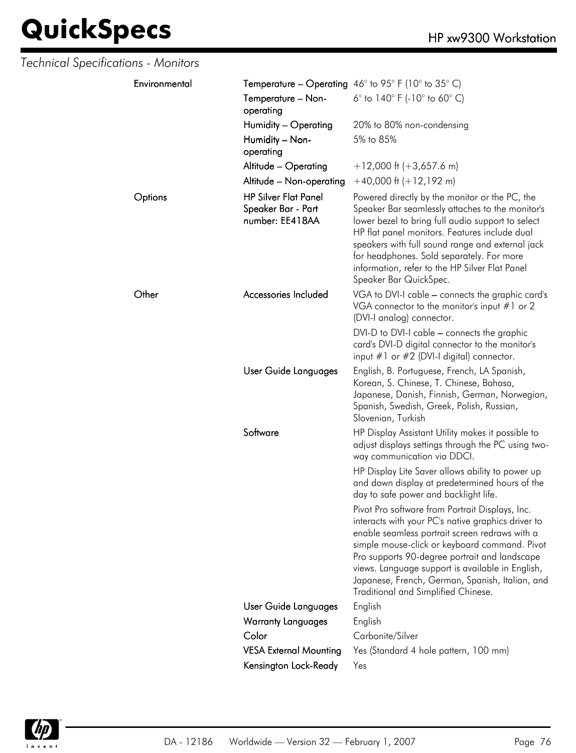*Technical Specifications - Monitors*

| | | |
|---|---|---|
| Environmental | Temperature – Operating | 46° to 95° F (10° to 35° C) |
| | Temperature – Non-operating | 6° to 140° F (-10° to 60° C) |
| | Humidity – Operating | 20% to 80% non-condensing |
| | Humidity – Non-operating | 5% to 85% |
| | Altitude – Operating | +12,000 ft (+3,657.6 m) |
| | Altitude – Non-operating | +40,000 ft (+12,192 m) |
| Options | HP Silver Flat Panel Speaker Bar - Part number: EE418AA | Powered directly by the monitor or the PC, the Speaker Bar seamlessly attaches to the monitor's lower bezel to bring full audio support to select HP flat panel monitors. Features include dual speakers with full sound range and external jack for headphones. Sold separately. For more information, refer to the HP Silver Flat Panel Speaker Bar QuickSpec. |
| Other | Accessories Included | VGA to DVI-I cable – connects the graphic card's VGA connector to the monitor's input #1 or 2 (DVI-I analog) connector.<br><br>DVI-D to DVI-I cable – connects the graphic card's DVI-D digital connector to the monitor's input #1 or #2 (DVI-I digital) connector. |
| | User Guide Languages | English, B. Portuguese, French, LA Spanish, Korean, S. Chinese, T. Chinese, Bahasa, Japanese, Danish, Finnish, German, Norwegian, Spanish, Swedish, Greek, Polish, Russian, Slovenian, Turkish |
| | Software | HP Display Assistant Utility makes it possible to adjust displays settings through the PC using two-way communication via DDCI.<br><br>HP Display Lite Saver allows ability to power up and down display at predetermined hours of the day to safe power and backlight life.<br><br>Pivot Pro software from Portrait Displays, Inc. interacts with your PC's native graphics driver to enable seamless portrait screen redraws with a simple mouse-click or keyboard command. Pivot Pro supports 90-degree portrait and landscape views. Language support is available in English, Japanese, French, German, Spanish, Italian, and Traditional and Simplified Chinese. |
| | User Guide Languages | English |
| | Warranty Languages | English |
| | Color | Carbonite/Silver |
| | VESA External Mounting | Yes (Standard 4 hole pattern, 100 mm) |
| | Kensington Lock-Ready | Yes |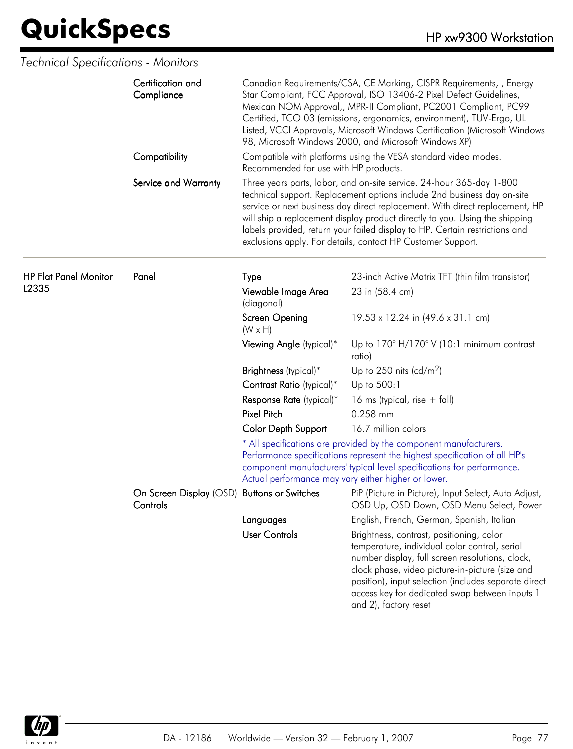## Technical Specifications - Monitors

| | | | |
|---|---|---|---|
| | Certification and Compliance | Canadian Requirements/CSA, CE Marking, CISPR Requirements, , Energy Star Compliant, FCC Approval, ISO 13406-2 Pixel Defect Guidelines, Mexican NOM Approval,, MPR-II Compliant, PC2001 Compliant, PC99 Certified, TCO 03 (emissions, ergonomics, environment), TUV-Ergo, UL Listed, VCCI Approvals, Microsoft Windows Certification (Microsoft Windows 98, Microsoft Windows 2000, and Microsoft Windows XP) | |
| | Compatibility | Compatible with platforms using the VESA standard video modes. Recommended for use with HP products. | |
| | Service and Warranty | Three years parts, labor, and on-site service. 24-hour 365-day 1-800 technical support. Replacement options include 2nd business day on-site service or next business day direct replacement. With direct replacement, HP will ship a replacement display product directly to you. Using the shipping labels provided, return your failed display to HP. Certain restrictions and exclusions apply. For details, contact HP Customer Support. | |
| **HP Flat Panel Monitor L2335** | Panel | Type | 23-inch Active Matrix TFT (thin film transistor) |
| | | Viewable Image Area (diagonal) | 23 in (58.4 cm) |
| | | Screen Opening (W x H) | 19.53 x 12.24 in (49.6 x 31.1 cm) |
| | | Viewing Angle (typical)* | Up to 170° H/170° V (10:1 minimum contrast ratio) |
| | | Brightness (typical)* | Up to 250 nits (cd/m$^2$) |
| | | Contrast Ratio (typical)* | Up to 500:1 |
| | | Response Rate (typical)* | 16 ms (typical, rise + fall) |
| | | Pixel Pitch | 0.258 mm |
| | | Color Depth Support | 16.7 million colors |
| | | * All specifications are provided by the component manufacturers. Performance specifications represent the highest specification of all HP's component manufacturers' typical level specifications for performance. Actual performance may vary either higher or lower. | |
| | On Screen Display (OSD) Controls | Buttons or Switches | PiP (Picture in Picture), Input Select, Auto Adjust, OSD Up, OSD Down, OSD Menu Select, Power |
| | | Languages | English, French, German, Spanish, Italian |
| | | User Controls | Brightness, contrast, positioning, color temperature, individual color control, serial number display, full screen resolutions, clock, clock phase, video picture-in-picture (size and position), input selection (includes separate direct access key for dedicated swap between inputs 1 and 2), factory reset |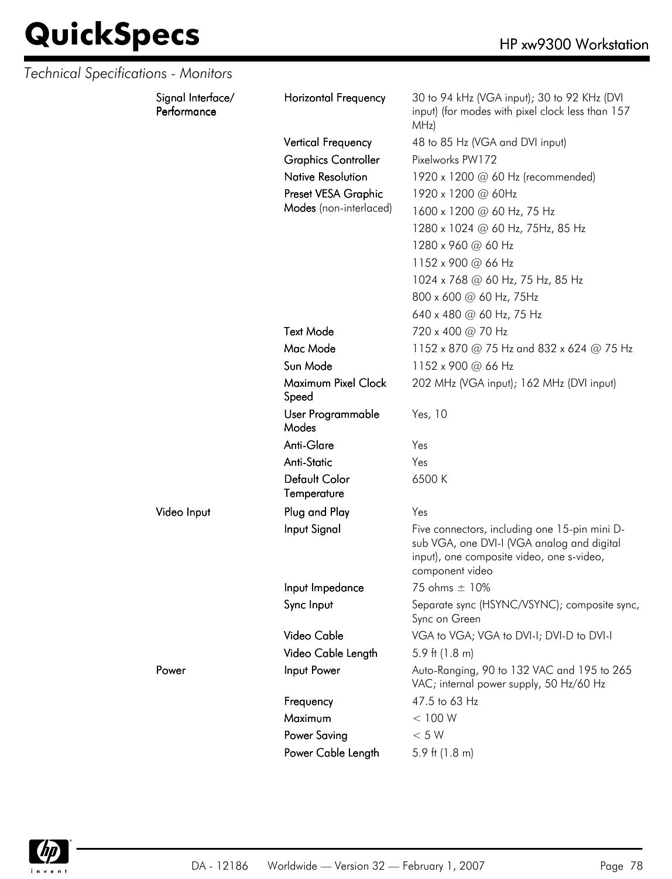*Technical Specifications - Monitors*

| | | |
|---|---|---|
| **Signal Interface/ Performance** | **Horizontal Frequency** | 30 to 94 kHz (VGA input); 30 to 92 KHz (DVI input) (for modes with pixel clock less than 157 MHz) |
| | **Vertical Frequency** | 48 to 85 Hz (VGA and DVI input) |
| | **Graphics Controller** | Pixelworks PW172 |
| | **Native Resolution** | 1920 x 1200 @ 60 Hz (recommended) |
| | **Preset VESA Graphic Modes** (non-interlaced) | 1920 x 1200 @ 60Hz |
| | | 1600 x 1200 @ 60 Hz, 75 Hz |
| | | 1280 x 1024 @ 60 Hz, 75Hz, 85 Hz |
| | | 1280 x 960 @ 60 Hz |
| | | 1152 x 900 @ 66 Hz |
| | | 1024 x 768 @ 60 Hz, 75 Hz, 85 Hz |
| | | 800 x 600 @ 60 Hz, 75Hz |
| | | 640 x 480 @ 60 Hz, 75 Hz |
| | **Text Mode** | 720 x 400 @ 70 Hz |
| | **Mac Mode** | 1152 x 870 @ 75 Hz and 832 x 624 @ 75 Hz |
| | **Sun Mode** | 1152 x 900 @ 66 Hz |
| | **Maximum Pixel Clock Speed** | 202 MHz (VGA input); 162 MHz (DVI input) |
| | **User Programmable Modes** | Yes, 10 |
| | **Anti-Glare** | Yes |
| | **Anti-Static** | Yes |
| | **Default Color Temperature** | 6500 K |
| **Video Input** | **Plug and Play** | Yes |
| | **Input Signal** | Five connectors, including one 15-pin mini D-sub VGA, one DVI-I (VGA analog and digital input), one composite video, one s-video, component video |
| | **Input Impedance** | 75 ohms ± 10% |
| | **Sync Input** | Separate sync (HSYNC/VSYNC); composite sync, Sync on Green |
| | **Video Cable** | VGA to VGA; VGA to DVI-I; DVI-D to DVI-I |
| | **Video Cable Length** | 5.9 ft (1.8 m) |
| **Power** | **Input Power** | Auto-Ranging, 90 to 132 VAC and 195 to 265 VAC; internal power supply, 50 Hz/60 Hz |
| | **Frequency** | 47.5 to 63 Hz |
| | **Maximum** | < 100 W |
| | **Power Saving** | < 5 W |
| | **Power Cable Length** | 5.9 ft (1.8 m) |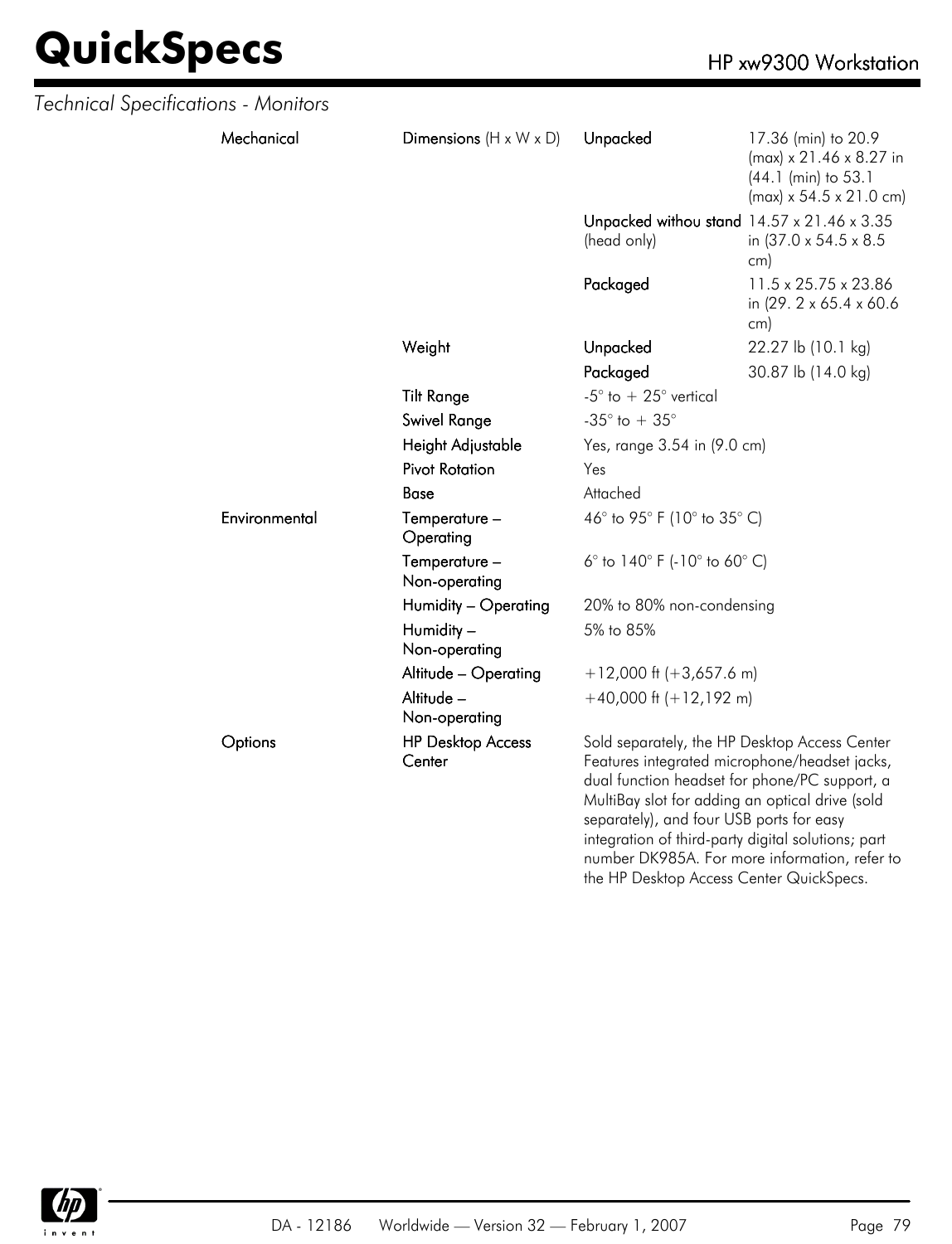*Technical Specifications - Monitors*

| | | | |
|---|---|---|---|
| **Mechanical** | **Dimensions** (H x W x D) | **Unpacked** | 17.36 (min) to 20.9 (max) x 21.46 x 8.27 in (44.1 (min) to 53.1 (max) x 54.5 x 21.0 cm) |
| | | **Unpacked withou stand** (head only) | 14.57 x 21.46 x 3.35 in (37.0 x 54.5 x 8.5 cm) |
| | | **Packaged** | 11.5 x 25.75 x 23.86 in (29. 2 x 65.4 x 60.6 cm) |
| | **Weight** | **Unpacked** | 22.27 lb (10.1 kg) |
| | | **Packaged** | 30.87 lb (14.0 kg) |
| | **Tilt Range** | -5° to + 25° vertical | |
| | **Swivel Range** | -35° to + 35° | |
| | **Height Adjustable** | Yes, range 3.54 in (9.0 cm) | |
| | **Pivot Rotation** | Yes | |
| | **Base** | Attached | |
| **Environmental** | **Temperature – Operating** | 46° to 95° F (10° to 35° C) | |
| | **Temperature – Non-operating** | 6° to 140° F (-10° to 60° C) | |
| | **Humidity – Operating** | 20% to 80% non-condensing | |
| | **Humidity – Non-operating** | 5% to 85% | |
| | **Altitude – Operating** | +12,000 ft (+3,657.6 m) | |
| | **Altitude – Non-operating** | +40,000 ft (+12,192 m) | |
| **Options** | **HP Desktop Access Center** | Sold separately, the HP Desktop Access Center Features integrated microphone/headset jacks, dual function headset for phone/PC support, a MultiBay slot for adding an optical drive (sold separately), and four USB ports for easy integration of third-party digital solutions; part number DK985A. For more information, refer to the HP Desktop Access Center QuickSpecs. | |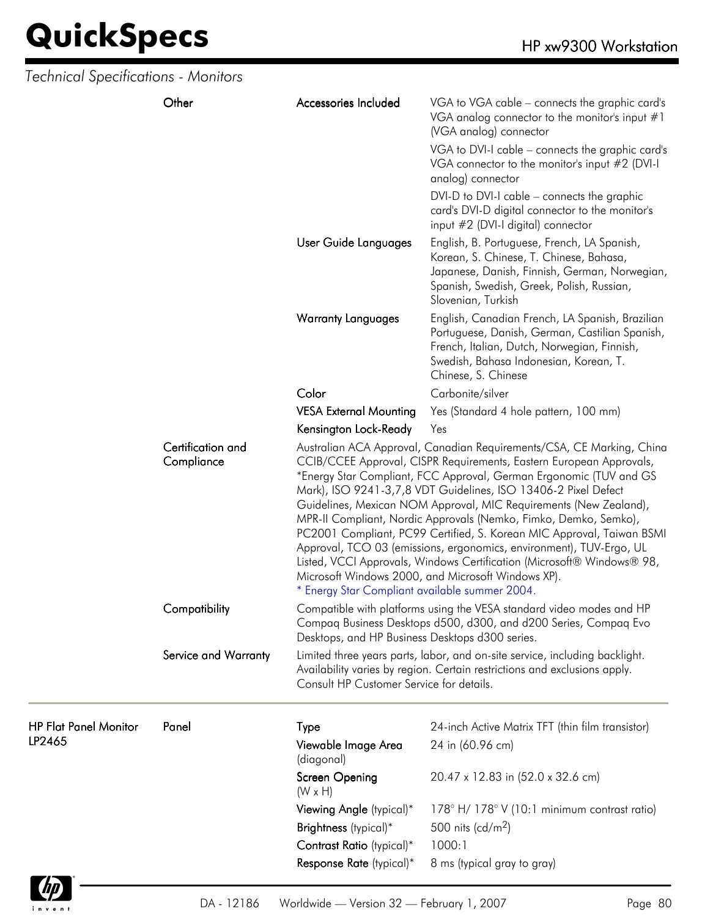*Technical Specifications - Monitors*

| | | | |
|---|---|---|---|
| | Other | Accessories Included | VGA to VGA cable – connects the graphic card's VGA analog connector to the monitor's input #1 (VGA analog) connector<br>VGA to DVI-I cable – connects the graphic card's VGA connector to the monitor's input #2 (DVI-I analog) connector<br>DVI-D to DVI-I cable – connects the graphic card's DVI-D digital connector to the monitor's input #2 (DVI-I digital) connector |
| | | User Guide Languages | English, B. Portuguese, French, LA Spanish, Korean, S. Chinese, T. Chinese, Bahasa, Japanese, Danish, Finnish, German, Norwegian, Spanish, Swedish, Greek, Polish, Russian, Slovenian, Turkish |
| | | Warranty Languages | English, Canadian French, LA Spanish, Brazilian Portuguese, Danish, German, Castilian Spanish, French, Italian, Dutch, Norwegian, Finnish, Swedish, Bahasa Indonesian, Korean, T. Chinese, S. Chinese |
| | | Color | Carbonite/silver |
| | | VESA External Mounting | Yes (Standard 4 hole pattern, 100 mm) |
| | | Kensington Lock-Ready | Yes |
| | Certification and Compliance | Australian ACA Approval, Canadian Requirements/CSA, CE Marking, China CCIB/CCEE Approval, CISPR Requirements, Eastern European Approvals, *Energy Star Compliant, FCC Approval, German Ergonomic (TUV and GS Mark), ISO 9241-3,7,8 VDT Guidelines, ISO 13406-2 Pixel Defect Guidelines, Mexican NOM Approval, MIC Requirements (New Zealand), MPR-II Compliant, Nordic Approvals (Nemko, Fimko, Demko, Semko), PC2001 Compliant, PC99 Certified, S. Korean MIC Approval, Taiwan BSMI Approval, TCO 03 (emissions, ergonomics, environment), TUV-Ergo, UL Listed, VCCI Approvals, Windows Certification (Microsoft® Windows® 98, Microsoft Windows 2000, and Microsoft Windows XP).<br>* Energy Star Compliant available summer 2004. | |
| | Compatibility | Compatible with platforms using the VESA standard video modes and HP Compaq Business Desktops d500, d300, and d200 Series, Compaq Evo Desktops, and HP Business Desktops d300 series. | |
| | Service and Warranty | Limited three years parts, labor, and on-site service, including backlight. Availability varies by region. Certain restrictions and exclusions apply. Consult HP Customer Service for details. | |
| HP Flat Panel Monitor LP2465 | Panel | Type | 24-inch Active Matrix TFT (thin film transistor) |
| | | Viewable Image Area (diagonal) | 24 in (60.96 cm) |
| | | Screen Opening (W x H) | 20.47 x 12.83 in (52.0 x 32.6 cm) |
| | | Viewing Angle (typical)* | 178° H/ 178° V (10:1 minimum contrast ratio) |
| | | Brightness (typical)* | 500 nits (cd/m$^2$) |
| | | Contrast Ratio (typical)* | 1000:1 |
| | | Response Rate (typical)* | 8 ms (typical gray to gray) |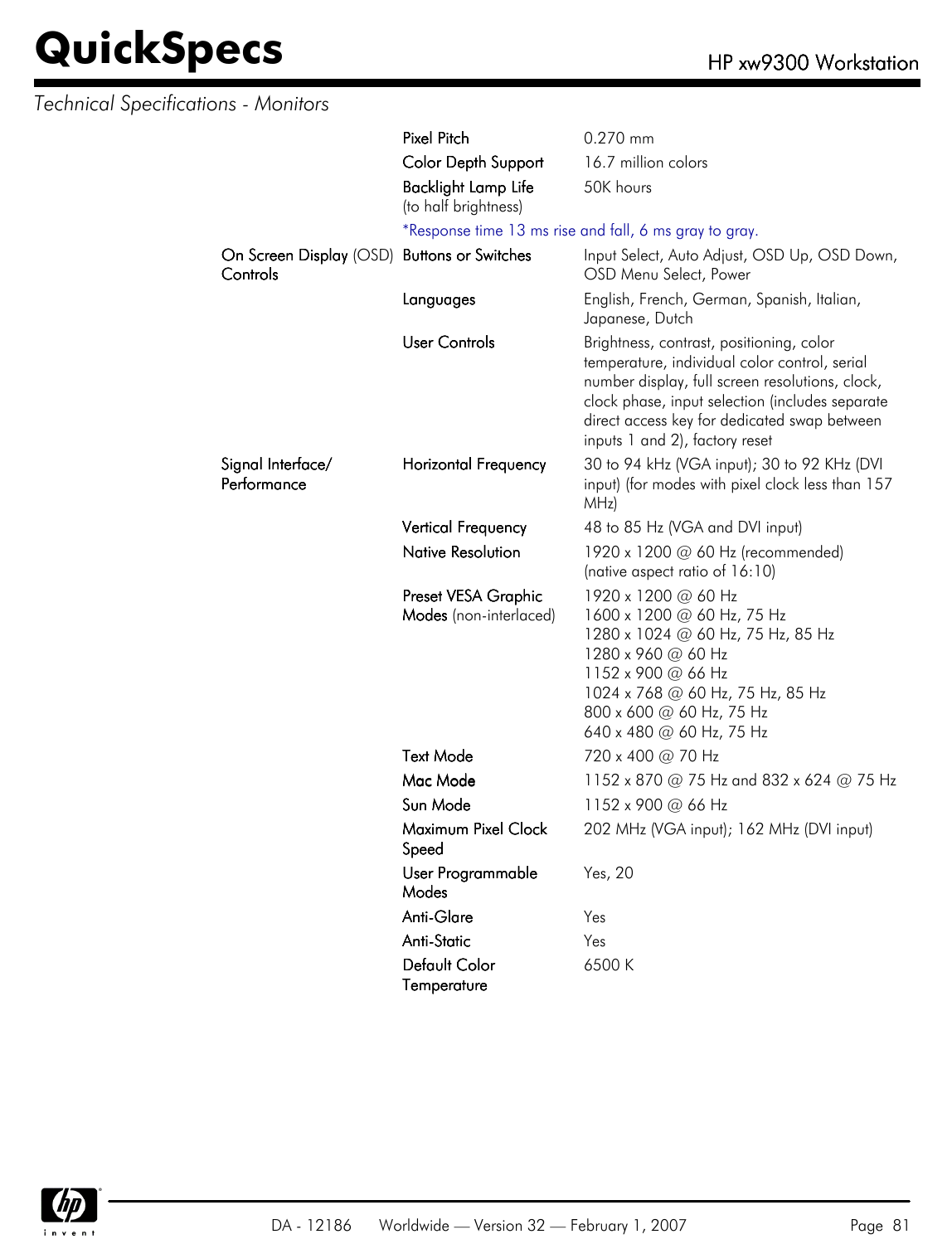*Technical Specifications - Monitors*

| | | |
|---|---|---|
| | Pixel Pitch | 0.270 mm |
| | Color Depth Support | 16.7 million colors |
| | Backlight Lamp Life (to half brightness) | 50K hours |
| | *Response time 13 ms rise and fall, 6 ms gray to gray. | |
| On Screen Display (OSD) Controls | Buttons or Switches | Input Select, Auto Adjust, OSD Up, OSD Down, OSD Menu Select, Power |
| | Languages | English, French, German, Spanish, Italian, Japanese, Dutch |
| | User Controls | Brightness, contrast, positioning, color temperature, individual color control, serial number display, full screen resolutions, clock, clock phase, input selection (includes separate direct access key for dedicated swap between inputs 1 and 2), factory reset |
| Signal Interface/ Performance | Horizontal Frequency | 30 to 94 kHz (VGA input); 30 to 92 KHz (DVI input) (for modes with pixel clock less than 157 MHz) |
| | Vertical Frequency | 48 to 85 Hz (VGA and DVI input) |
| | Native Resolution | 1920 x 1200 @ 60 Hz (recommended) (native aspect ratio of 16:10) |
| | Preset VESA Graphic Modes (non-interlaced) | 1920 x 1200 @ 60 Hz<br>1600 x 1200 @ 60 Hz, 75 Hz<br>1280 x 1024 @ 60 Hz, 75 Hz, 85 Hz<br>1280 x 960 @ 60 Hz<br>1152 x 900 @ 66 Hz<br>1024 x 768 @ 60 Hz, 75 Hz, 85 Hz<br>800 x 600 @ 60 Hz, 75 Hz<br>640 x 480 @ 60 Hz, 75 Hz |
| | Text Mode | 720 x 400 @ 70 Hz |
| | Mac Mode | 1152 x 870 @ 75 Hz and 832 x 624 @ 75 Hz |
| | Sun Mode | 1152 x 900 @ 66 Hz |
| | Maximum Pixel Clock Speed | 202 MHz (VGA input); 162 MHz (DVI input) |
| | User Programmable Modes | Yes, 20 |
| | Anti-Glare | Yes |
| | Anti-Static | Yes |
| | Default Color Temperature | 6500 K |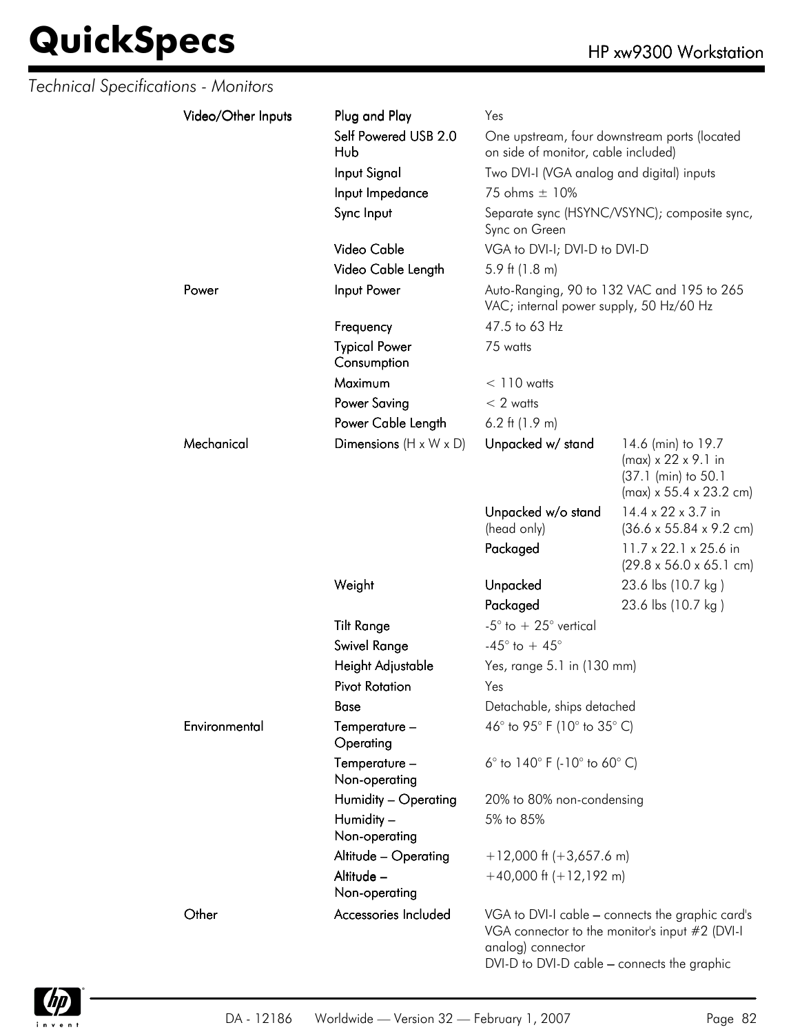*Technical Specifications - Monitors*

| | | | |
|---|---|---|---|
| **Video/Other Inputs** | Plug and Play | Yes | |
| | Self Powered USB 2.0 Hub | One upstream, four downstream ports (located on side of monitor, cable included) | |
| | Input Signal | Two DVI-I (VGA analog and digital) inputs | |
| | Input Impedance | 75 ohms ± 10% | |
| | Sync Input | Separate sync (HSYNC/VSYNC); composite sync, Sync on Green | |
| | Video Cable | VGA to DVI-I; DVI-D to DVI-D | |
| | Video Cable Length | 5.9 ft (1.8 m) | |
| **Power** | Input Power | Auto-Ranging, 90 to 132 VAC and 195 to 265 VAC; internal power supply, 50 Hz/60 Hz | |
| | Frequency | 47.5 to 63 Hz | |
| | Typical Power Consumption | 75 watts | |
| | Maximum | < 110 watts | |
| | Power Saving | < 2 watts | |
| | Power Cable Length | 6.2 ft (1.9 m) | |
| **Mechanical** | Dimensions (H x W x D) | Unpacked w/ stand | 14.6 (min) to 19.7 (max) x 22 x 9.1 in (37.1 (min) to 50.1 (max) x 55.4 x 23.2 cm) |
| | | Unpacked w/o stand (head only) | 14.4 x 22 x 3.7 in (36.6 x 55.84 x 9.2 cm) |
| | | Packaged | 11.7 x 22.1 x 25.6 in (29.8 x 56.0 x 65.1 cm) |
| | Weight | Unpacked | 23.6 lbs (10.7 kg ) |
| | | Packaged | 23.6 lbs (10.7 kg ) |
| | Tilt Range | -5° to + 25° vertical | |
| | Swivel Range | -45° to + 45° | |
| | Height Adjustable | Yes, range 5.1 in (130 mm) | |
| | Pivot Rotation | Yes | |
| | Base | Detachable, ships detached | |
| **Environmental** | Temperature – Operating | 46° to 95° F (10° to 35° C) | |
| | Temperature – Non-operating | 6° to 140° F (-10° to 60° C) | |
| | Humidity – Operating | 20% to 80% non-condensing | |
| | Humidity – Non-operating | 5% to 85% | |
| | Altitude – Operating | +12,000 ft (+3,657.6 m) | |
| | Altitude – Non-operating | +40,000 ft (+12,192 m) | |
| **Other** | Accessories Included | VGA to DVI-I cable – connects the graphic card's VGA connector to the monitor's input #2 (DVI-I analog) connector<br>DVI-D to DVI-D cable – connects the graphic | |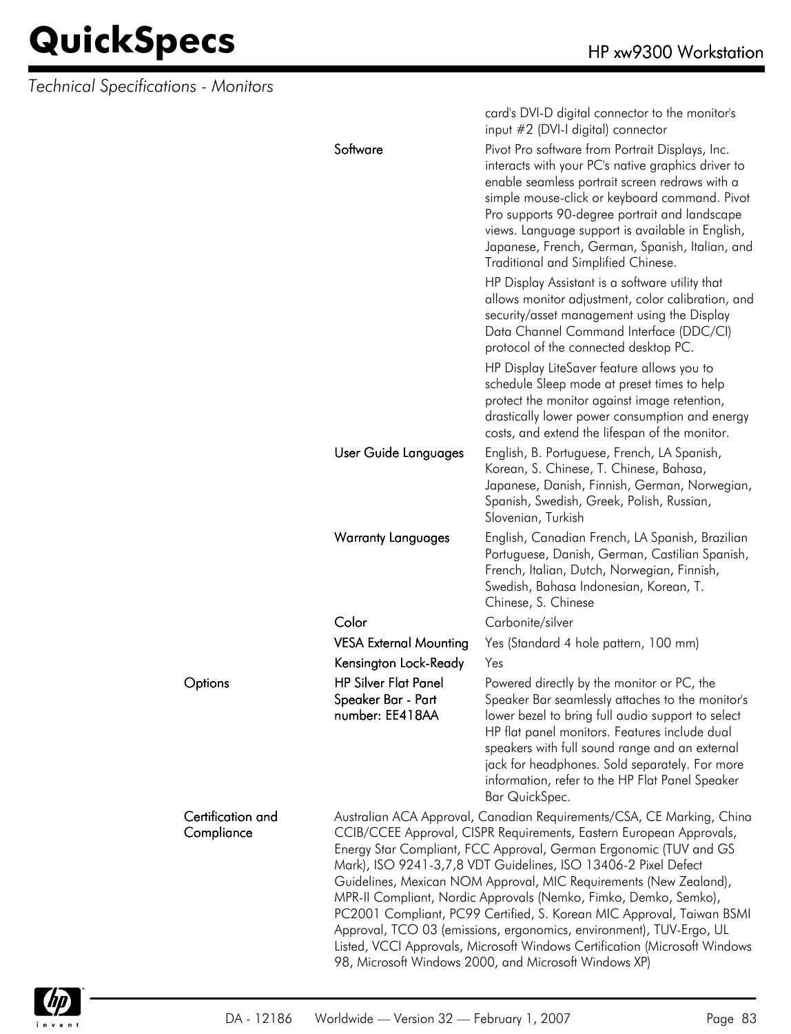*Technical Specifications - Monitors*

| | | |
|---|---|---|
| | | card's DVI-D digital connector to the monitor's input #2 (DVI-I digital) connector |
| | **Software** | Pivot Pro software from Portrait Displays, Inc. interacts with your PC's native graphics driver to enable seamless portrait screen redraws with a simple mouse-click or keyboard command. Pivot Pro supports 90-degree portrait and landscape views. Language support is available in English, Japanese, French, German, Spanish, Italian, and Traditional and Simplified Chinese.<br><br>HP Display Assistant is a software utility that allows monitor adjustment, color calibration, and security/asset management using the Display Data Channel Command Interface (DDC/CI) protocol of the connected desktop PC.<br><br>HP Display LiteSaver feature allows you to schedule Sleep mode at preset times to help protect the monitor against image retention, drastically lower power consumption and energy costs, and extend the lifespan of the monitor. |
| | **User Guide Languages** | English, B. Portuguese, French, LA Spanish, Korean, S. Chinese, T. Chinese, Bahasa, Japanese, Danish, Finnish, German, Norwegian, Spanish, Swedish, Greek, Polish, Russian, Slovenian, Turkish |
| | **Warranty Languages** | English, Canadian French, LA Spanish, Brazilian Portuguese, Danish, German, Castilian Spanish, French, Italian, Dutch, Norwegian, Finnish, Swedish, Bahasa Indonesian, Korean, T. Chinese, S. Chinese |
| | **Color** | Carbonite/silver |
| | **VESA External Mounting** | Yes (Standard 4 hole pattern, 100 mm) |
| | **Kensington Lock-Ready** | Yes |
| **Options** | **HP Silver Flat Panel Speaker Bar - Part number: EE418AA** | Powered directly by the monitor or PC, the Speaker Bar seamlessly attaches to the monitor's lower bezel to bring full audio support to select HP flat panel monitors. Features include dual speakers with full sound range and an external jack for headphones. Sold separately. For more information, refer to the HP Flat Panel Speaker Bar QuickSpec. |
| **Certification and Compliance** | Australian ACA Approval, Canadian Requirements/CSA, CE Marking, China CCIB/CCEE Approval, CISPR Requirements, Eastern European Approvals, Energy Star Compliant, FCC Approval, German Ergonomic (TUV and GS Mark), ISO 9241-3,7,8 VDT Guidelines, ISO 13406-2 Pixel Defect Guidelines, Mexican NOM Approval, MIC Requirements (New Zealand), MPR-II Compliant, Nordic Approvals (Nemko, Fimko, Demko, Semko), PC2001 Compliant, PC99 Certified, S. Korean MIC Approval, Taiwan BSMI Approval, TCO 03 (emissions, ergonomics, environment), TUV-Ergo, UL Listed, VCCI Approvals, Microsoft Windows Certification (Microsoft Windows 98, Microsoft Windows 2000, and Microsoft Windows XP) | |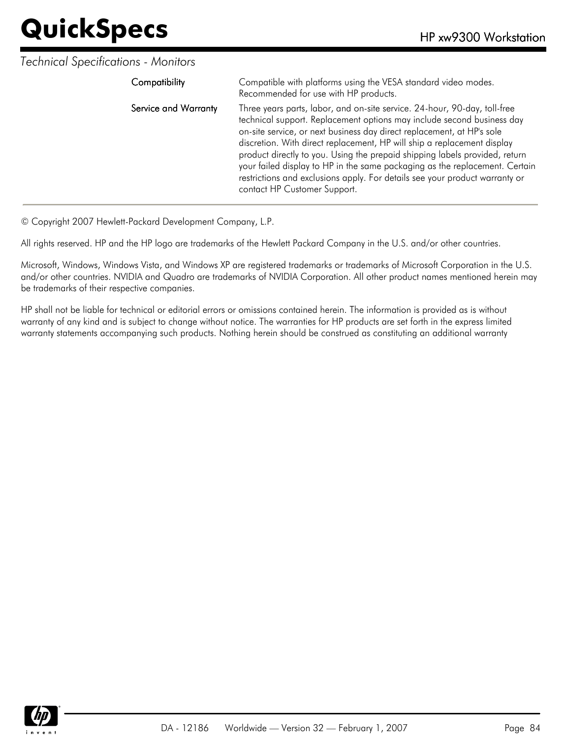*Technical Specifications - Monitors*

| | |
|---|---|
| **Compatibility** | Compatible with platforms using the VESA standard video modes. Recommended for use with HP products. |
| **Service and Warranty** | Three years parts, labor, and on-site service. 24-hour, 90-day, toll-free technical support. Replacement options may include second business day on-site service, or next business day direct replacement, at HP's sole discretion. With direct replacement, HP will ship a replacement display product directly to you. Using the prepaid shipping labels provided, return your failed display to HP in the same packaging as the replacement. Certain restrictions and exclusions apply. For details see your product warranty or contact HP Customer Support. |

© Copyright 2007 Hewlett-Packard Development Company, L.P.

All rights reserved. HP and the HP logo are trademarks of the Hewlett Packard Company in the U.S. and/or other countries.

Microsoft, Windows, Windows Vista, and Windows XP are registered trademarks or trademarks of Microsoft Corporation in the U.S. and/or other countries. NVIDIA and Quadro are trademarks of NVIDIA Corporation. All other product names mentioned herein may be trademarks of their respective companies.

HP shall not be liable for technical or editorial errors or omissions contained herein. The information is provided as is without warranty of any kind and is subject to change without notice. The warranties for HP products are set forth in the express limited warranty statements accompanying such products. Nothing herein should be construed as constituting an additional warranty